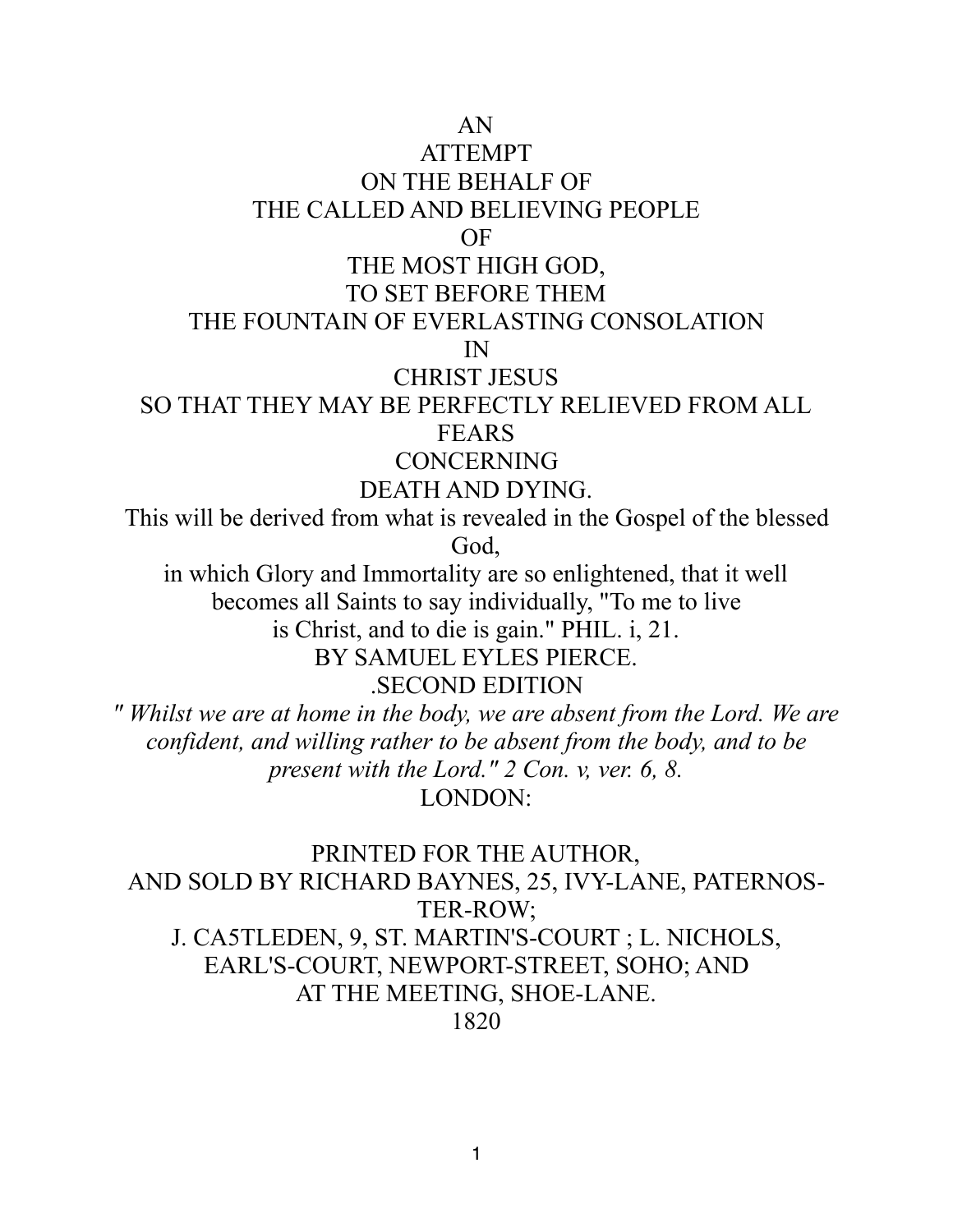# AN ATTEMPT ON THE BEHALF OF THE CALLED AND BELIEVING PEOPLE OF THE MOST HIGH GOD, TO SET BEFORE THEM THE FOUNTAIN OF EVERLASTING CONSOLATION IN CHRIST JESUS SO THAT THEY MAY BE PERFECTLY RELIEVED FROM ALL FEARS CONCERNING DEATH AND DYING.

This will be derived from what is revealed in the Gospel of the blessed God,
in which Glory and Immortality are so enlightened, that it well becomes all Saints to say individually, "To me to live is Christ, and to die is gain." PHIL. i, 21.

BY SAMUEL EYLES PIERCE.

.SECOND EDITION

*" Whilst we are at home in the body, we are absent from the Lord. We are confident, and willing rather to be absent from the body, and to be present with the Lord." 2 Con. v, ver. 6, 8.*

LONDON:

PRINTED FOR THE AUTHOR,
AND SOLD BY RICHARD BAYNES, 25, IVY-LANE, PATERNOS-TER-ROW;
J. CA5TLEDEN, 9, ST. MARTIN'S-COURT ; L. NICHOLS, EARL'S-COURT, NEWPORT-STREET, SOHO; AND AT THE MEETING, SHOE-LANE.

1820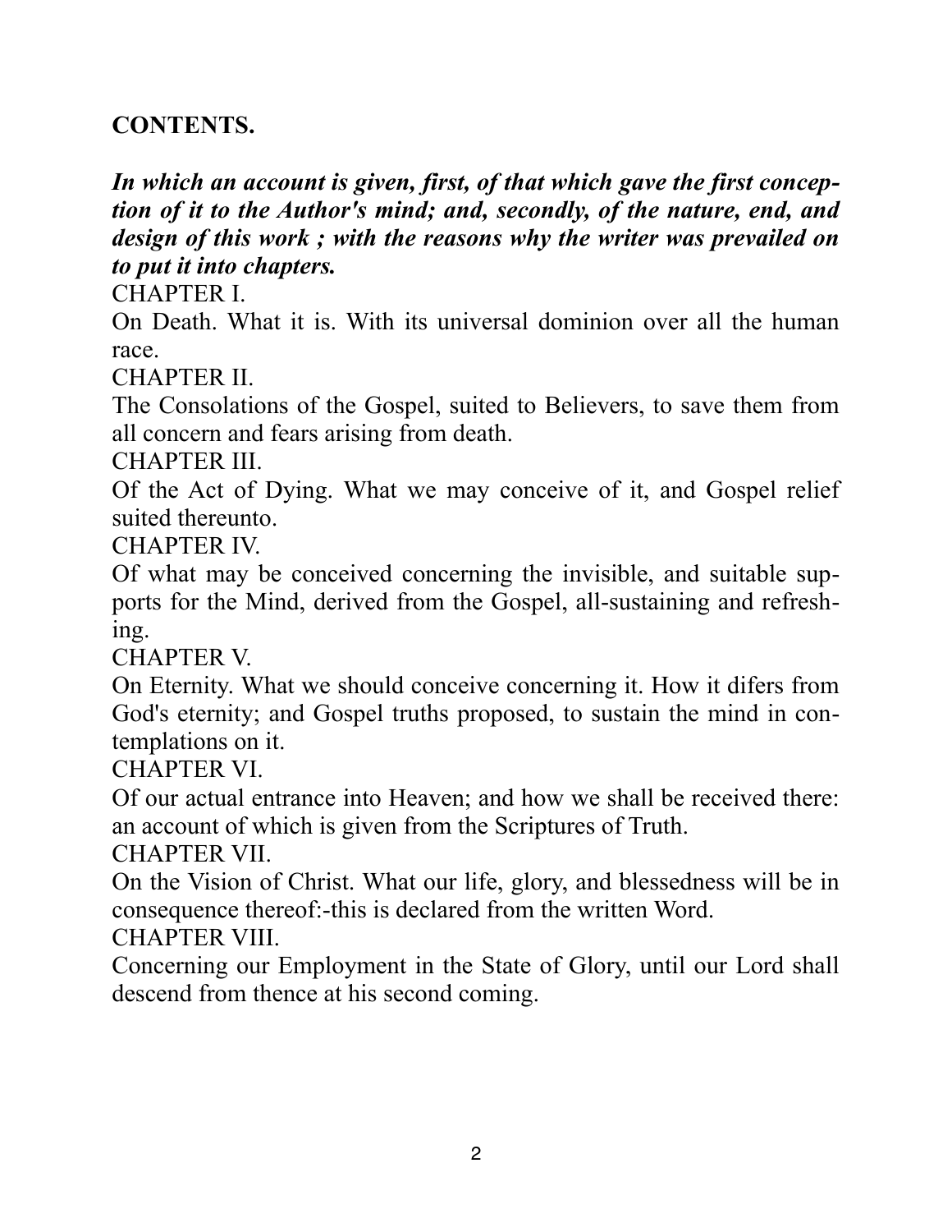## CONTENTS.

***In which an account is given, first, of that which gave the first conception of it to the Author's mind; and, secondly, of the nature, end, and design of this work ; with the reasons why the writer was prevailed on to put it into chapters.***

CHAPTER I.

On Death. What it is. With its universal dominion over all the human race.

CHAPTER II.

The Consolations of the Gospel, suited to Believers, to save them from all concern and fears arising from death.

CHAPTER III.

Of the Act of Dying. What we may conceive of it, and Gospel relief suited thereunto.

CHAPTER IV.

Of what may be conceived concerning the invisible, and suitable supports for the Mind, derived from the Gospel, all-sustaining and refreshing.

CHAPTER V.

On Eternity. What we should conceive concerning it. How it difers from God's eternity; and Gospel truths proposed, to sustain the mind in contemplations on it.

CHAPTER VI.

Of our actual entrance into Heaven; and how we shall be received there: an account of which is given from the Scriptures of Truth.

CHAPTER VII.

On the Vision of Christ. What our life, glory, and blessedness will be in consequence thereof:-this is declared from the written Word.

CHAPTER VIII.

Concerning our Employment in the State of Glory, until our Lord shall descend from thence at his second coming.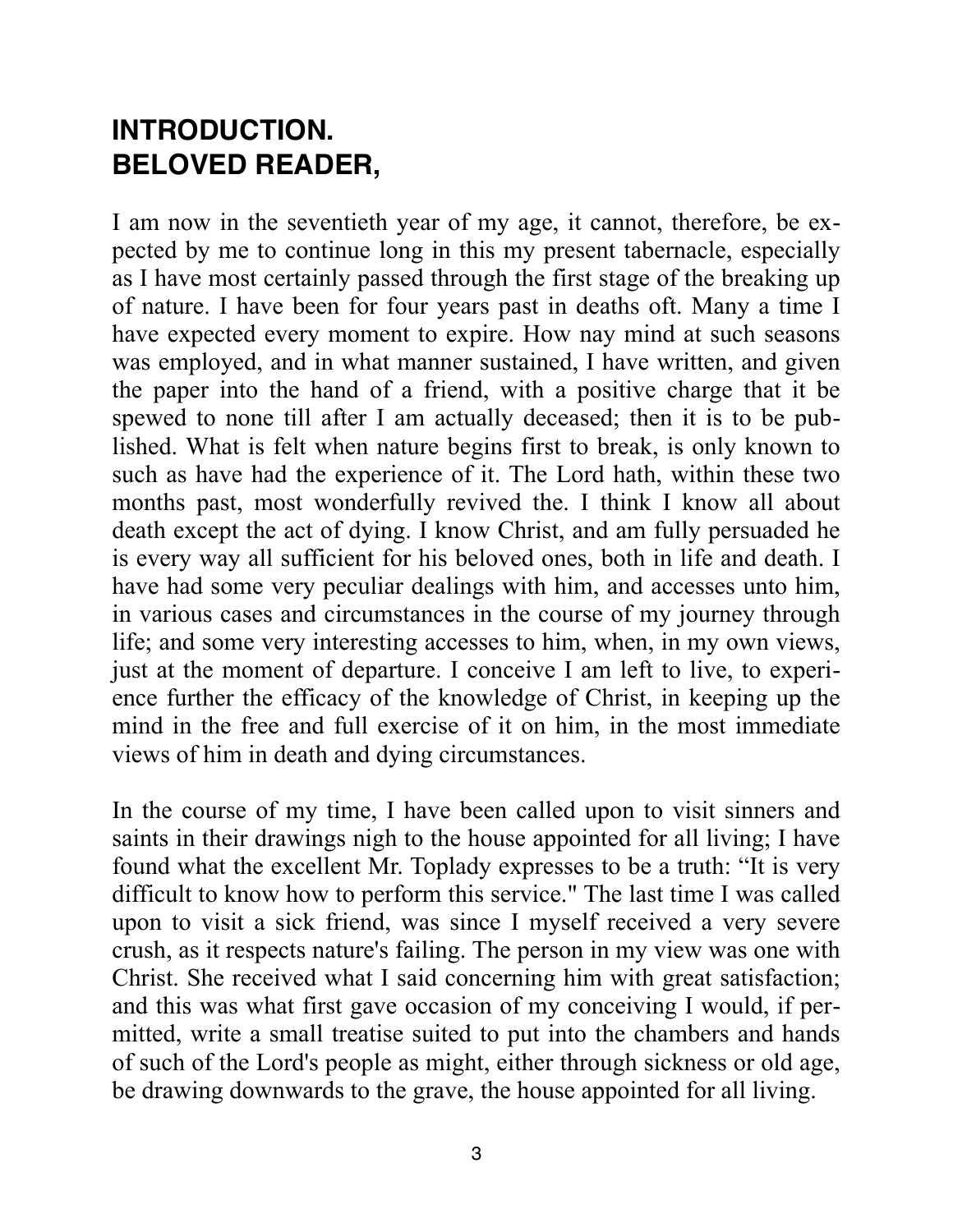# INTRODUCTION.
# BELOVED READER,

I am now in the seventieth year of my age, it cannot, therefore, be expected by me to continue long in this my present tabernacle, especially as I have most certainly passed through the first stage of the breaking up of nature. I have been for four years past in deaths oft. Many a time I have expected every moment to expire. How nay mind at such seasons was employed, and in what manner sustained, I have written, and given the paper into the hand of a friend, with a positive charge that it be spewed to none till after I am actually deceased; then it is to be published. What is felt when nature begins first to break, is only known to such as have had the experience of it. The Lord hath, within these two months past, most wonderfully revived the. I think I know all about death except the act of dying. I know Christ, and am fully persuaded he is every way all sufficient for his beloved ones, both in life and death. I have had some very peculiar dealings with him, and accesses unto him, in various cases and circumstances in the course of my journey through life; and some very interesting accesses to him, when, in my own views, just at the moment of departure. I conceive I am left to live, to experience further the efficacy of the knowledge of Christ, in keeping up the mind in the free and full exercise of it on him, in the most immediate views of him in death and dying circumstances.

In the course of my time, I have been called upon to visit sinners and saints in their drawings nigh to the house appointed for all living; I have found what the excellent Mr. Toplady expresses to be a truth: "It is very difficult to know how to perform this service." The last time I was called upon to visit a sick friend, was since I myself received a very severe crush, as it respects nature's failing. The person in my view was one with Christ. She received what I said concerning him with great satisfaction; and this was what first gave occasion of my conceiving I would, if permitted, write a small treatise suited to put into the chambers and hands of such of the Lord's people as might, either through sickness or old age, be drawing downwards to the grave, the house appointed for all living.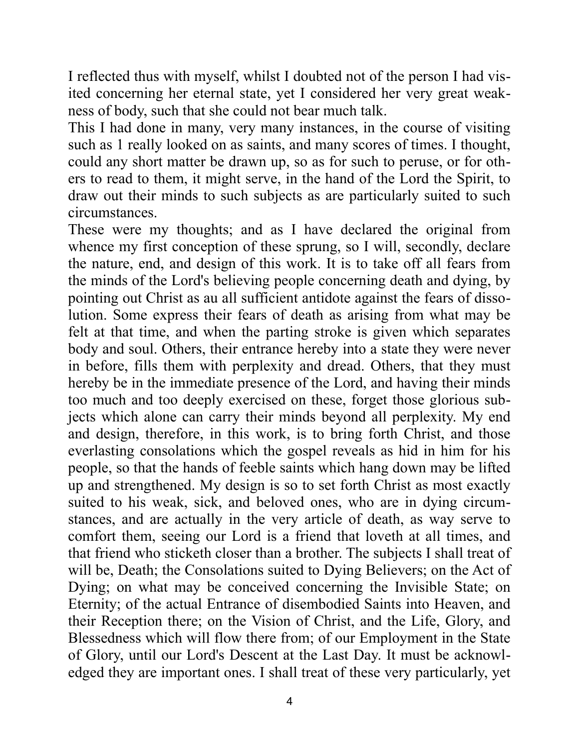I reflected thus with myself, whilst I doubted not of the person I had visited concerning her eternal state, yet I considered her very great weakness of body, such that she could not bear much talk.

This I had done in many, very many instances, in the course of visiting such as 1 really looked on as saints, and many scores of times. I thought, could any short matter be drawn up, so as for such to peruse, or for others to read to them, it might serve, in the hand of the Lord the Spirit, to draw out their minds to such subjects as are particularly suited to such circumstances.

These were my thoughts; and as I have declared the original from whence my first conception of these sprung, so I will, secondly, declare the nature, end, and design of this work. It is to take off all fears from the minds of the Lord's believing people concerning death and dying, by pointing out Christ as au all sufficient antidote against the fears of dissolution. Some express their fears of death as arising from what may be felt at that time, and when the parting stroke is given which separates body and soul. Others, their entrance hereby into a state they were never in before, fills them with perplexity and dread. Others, that they must hereby be in the immediate presence of the Lord, and having their minds too much and too deeply exercised on these, forget those glorious subjects which alone can carry their minds beyond all perplexity. My end and design, therefore, in this work, is to bring forth Christ, and those everlasting consolations which the gospel reveals as hid in him for his people, so that the hands of feeble saints which hang down may be lifted up and strengthened. My design is so to set forth Christ as most exactly suited to his weak, sick, and beloved ones, who are in dying circumstances, and are actually in the very article of death, as way serve to comfort them, seeing our Lord is a friend that loveth at all times, and that friend who sticketh closer than a brother. The subjects I shall treat of will be, Death; the Consolations suited to Dying Believers; on the Act of Dying; on what may be conceived concerning the Invisible State; on Eternity; of the actual Entrance of disembodied Saints into Heaven, and their Reception there; on the Vision of Christ, and the Life, Glory, and Blessedness which will flow there from; of our Employment in the State of Glory, until our Lord's Descent at the Last Day. It must be acknowledged they are important ones. I shall treat of these very particularly, yet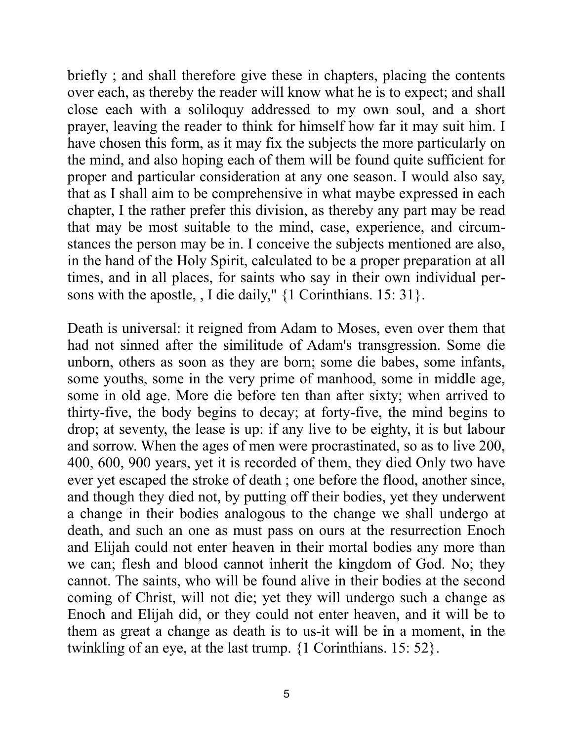briefly ; and shall therefore give these in chapters, placing the contents over each, as thereby the reader will know what he is to expect; and shall close each with a soliloquy addressed to my own soul, and a short prayer, leaving the reader to think for himself how far it may suit him. I have chosen this form, as it may fix the subjects the more particularly on the mind, and also hoping each of them will be found quite sufficient for proper and particular consideration at any one season. I would also say, that as I shall aim to be comprehensive in what maybe expressed in each chapter, I the rather prefer this division, as thereby any part may be read that may be most suitable to the mind, case, experience, and circumstances the person may be in. I conceive the subjects mentioned are also, in the hand of the Holy Spirit, calculated to be a proper preparation at all times, and in all places, for saints who say in their own individual persons with the apostle, , I die daily," {1 Corinthians. 15: 31}.

Death is universal: it reigned from Adam to Moses, even over them that had not sinned after the similitude of Adam's transgression. Some die unborn, others as soon as they are born; some die babes, some infants, some youths, some in the very prime of manhood, some in middle age, some in old age. More die before ten than after sixty; when arrived to thirty-five, the body begins to decay; at forty-five, the mind begins to drop; at seventy, the lease is up: if any live to be eighty, it is but labour and sorrow. When the ages of men were procrastinated, so as to live 200, 400, 600, 900 years, yet it is recorded of them, they died Only two have ever yet escaped the stroke of death ; one before the flood, another since, and though they died not, by putting off their bodies, yet they underwent a change in their bodies analogous to the change we shall undergo at death, and such an one as must pass on ours at the resurrection Enoch and Elijah could not enter heaven in their mortal bodies any more than we can; flesh and blood cannot inherit the kingdom of God. No; they cannot. The saints, who will be found alive in their bodies at the second coming of Christ, will not die; yet they will undergo such a change as Enoch and Elijah did, or they could not enter heaven, and it will be to them as great a change as death is to us-it will be in a moment, in the twinkling of an eye, at the last trump. {1 Corinthians. 15: 52}.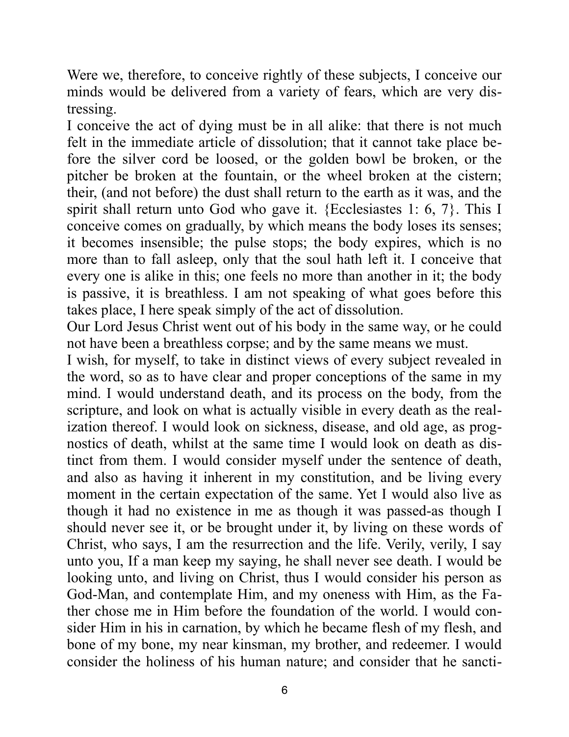Were we, therefore, to conceive rightly of these subjects, I conceive our minds would be delivered from a variety of fears, which are very distressing.

I conceive the act of dying must be in all alike: that there is not much felt in the immediate article of dissolution; that it cannot take place before the silver cord be loosed, or the golden bowl be broken, or the pitcher be broken at the fountain, or the wheel broken at the cistern; their, (and not before) the dust shall return to the earth as it was, and the spirit shall return unto God who gave it. {Ecclesiastes 1: 6, 7}. This I conceive comes on gradually, by which means the body loses its senses; it becomes insensible; the pulse stops; the body expires, which is no more than to fall asleep, only that the soul hath left it. I conceive that every one is alike in this; one feels no more than another in it; the body is passive, it is breathless. I am not speaking of what goes before this takes place, I here speak simply of the act of dissolution.

Our Lord Jesus Christ went out of his body in the same way, or he could not have been a breathless corpse; and by the same means we must.

I wish, for myself, to take in distinct views of every subject revealed in the word, so as to have clear and proper conceptions of the same in my mind. I would understand death, and its process on the body, from the scripture, and look on what is actually visible in every death as the realization thereof. I would look on sickness, disease, and old age, as prognostics of death, whilst at the same time I would look on death as distinct from them. I would consider myself under the sentence of death, and also as having it inherent in my constitution, and be living every moment in the certain expectation of the same. Yet I would also live as though it had no existence in me as though it was passed-as though I should never see it, or be brought under it, by living on these words of Christ, who says, I am the resurrection and the life. Verily, verily, I say unto you, If a man keep my saying, he shall never see death. I would be looking unto, and living on Christ, thus I would consider his person as God-Man, and contemplate Him, and my oneness with Him, as the Father chose me in Him before the foundation of the world. I would consider Him in his in carnation, by which he became flesh of my flesh, and bone of my bone, my near kinsman, my brother, and redeemer. I would consider the holiness of his human nature; and consider that he sancti-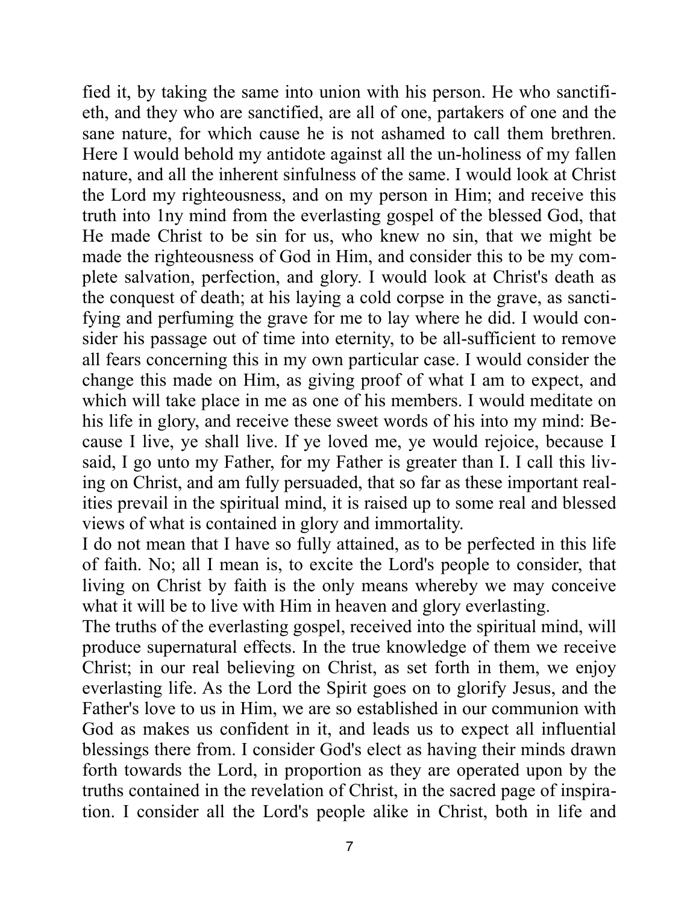fied it, by taking the same into union with his person. He who sanctifieth, and they who are sanctified, are all of one, partakers of one and the sane nature, for which cause he is not ashamed to call them brethren. Here I would behold my antidote against all the un-holiness of my fallen nature, and all the inherent sinfulness of the same. I would look at Christ the Lord my righteousness, and on my person in Him; and receive this truth into 1ny mind from the everlasting gospel of the blessed God, that He made Christ to be sin for us, who knew no sin, that we might be made the righteousness of God in Him, and consider this to be my complete salvation, perfection, and glory. I would look at Christ's death as the conquest of death; at his laying a cold corpse in the grave, as sanctifying and perfuming the grave for me to lay where he did. I would consider his passage out of time into eternity, to be all-sufficient to remove all fears concerning this in my own particular case. I would consider the change this made on Him, as giving proof of what I am to expect, and which will take place in me as one of his members. I would meditate on his life in glory, and receive these sweet words of his into my mind: Because I live, ye shall live. If ye loved me, ye would rejoice, because I said, I go unto my Father, for my Father is greater than I. I call this living on Christ, and am fully persuaded, that so far as these important realities prevail in the spiritual mind, it is raised up to some real and blessed views of what is contained in glory and immortality.

I do not mean that I have so fully attained, as to be perfected in this life of faith. No; all I mean is, to excite the Lord's people to consider, that living on Christ by faith is the only means whereby we may conceive what it will be to live with Him in heaven and glory everlasting.

The truths of the everlasting gospel, received into the spiritual mind, will produce supernatural effects. In the true knowledge of them we receive Christ; in our real believing on Christ, as set forth in them, we enjoy everlasting life. As the Lord the Spirit goes on to glorify Jesus, and the Father's love to us in Him, we are so established in our communion with God as makes us confident in it, and leads us to expect all influential blessings there from. I consider God's elect as having their minds drawn forth towards the Lord, in proportion as they are operated upon by the truths contained in the revelation of Christ, in the sacred page of inspiration. I consider all the Lord's people alike in Christ, both in life and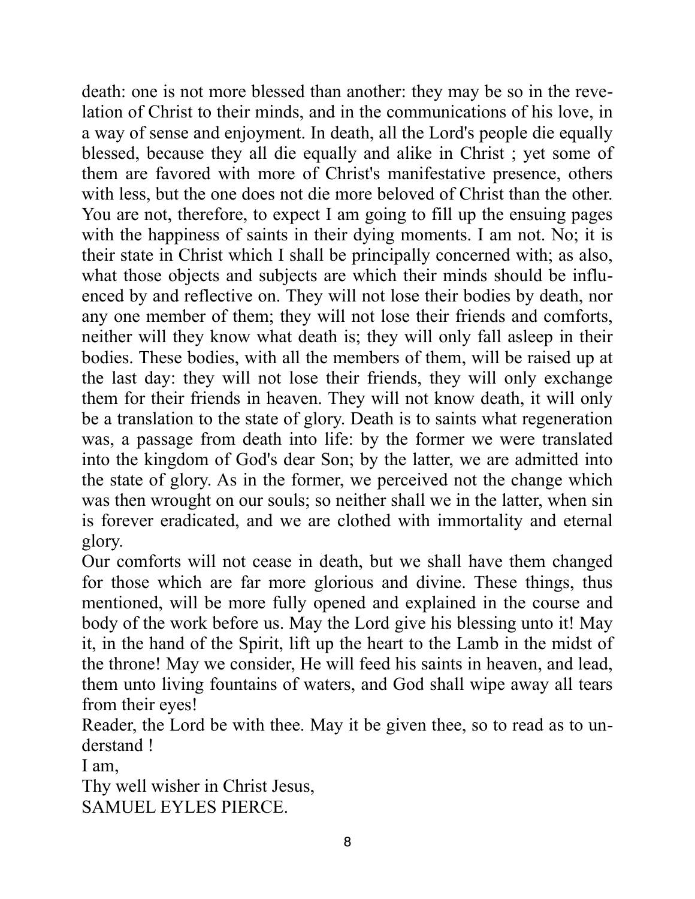death: one is not more blessed than another: they may be so in the revelation of Christ to their minds, and in the communications of his love, in a way of sense and enjoyment. In death, all the Lord's people die equally blessed, because they all die equally and alike in Christ ; yet some of them are favored with more of Christ's manifestative presence, others with less, but the one does not die more beloved of Christ than the other. You are not, therefore, to expect I am going to fill up the ensuing pages with the happiness of saints in their dying moments. I am not. No; it is their state in Christ which I shall be principally concerned with; as also, what those objects and subjects are which their minds should be influenced by and reflective on. They will not lose their bodies by death, nor any one member of them; they will not lose their friends and comforts, neither will they know what death is; they will only fall asleep in their bodies. These bodies, with all the members of them, will be raised up at the last day: they will not lose their friends, they will only exchange them for their friends in heaven. They will not know death, it will only be a translation to the state of glory. Death is to saints what regeneration was, a passage from death into life: by the former we were translated into the kingdom of God's dear Son; by the latter, we are admitted into the state of glory. As in the former, we perceived not the change which was then wrought on our souls; so neither shall we in the latter, when sin is forever eradicated, and we are clothed with immortality and eternal glory.

Our comforts will not cease in death, but we shall have them changed for those which are far more glorious and divine. These things, thus mentioned, will be more fully opened and explained in the course and body of the work before us. May the Lord give his blessing unto it! May it, in the hand of the Spirit, lift up the heart to the Lamb in the midst of the throne! May we consider, He will feed his saints in heaven, and lead, them unto living fountains of waters, and God shall wipe away all tears from their eyes!

Reader, the Lord be with thee. May it be given thee, so to read as to understand !

I am,

Thy well wisher in Christ Jesus,

SAMUEL EYLES PIERCE.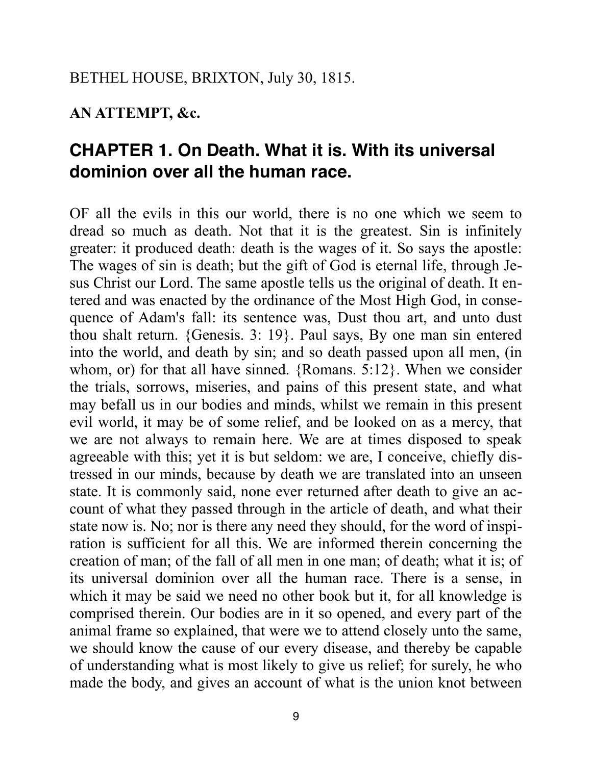BETHEL HOUSE, BRIXTON, July 30, 1815.

**AN ATTEMPT, &c.**

## CHAPTER 1. On Death. What it is. With its universal dominion over all the human race.

OF all the evils in this our world, there is no one which we seem to dread so much as death. Not that it is the greatest. Sin is infinitely greater: it produced death: death is the wages of it. So says the apostle: The wages of sin is death; but the gift of God is eternal life, through Jesus Christ our Lord. The same apostle tells us the original of death. It entered and was enacted by the ordinance of the Most High God, in consequence of Adam's fall: its sentence was, Dust thou art, and unto dust thou shalt return. {Genesis. 3: 19}. Paul says, By one man sin entered into the world, and death by sin; and so death passed upon all men, (in whom, or) for that all have sinned. {Romans. 5:12}. When we consider the trials, sorrows, miseries, and pains of this present state, and what may befall us in our bodies and minds, whilst we remain in this present evil world, it may be of some relief, and be looked on as a mercy, that we are not always to remain here. We are at times disposed to speak agreeable with this; yet it is but seldom: we are, I conceive, chiefly distressed in our minds, because by death we are translated into an unseen state. It is commonly said, none ever returned after death to give an account of what they passed through in the article of death, and what their state now is. No; nor is there any need they should, for the word of inspiration is sufficient for all this. We are informed therein concerning the creation of man; of the fall of all men in one man; of death; what it is; of its universal dominion over all the human race. There is a sense, in which it may be said we need no other book but it, for all knowledge is comprised therein. Our bodies are in it so opened, and every part of the animal frame so explained, that were we to attend closely unto the same, we should know the cause of our every disease, and thereby be capable of understanding what is most likely to give us relief; for surely, he who made the body, and gives an account of what is the union knot between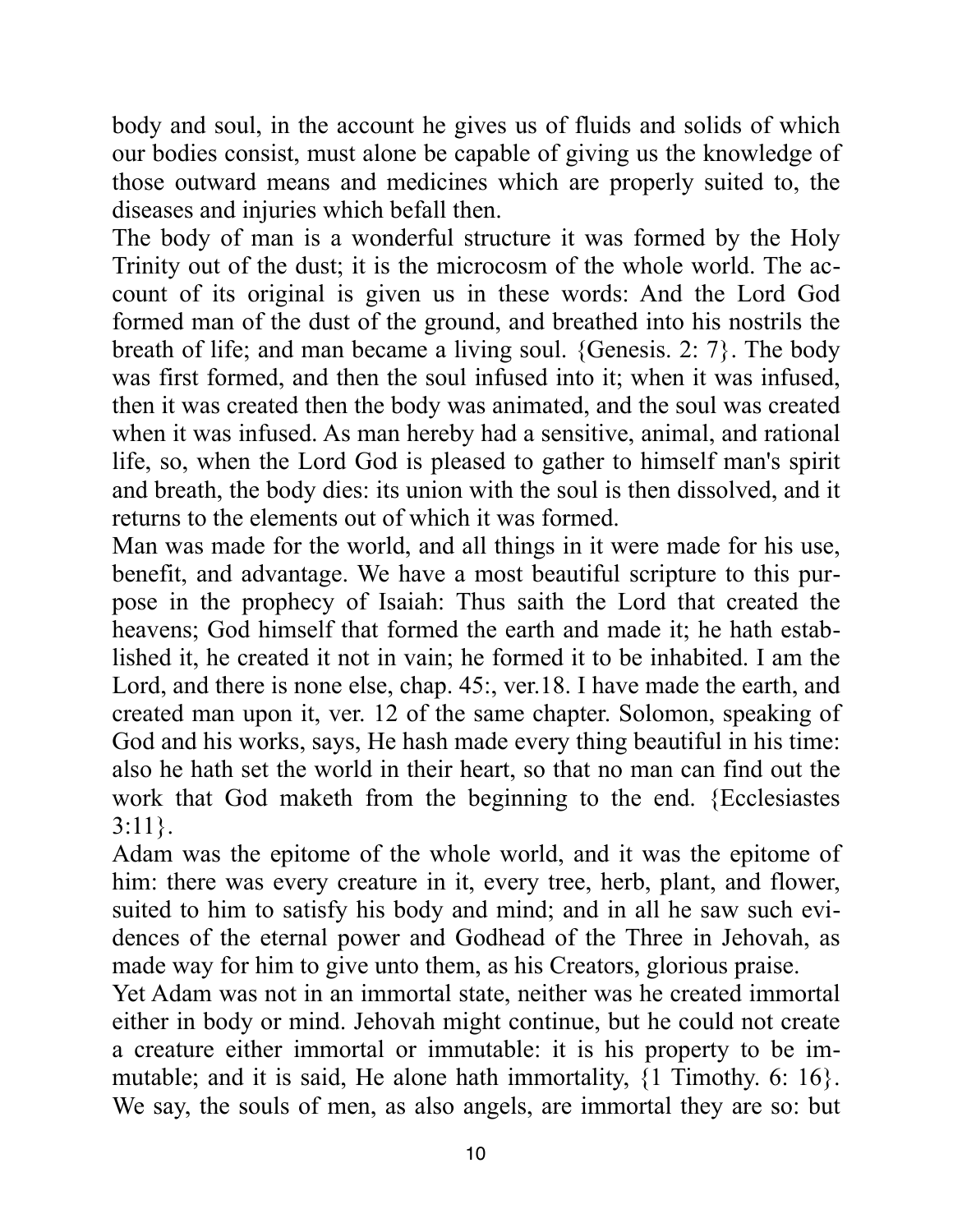body and soul, in the account he gives us of fluids and solids of which our bodies consist, must alone be capable of giving us the knowledge of those outward means and medicines which are properly suited to, the diseases and injuries which befall then.

The body of man is a wonderful structure it was formed by the Holy Trinity out of the dust; it is the microcosm of the whole world. The account of its original is given us in these words: And the Lord God formed man of the dust of the ground, and breathed into his nostrils the breath of life; and man became a living soul. {Genesis. 2: 7}. The body was first formed, and then the soul infused into it; when it was infused, then it was created then the body was animated, and the soul was created when it was infused. As man hereby had a sensitive, animal, and rational life, so, when the Lord God is pleased to gather to himself man's spirit and breath, the body dies: its union with the soul is then dissolved, and it returns to the elements out of which it was formed.

Man was made for the world, and all things in it were made for his use, benefit, and advantage. We have a most beautiful scripture to this purpose in the prophecy of Isaiah: Thus saith the Lord that created the heavens; God himself that formed the earth and made it; he hath established it, he created it not in vain; he formed it to be inhabited. I am the Lord, and there is none else, chap. 45:, ver.18. I have made the earth, and created man upon it, ver. 12 of the same chapter. Solomon, speaking of God and his works, says, He hash made every thing beautiful in his time: also he hath set the world in their heart, so that no man can find out the work that God maketh from the beginning to the end. {Ecclesiastes 3:11}.

Adam was the epitome of the whole world, and it was the epitome of him: there was every creature in it, every tree, herb, plant, and flower, suited to him to satisfy his body and mind; and in all he saw such evidences of the eternal power and Godhead of the Three in Jehovah, as made way for him to give unto them, as his Creators, glorious praise.

Yet Adam was not in an immortal state, neither was he created immortal either in body or mind. Jehovah might continue, but he could not create a creature either immortal or immutable: it is his property to be immutable; and it is said, He alone hath immortality, {1 Timothy. 6: 16}. We say, the souls of men, as also angels, are immortal they are so: but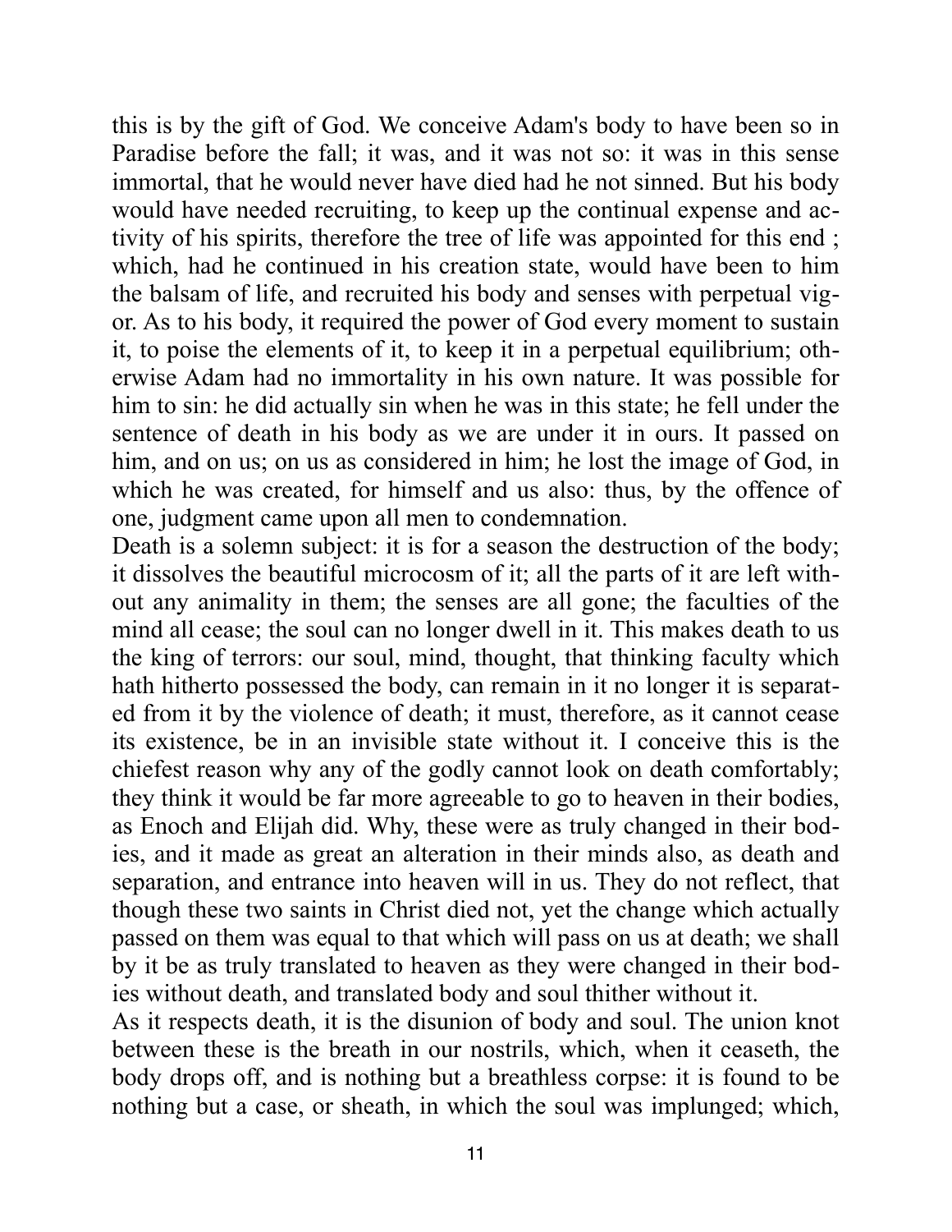this is by the gift of God. We conceive Adam's body to have been so in Paradise before the fall; it was, and it was not so: it was in this sense immortal, that he would never have died had he not sinned. But his body would have needed recruiting, to keep up the continual expense and activity of his spirits, therefore the tree of life was appointed for this end ; which, had he continued in his creation state, would have been to him the balsam of life, and recruited his body and senses with perpetual vigor. As to his body, it required the power of God every moment to sustain it, to poise the elements of it, to keep it in a perpetual equilibrium; otherwise Adam had no immortality in his own nature. It was possible for him to sin: he did actually sin when he was in this state; he fell under the sentence of death in his body as we are under it in ours. It passed on him, and on us; on us as considered in him; he lost the image of God, in which he was created, for himself and us also: thus, by the offence of one, judgment came upon all men to condemnation.

Death is a solemn subject: it is for a season the destruction of the body; it dissolves the beautiful microcosm of it; all the parts of it are left without any animality in them; the senses are all gone; the faculties of the mind all cease; the soul can no longer dwell in it. This makes death to us the king of terrors: our soul, mind, thought, that thinking faculty which hath hitherto possessed the body, can remain in it no longer it is separated from it by the violence of death; it must, therefore, as it cannot cease its existence, be in an invisible state without it. I conceive this is the chiefest reason why any of the godly cannot look on death comfortably; they think it would be far more agreeable to go to heaven in their bodies, as Enoch and Elijah did. Why, these were as truly changed in their bodies, and it made as great an alteration in their minds also, as death and separation, and entrance into heaven will in us. They do not reflect, that though these two saints in Christ died not, yet the change which actually passed on them was equal to that which will pass on us at death; we shall by it be as truly translated to heaven as they were changed in their bodies without death, and translated body and soul thither without it.

As it respects death, it is the disunion of body and soul. The union knot between these is the breath in our nostrils, which, when it ceaseth, the body drops off, and is nothing but a breathless corpse: it is found to be nothing but a case, or sheath, in which the soul was implunged; which,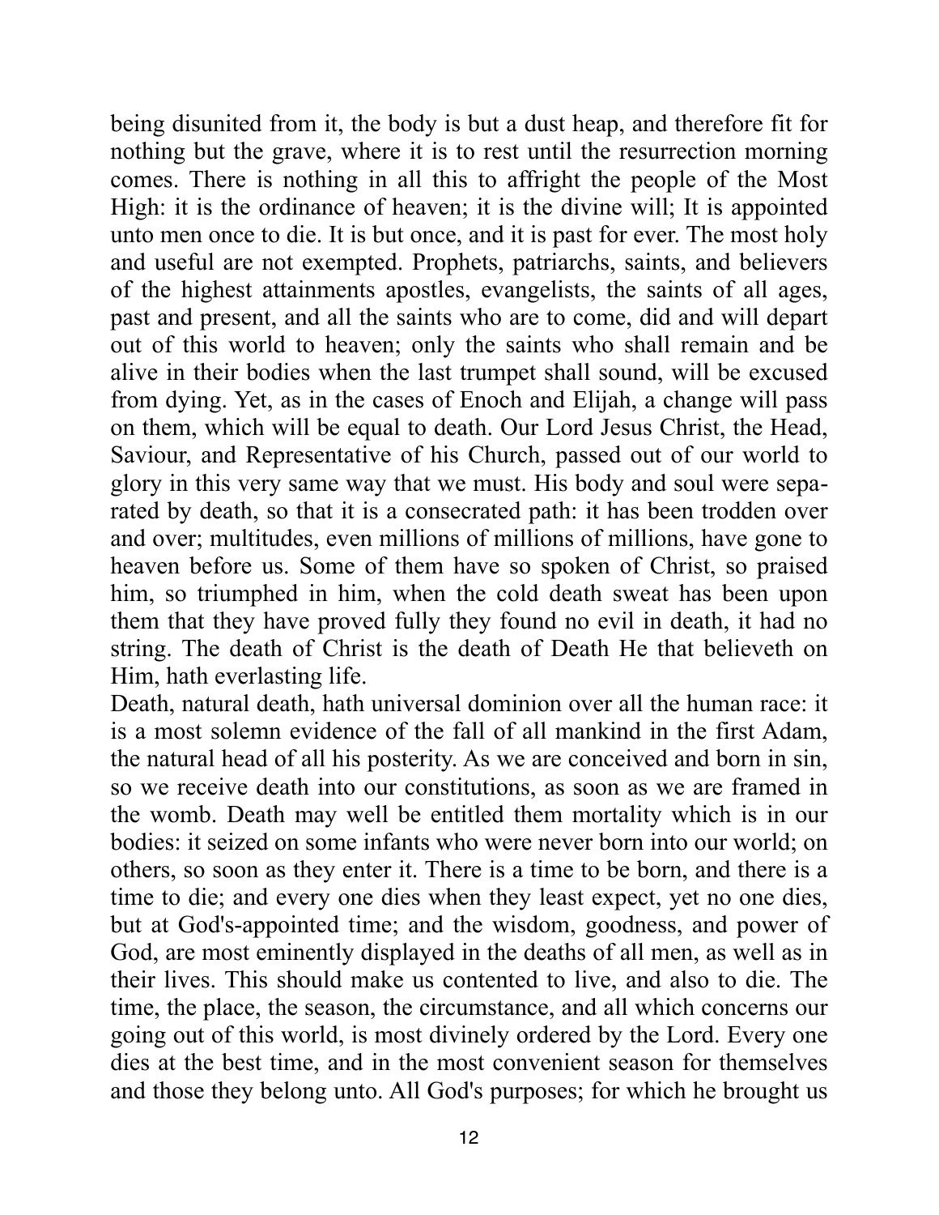being disunited from it, the body is but a dust heap, and therefore fit for nothing but the grave, where it is to rest until the resurrection morning comes. There is nothing in all this to affright the people of the Most High: it is the ordinance of heaven; it is the divine will; It is appointed unto men once to die. It is but once, and it is past for ever. The most holy and useful are not exempted. Prophets, patriarchs, saints, and believers of the highest attainments apostles, evangelists, the saints of all ages, past and present, and all the saints who are to come, did and will depart out of this world to heaven; only the saints who shall remain and be alive in their bodies when the last trumpet shall sound, will be excused from dying. Yet, as in the cases of Enoch and Elijah, a change will pass on them, which will be equal to death. Our Lord Jesus Christ, the Head, Saviour, and Representative of his Church, passed out of our world to glory in this very same way that we must. His body and soul were separated by death, so that it is a consecrated path: it has been trodden over and over; multitudes, even millions of millions of millions, have gone to heaven before us. Some of them have so spoken of Christ, so praised him, so triumphed in him, when the cold death sweat has been upon them that they have proved fully they found no evil in death, it had no string. The death of Christ is the death of Death He that believeth on Him, hath everlasting life.

Death, natural death, hath universal dominion over all the human race: it is a most solemn evidence of the fall of all mankind in the first Adam, the natural head of all his posterity. As we are conceived and born in sin, so we receive death into our constitutions, as soon as we are framed in the womb. Death may well be entitled them mortality which is in our bodies: it seized on some infants who were never born into our world; on others, so soon as they enter it. There is a time to be born, and there is a time to die; and every one dies when they least expect, yet no one dies, but at God's-appointed time; and the wisdom, goodness, and power of God, are most eminently displayed in the deaths of all men, as well as in their lives. This should make us contented to live, and also to die. The time, the place, the season, the circumstance, and all which concerns our going out of this world, is most divinely ordered by the Lord. Every one dies at the best time, and in the most convenient season for themselves and those they belong unto. All God's purposes; for which he brought us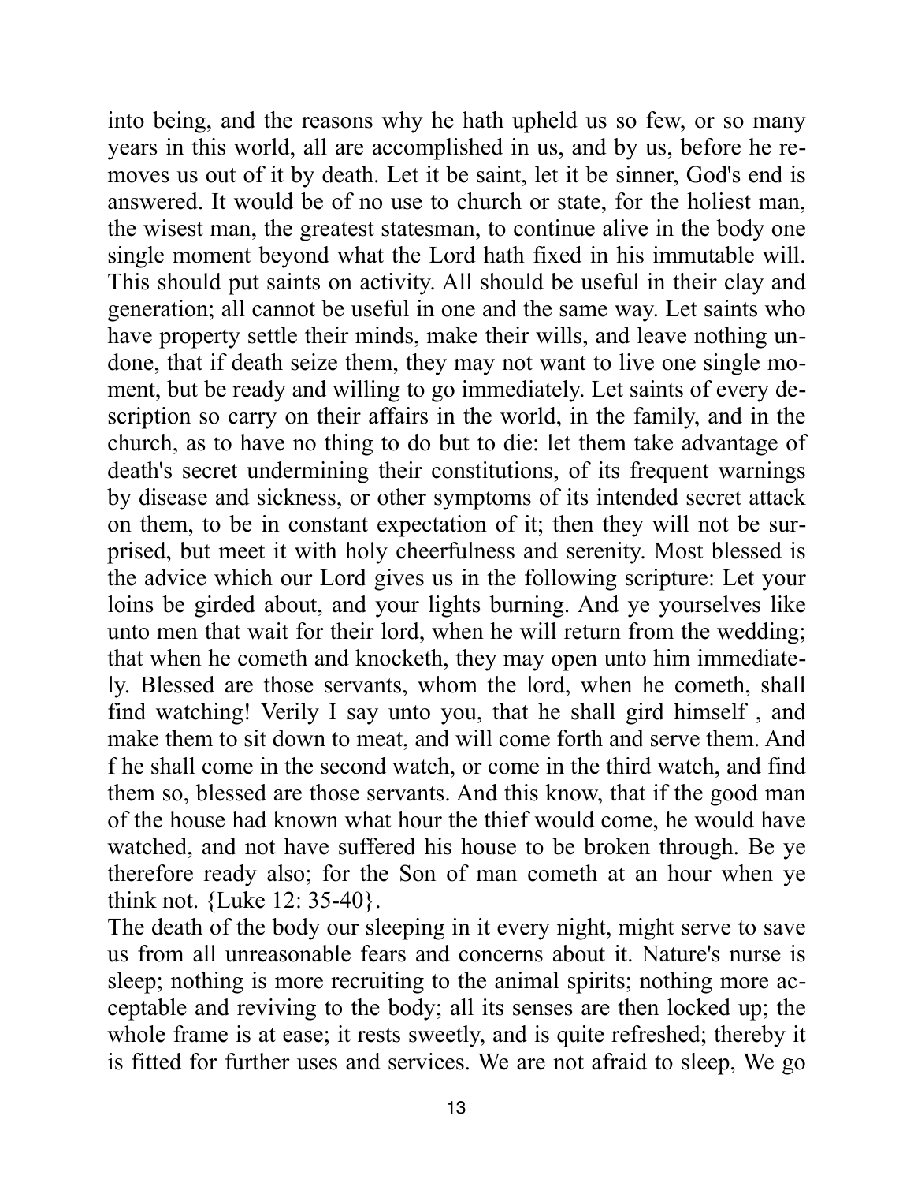into being, and the reasons why he hath upheld us so few, or so many years in this world, all are accomplished in us, and by us, before he removes us out of it by death. Let it be saint, let it be sinner, God's end is answered. It would be of no use to church or state, for the holiest man, the wisest man, the greatest statesman, to continue alive in the body one single moment beyond what the Lord hath fixed in his immutable will. This should put saints on activity. All should be useful in their clay and generation; all cannot be useful in one and the same way. Let saints who have property settle their minds, make their wills, and leave nothing undone, that if death seize them, they may not want to live one single moment, but be ready and willing to go immediately. Let saints of every description so carry on their affairs in the world, in the family, and in the church, as to have no thing to do but to die: let them take advantage of death's secret undermining their constitutions, of its frequent warnings by disease and sickness, or other symptoms of its intended secret attack on them, to be in constant expectation of it; then they will not be surprised, but meet it with holy cheerfulness and serenity. Most blessed is the advice which our Lord gives us in the following scripture: Let your loins be girded about, and your lights burning. And ye yourselves like unto men that wait for their lord, when he will return from the wedding; that when he cometh and knocketh, they may open unto him immediately. Blessed are those servants, whom the lord, when he cometh, shall find watching! Verily I say unto you, that he shall gird himself , and make them to sit down to meat, and will come forth and serve them. And f he shall come in the second watch, or come in the third watch, and find them so, blessed are those servants. And this know, that if the good man of the house had known what hour the thief would come, he would have watched, and not have suffered his house to be broken through. Be ye therefore ready also; for the Son of man cometh at an hour when ye think not. {Luke 12: 35-40}.

The death of the body our sleeping in it every night, might serve to save us from all unreasonable fears and concerns about it. Nature's nurse is sleep; nothing is more recruiting to the animal spirits; nothing more acceptable and reviving to the body; all its senses are then locked up; the whole frame is at ease; it rests sweetly, and is quite refreshed; thereby it is fitted for further uses and services. We are not afraid to sleep, We go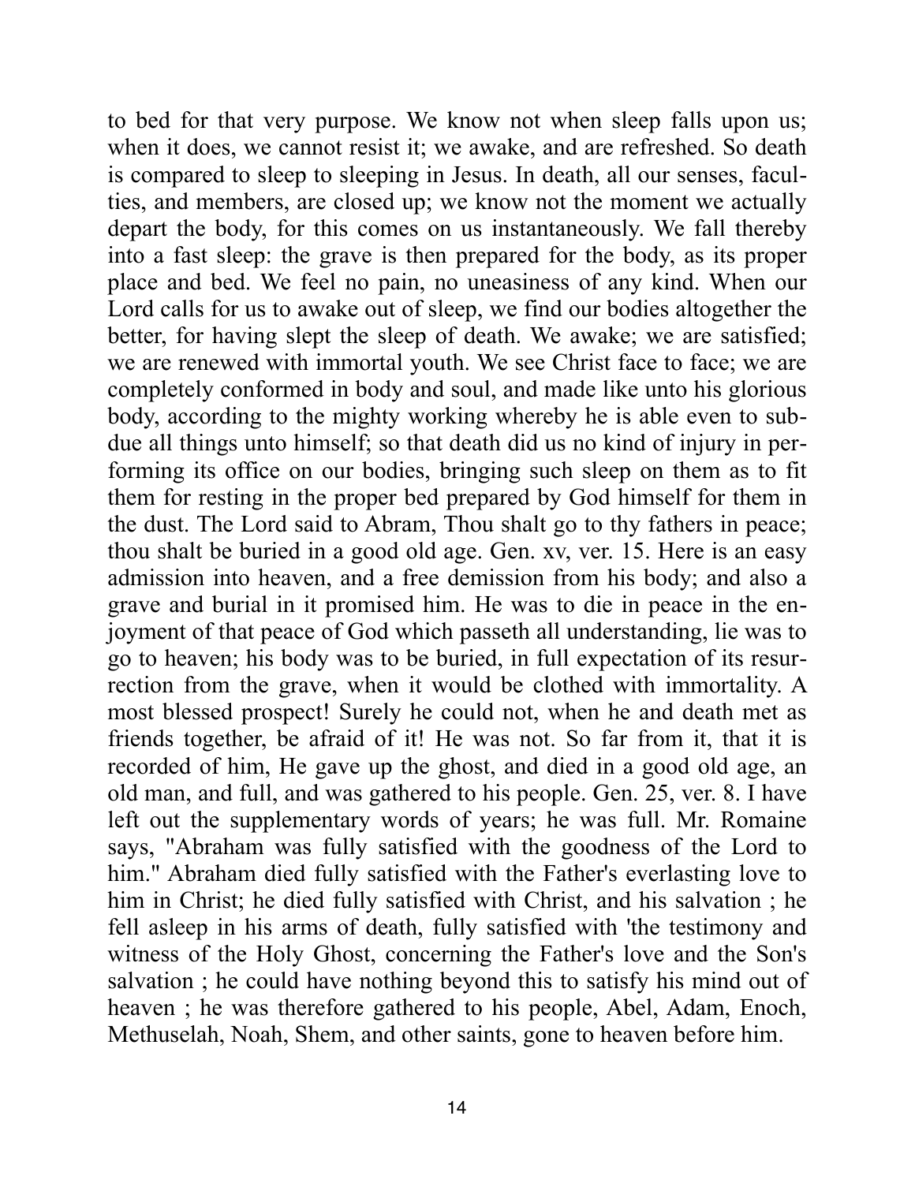to bed for that very purpose. We know not when sleep falls upon us; when it does, we cannot resist it; we awake, and are refreshed. So death is compared to sleep to sleeping in Jesus. In death, all our senses, faculties, and members, are closed up; we know not the moment we actually depart the body, for this comes on us instantaneously. We fall thereby into a fast sleep: the grave is then prepared for the body, as its proper place and bed. We feel no pain, no uneasiness of any kind. When our Lord calls for us to awake out of sleep, we find our bodies altogether the better, for having slept the sleep of death. We awake; we are satisfied; we are renewed with immortal youth. We see Christ face to face; we are completely conformed in body and soul, and made like unto his glorious body, according to the mighty working whereby he is able even to subdue all things unto himself; so that death did us no kind of injury in performing its office on our bodies, bringing such sleep on them as to fit them for resting in the proper bed prepared by God himself for them in the dust. The Lord said to Abram, Thou shalt go to thy fathers in peace; thou shalt be buried in a good old age. Gen. xv, ver. 15. Here is an easy admission into heaven, and a free demission from his body; and also a grave and burial in it promised him. He was to die in peace in the enjoyment of that peace of God which passeth all understanding, lie was to go to heaven; his body was to be buried, in full expectation of its resurrection from the grave, when it would be clothed with immortality. A most blessed prospect! Surely he could not, when he and death met as friends together, be afraid of it! He was not. So far from it, that it is recorded of him, He gave up the ghost, and died in a good old age, an old man, and full, and was gathered to his people. Gen. 25, ver. 8. I have left out the supplementary words of years; he was full. Mr. Romaine says, "Abraham was fully satisfied with the goodness of the Lord to him." Abraham died fully satisfied with the Father's everlasting love to him in Christ; he died fully satisfied with Christ, and his salvation ; he fell asleep in his arms of death, fully satisfied with 'the testimony and witness of the Holy Ghost, concerning the Father's love and the Son's salvation ; he could have nothing beyond this to satisfy his mind out of heaven ; he was therefore gathered to his people, Abel, Adam, Enoch, Methuselah, Noah, Shem, and other saints, gone to heaven before him.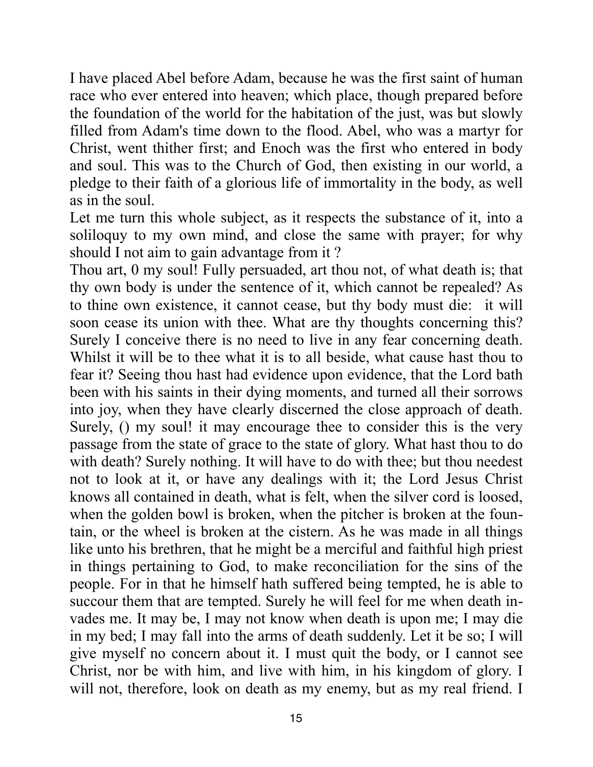I have placed Abel before Adam, because he was the first saint of human race who ever entered into heaven; which place, though prepared before the foundation of the world for the habitation of the just, was but slowly filled from Adam's time down to the flood. Abel, who was a martyr for Christ, went thither first; and Enoch was the first who entered in body and soul. This was to the Church of God, then existing in our world, a pledge to their faith of a glorious life of immortality in the body, as well as in the soul.

Let me turn this whole subject, as it respects the substance of it, into a soliloquy to my own mind, and close the same with prayer; for why should I not aim to gain advantage from it ?

Thou art, 0 my soul! Fully persuaded, art thou not, of what death is; that thy own body is under the sentence of it, which cannot be repealed? As to thine own existence, it cannot cease, but thy body must die: it will soon cease its union with thee. What are thy thoughts concerning this? Surely I conceive there is no need to live in any fear concerning death. Whilst it will be to thee what it is to all beside, what cause hast thou to fear it? Seeing thou hast had evidence upon evidence, that the Lord bath been with his saints in their dying moments, and turned all their sorrows into joy, when they have clearly discerned the close approach of death. Surely, () my soul! it may encourage thee to consider this is the very passage from the state of grace to the state of glory. What hast thou to do with death? Surely nothing. It will have to do with thee; but thou needest not to look at it, or have any dealings with it; the Lord Jesus Christ knows all contained in death, what is felt, when the silver cord is loosed, when the golden bowl is broken, when the pitcher is broken at the fountain, or the wheel is broken at the cistern. As he was made in all things like unto his brethren, that he might be a merciful and faithful high priest in things pertaining to God, to make reconciliation for the sins of the people. For in that he himself hath suffered being tempted, he is able to succour them that are tempted. Surely he will feel for me when death invades me. It may be, I may not know when death is upon me; I may die in my bed; I may fall into the arms of death suddenly. Let it be so; I will give myself no concern about it. I must quit the body, or I cannot see Christ, nor be with him, and live with him, in his kingdom of glory. I will not, therefore, look on death as my enemy, but as my real friend. I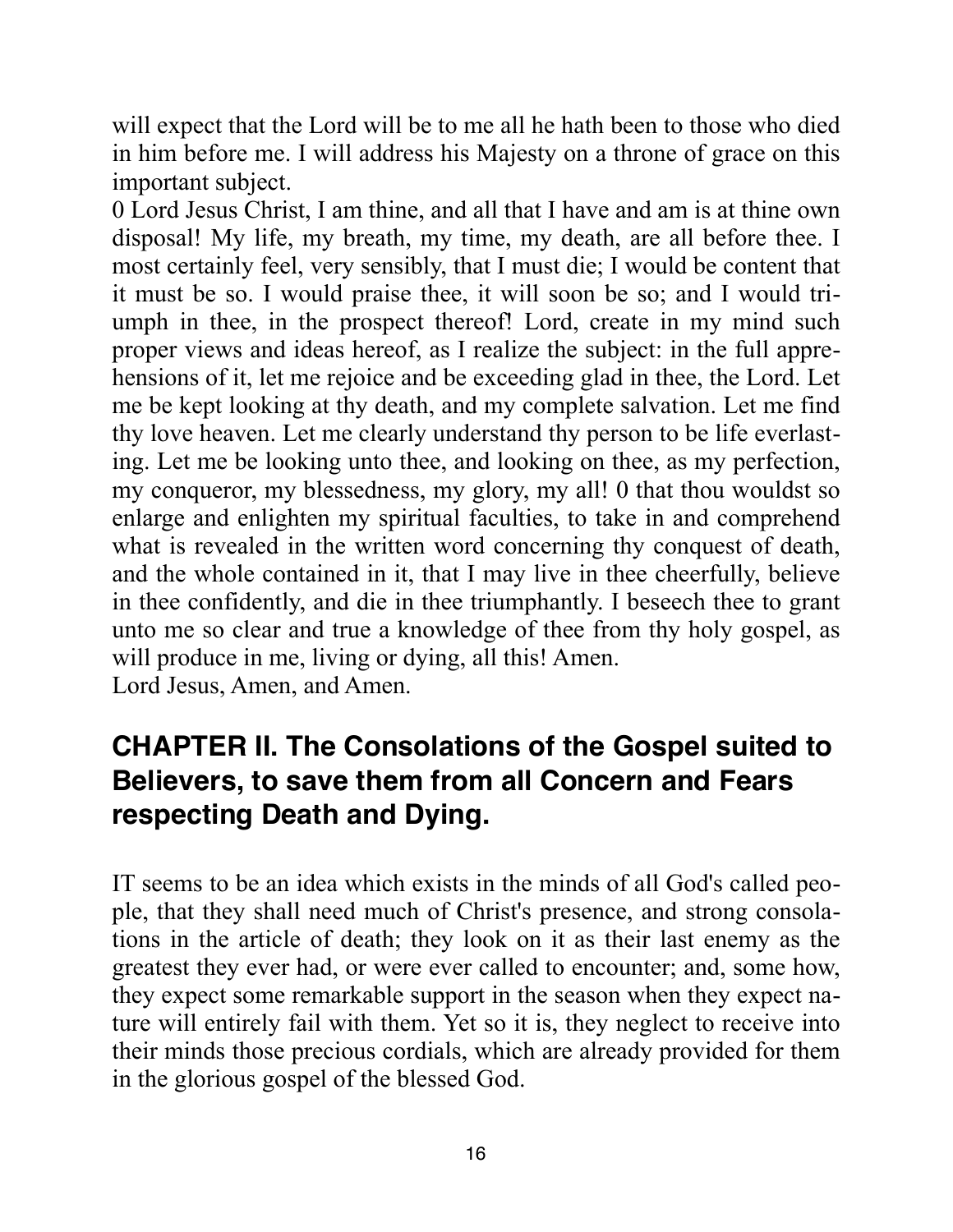will expect that the Lord will be to me all he hath been to those who died in him before me. I will address his Majesty on a throne of grace on this important subject.

0 Lord Jesus Christ, I am thine, and all that I have and am is at thine own disposal! My life, my breath, my time, my death, are all before thee. I most certainly feel, very sensibly, that I must die; I would be content that it must be so. I would praise thee, it will soon be so; and I would triumph in thee, in the prospect thereof! Lord, create in my mind such proper views and ideas hereof, as I realize the subject: in the full apprehensions of it, let me rejoice and be exceeding glad in thee, the Lord. Let me be kept looking at thy death, and my complete salvation. Let me find thy love heaven. Let me clearly understand thy person to be life everlasting. Let me be looking unto thee, and looking on thee, as my perfection, my conqueror, my blessedness, my glory, my all! 0 that thou wouldst so enlarge and enlighten my spiritual faculties, to take in and comprehend what is revealed in the written word concerning thy conquest of death, and the whole contained in it, that I may live in thee cheerfully, believe in thee confidently, and die in thee triumphantly. I beseech thee to grant unto me so clear and true a knowledge of thee from thy holy gospel, as will produce in me, living or dying, all this! Amen.

Lord Jesus, Amen, and Amen.

## CHAPTER II. The Consolations of the Gospel suited to Believers, to save them from all Concern and Fears respecting Death and Dying.

IT seems to be an idea which exists in the minds of all God's called people, that they shall need much of Christ's presence, and strong consolations in the article of death; they look on it as their last enemy as the greatest they ever had, or were ever called to encounter; and, some how, they expect some remarkable support in the season when they expect nature will entirely fail with them. Yet so it is, they neglect to receive into their minds those precious cordials, which are already provided for them in the glorious gospel of the blessed God.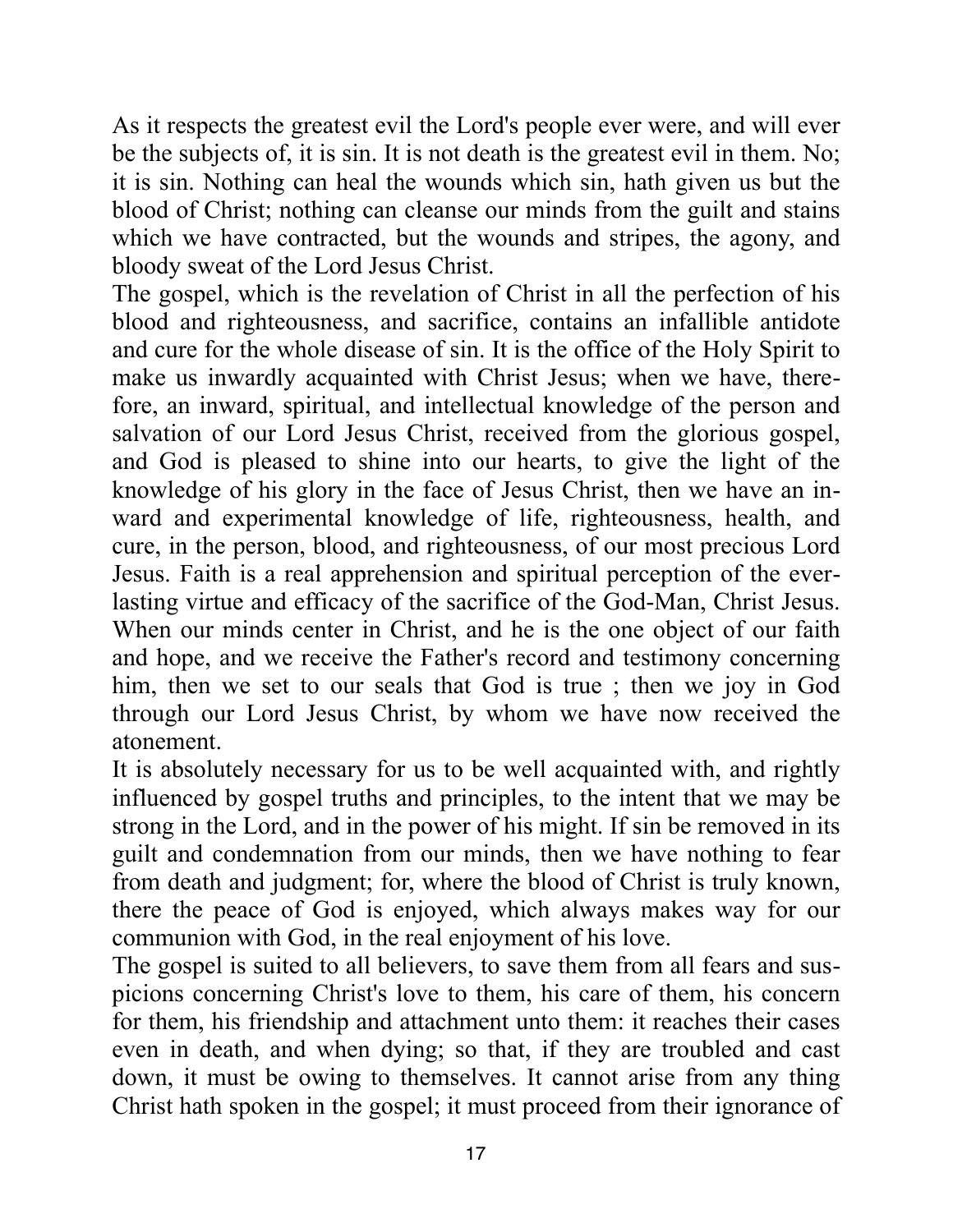As it respects the greatest evil the Lord's people ever were, and will ever be the subjects of, it is sin. It is not death is the greatest evil in them. No; it is sin. Nothing can heal the wounds which sin, hath given us but the blood of Christ; nothing can cleanse our minds from the guilt and stains which we have contracted, but the wounds and stripes, the agony, and bloody sweat of the Lord Jesus Christ.

The gospel, which is the revelation of Christ in all the perfection of his blood and righteousness, and sacrifice, contains an infallible antidote and cure for the whole disease of sin. It is the office of the Holy Spirit to make us inwardly acquainted with Christ Jesus; when we have, therefore, an inward, spiritual, and intellectual knowledge of the person and salvation of our Lord Jesus Christ, received from the glorious gospel, and God is pleased to shine into our hearts, to give the light of the knowledge of his glory in the face of Jesus Christ, then we have an inward and experimental knowledge of life, righteousness, health, and cure, in the person, blood, and righteousness, of our most precious Lord Jesus. Faith is a real apprehension and spiritual perception of the everlasting virtue and efficacy of the sacrifice of the God-Man, Christ Jesus. When our minds center in Christ, and he is the one object of our faith and hope, and we receive the Father's record and testimony concerning him, then we set to our seals that God is true ; then we joy in God through our Lord Jesus Christ, by whom we have now received the atonement.

It is absolutely necessary for us to be well acquainted with, and rightly influenced by gospel truths and principles, to the intent that we may be strong in the Lord, and in the power of his might. If sin be removed in its guilt and condemnation from our minds, then we have nothing to fear from death and judgment; for, where the blood of Christ is truly known, there the peace of God is enjoyed, which always makes way for our communion with God, in the real enjoyment of his love.

The gospel is suited to all believers, to save them from all fears and suspicions concerning Christ's love to them, his care of them, his concern for them, his friendship and attachment unto them: it reaches their cases even in death, and when dying; so that, if they are troubled and cast down, it must be owing to themselves. It cannot arise from any thing Christ hath spoken in the gospel; it must proceed from their ignorance of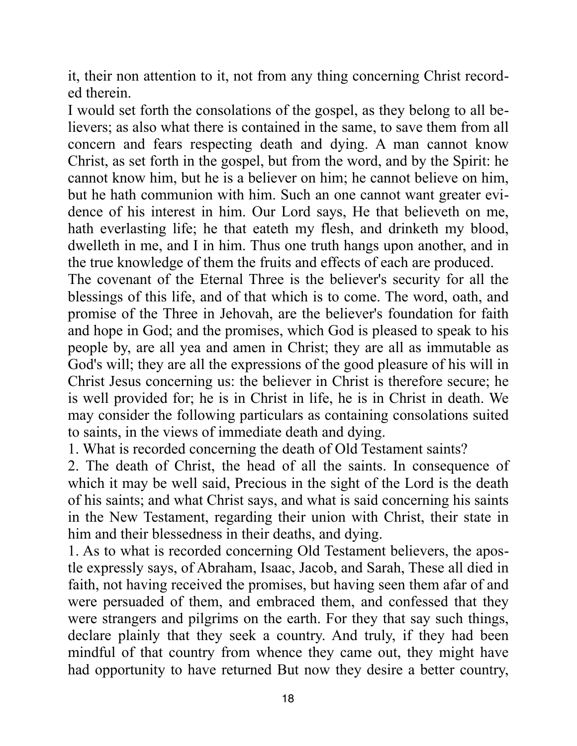it, their non attention to it, not from any thing concerning Christ recorded therein.

I would set forth the consolations of the gospel, as they belong to all believers; as also what there is contained in the same, to save them from all concern and fears respecting death and dying. A man cannot know Christ, as set forth in the gospel, but from the word, and by the Spirit: he cannot know him, but he is a believer on him; he cannot believe on him, but he hath communion with him. Such an one cannot want greater evidence of his interest in him. Our Lord says, He that believeth on me, hath everlasting life; he that eateth my flesh, and drinketh my blood, dwelleth in me, and I in him. Thus one truth hangs upon another, and in the true knowledge of them the fruits and effects of each are produced.

The covenant of the Eternal Three is the believer's security for all the blessings of this life, and of that which is to come. The word, oath, and promise of the Three in Jehovah, are the believer's foundation for faith and hope in God; and the promises, which God is pleased to speak to his people by, are all yea and amen in Christ; they are all as immutable as God's will; they are all the expressions of the good pleasure of his will in Christ Jesus concerning us: the believer in Christ is therefore secure; he is well provided for; he is in Christ in life, he is in Christ in death. We may consider the following particulars as containing consolations suited to saints, in the views of immediate death and dying.

1. What is recorded concerning the death of Old Testament saints?

2. The death of Christ, the head of all the saints. In consequence of which it may be well said, Precious in the sight of the Lord is the death of his saints; and what Christ says, and what is said concerning his saints in the New Testament, regarding their union with Christ, their state in him and their blessedness in their deaths, and dying.

1. As to what is recorded concerning Old Testament believers, the apostle expressly says, of Abraham, Isaac, Jacob, and Sarah, These all died in faith, not having received the promises, but having seen them afar of and were persuaded of them, and embraced them, and confessed that they were strangers and pilgrims on the earth. For they that say such things, declare plainly that they seek a country. And truly, if they had been mindful of that country from whence they came out, they might have had opportunity to have returned But now they desire a better country,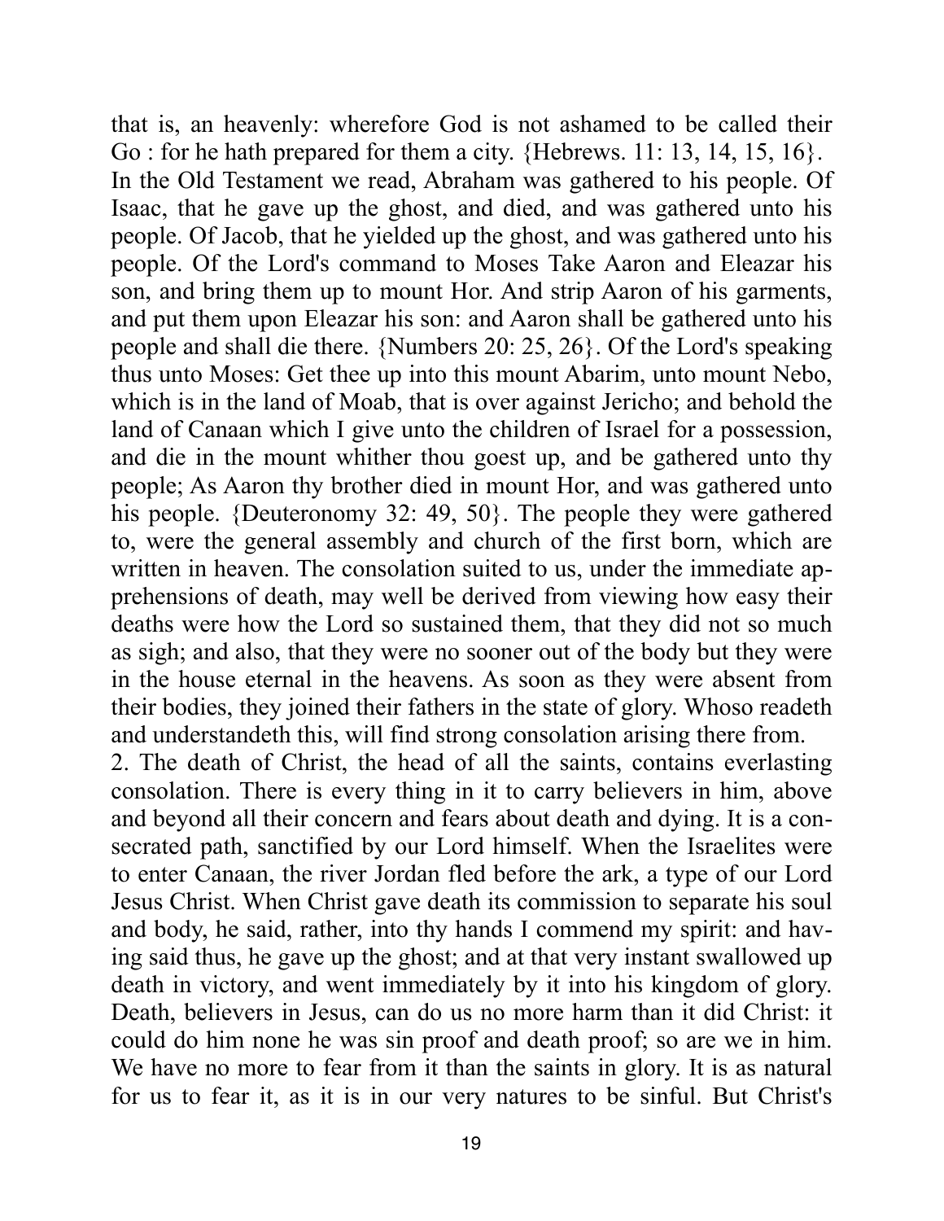that is, an heavenly: wherefore God is not ashamed to be called their Go : for he hath prepared for them a city. {Hebrews. 11: 13, 14, 15, 16}. In the Old Testament we read, Abraham was gathered to his people. Of Isaac, that he gave up the ghost, and died, and was gathered unto his people. Of Jacob, that he yielded up the ghost, and was gathered unto his people. Of the Lord's command to Moses Take Aaron and Eleazar his son, and bring them up to mount Hor. And strip Aaron of his garments, and put them upon Eleazar his son: and Aaron shall be gathered unto his people and shall die there. {Numbers 20: 25, 26}. Of the Lord's speaking thus unto Moses: Get thee up into this mount Abarim, unto mount Nebo, which is in the land of Moab, that is over against Jericho; and behold the land of Canaan which I give unto the children of Israel for a possession, and die in the mount whither thou goest up, and be gathered unto thy people; As Aaron thy brother died in mount Hor, and was gathered unto his people. {Deuteronomy 32: 49, 50}. The people they were gathered to, were the general assembly and church of the first born, which are written in heaven. The consolation suited to us, under the immediate apprehensions of death, may well be derived from viewing how easy their deaths were how the Lord so sustained them, that they did not so much as sigh; and also, that they were no sooner out of the body but they were in the house eternal in the heavens. As soon as they were absent from their bodies, they joined their fathers in the state of glory. Whoso readeth and understandeth this, will find strong consolation arising there from.

2. The death of Christ, the head of all the saints, contains everlasting consolation. There is every thing in it to carry believers in him, above and beyond all their concern and fears about death and dying. It is a consecrated path, sanctified by our Lord himself. When the Israelites were to enter Canaan, the river Jordan fled before the ark, a type of our Lord Jesus Christ. When Christ gave death its commission to separate his soul and body, he said, rather, into thy hands I commend my spirit: and having said thus, he gave up the ghost; and at that very instant swallowed up death in victory, and went immediately by it into his kingdom of glory. Death, believers in Jesus, can do us no more harm than it did Christ: it could do him none he was sin proof and death proof; so are we in him. We have no more to fear from it than the saints in glory. It is as natural for us to fear it, as it is in our very natures to be sinful. But Christ's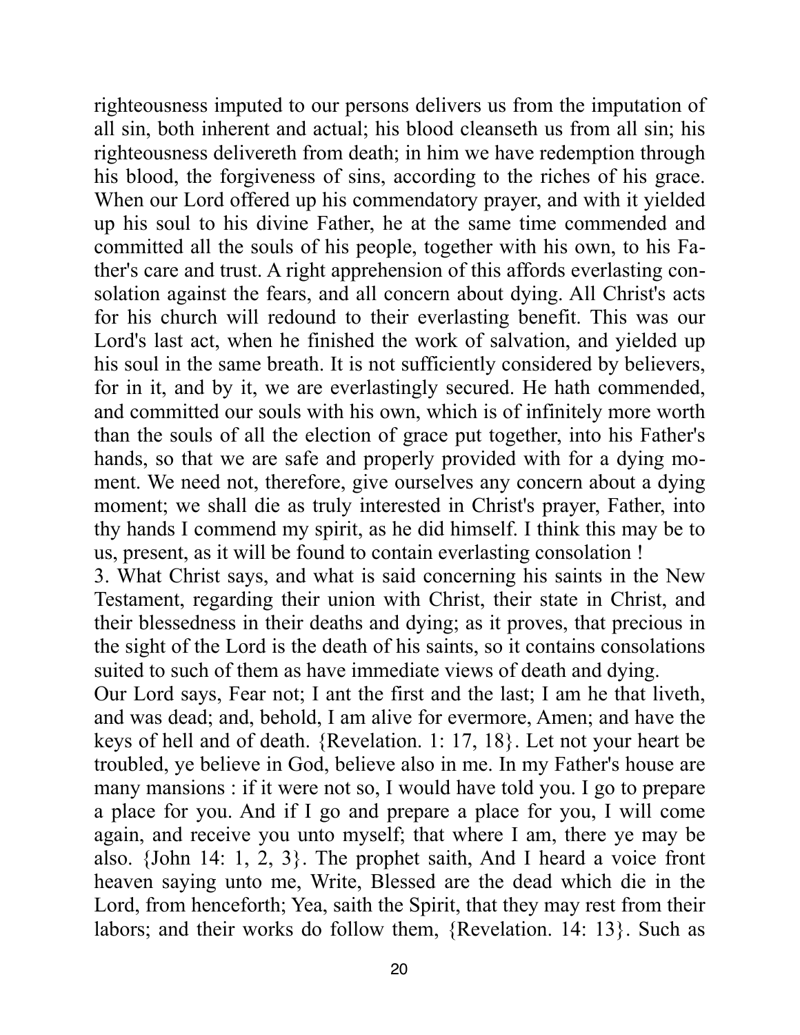righteousness imputed to our persons delivers us from the imputation of all sin, both inherent and actual; his blood cleanseth us from all sin; his righteousness delivereth from death; in him we have redemption through his blood, the forgiveness of sins, according to the riches of his grace. When our Lord offered up his commendatory prayer, and with it yielded up his soul to his divine Father, he at the same time commended and committed all the souls of his people, together with his own, to his Father's care and trust. A right apprehension of this affords everlasting consolation against the fears, and all concern about dying. All Christ's acts for his church will redound to their everlasting benefit. This was our Lord's last act, when he finished the work of salvation, and yielded up his soul in the same breath. It is not sufficiently considered by believers, for in it, and by it, we are everlastingly secured. He hath commended, and committed our souls with his own, which is of infinitely more worth than the souls of all the election of grace put together, into his Father's hands, so that we are safe and properly provided with for a dying moment. We need not, therefore, give ourselves any concern about a dying moment; we shall die as truly interested in Christ's prayer, Father, into thy hands I commend my spirit, as he did himself. I think this may be to us, present, as it will be found to contain everlasting consolation !

3. What Christ says, and what is said concerning his saints in the New Testament, regarding their union with Christ, their state in Christ, and their blessedness in their deaths and dying; as it proves, that precious in the sight of the Lord is the death of his saints, so it contains consolations suited to such of them as have immediate views of death and dying.

Our Lord says, Fear not; I ant the first and the last; I am he that liveth, and was dead; and, behold, I am alive for evermore, Amen; and have the keys of hell and of death. {Revelation. 1: 17, 18}. Let not your heart be troubled, ye believe in God, believe also in me. In my Father's house are many mansions : if it were not so, I would have told you. I go to prepare a place for you. And if I go and prepare a place for you, I will come again, and receive you unto myself; that where I am, there ye may be also. {John 14: 1, 2, 3}. The prophet saith, And I heard a voice front heaven saying unto me, Write, Blessed are the dead which die in the Lord, from henceforth; Yea, saith the Spirit, that they may rest from their labors; and their works do follow them, {Revelation. 14: 13}. Such as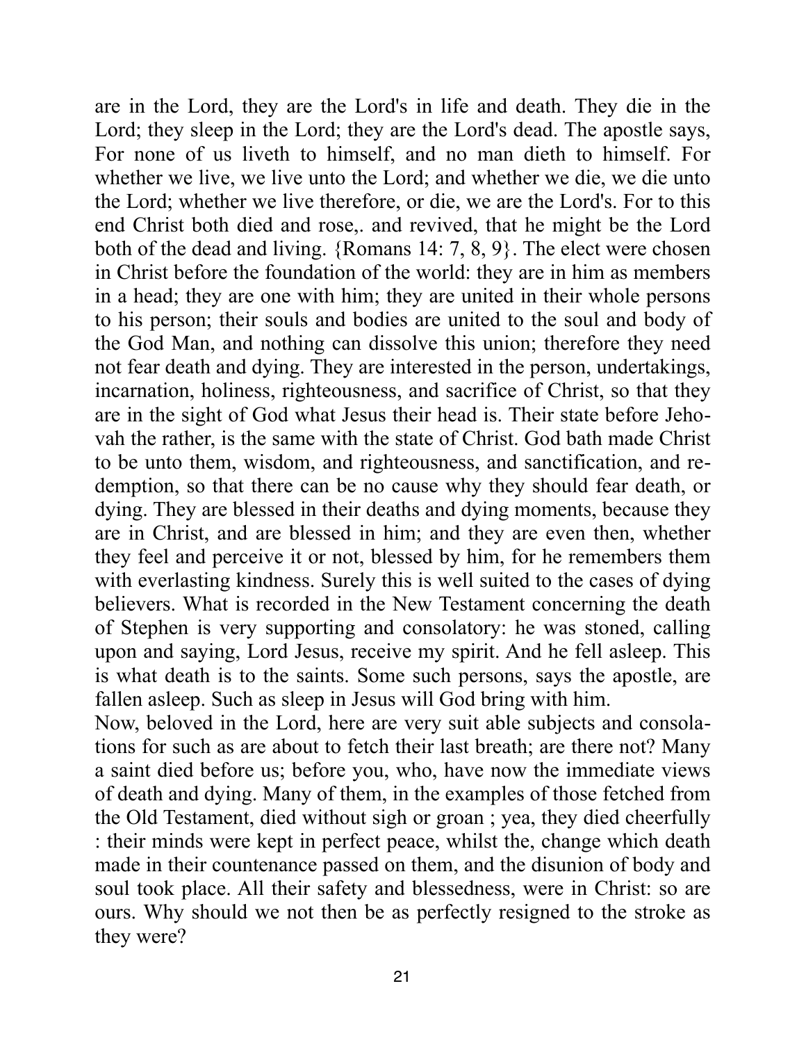are in the Lord, they are the Lord's in life and death. They die in the Lord; they sleep in the Lord; they are the Lord's dead. The apostle says, For none of us liveth to himself, and no man dieth to himself. For whether we live, we live unto the Lord; and whether we die, we die unto the Lord; whether we live therefore, or die, we are the Lord's. For to this end Christ both died and rose,. and revived, that he might be the Lord both of the dead and living. {Romans 14: 7, 8, 9}. The elect were chosen in Christ before the foundation of the world: they are in him as members in a head; they are one with him; they are united in their whole persons to his person; their souls and bodies are united to the soul and body of the God Man, and nothing can dissolve this union; therefore they need not fear death and dying. They are interested in the person, undertakings, incarnation, holiness, righteousness, and sacrifice of Christ, so that they are in the sight of God what Jesus their head is. Their state before Jehovah the rather, is the same with the state of Christ. God bath made Christ to be unto them, wisdom, and righteousness, and sanctification, and redemption, so that there can be no cause why they should fear death, or dying. They are blessed in their deaths and dying moments, because they are in Christ, and are blessed in him; and they are even then, whether they feel and perceive it or not, blessed by him, for he remembers them with everlasting kindness. Surely this is well suited to the cases of dying believers. What is recorded in the New Testament concerning the death of Stephen is very supporting and consolatory: he was stoned, calling upon and saying, Lord Jesus, receive my spirit. And he fell asleep. This is what death is to the saints. Some such persons, says the apostle, are fallen asleep. Such as sleep in Jesus will God bring with him.

Now, beloved in the Lord, here are very suit able subjects and consolations for such as are about to fetch their last breath; are there not? Many a saint died before us; before you, who, have now the immediate views of death and dying. Many of them, in the examples of those fetched from the Old Testament, died without sigh or groan ; yea, they died cheerfully : their minds were kept in perfect peace, whilst the, change which death made in their countenance passed on them, and the disunion of body and soul took place. All their safety and blessedness, were in Christ: so are ours. Why should we not then be as perfectly resigned to the stroke as they were?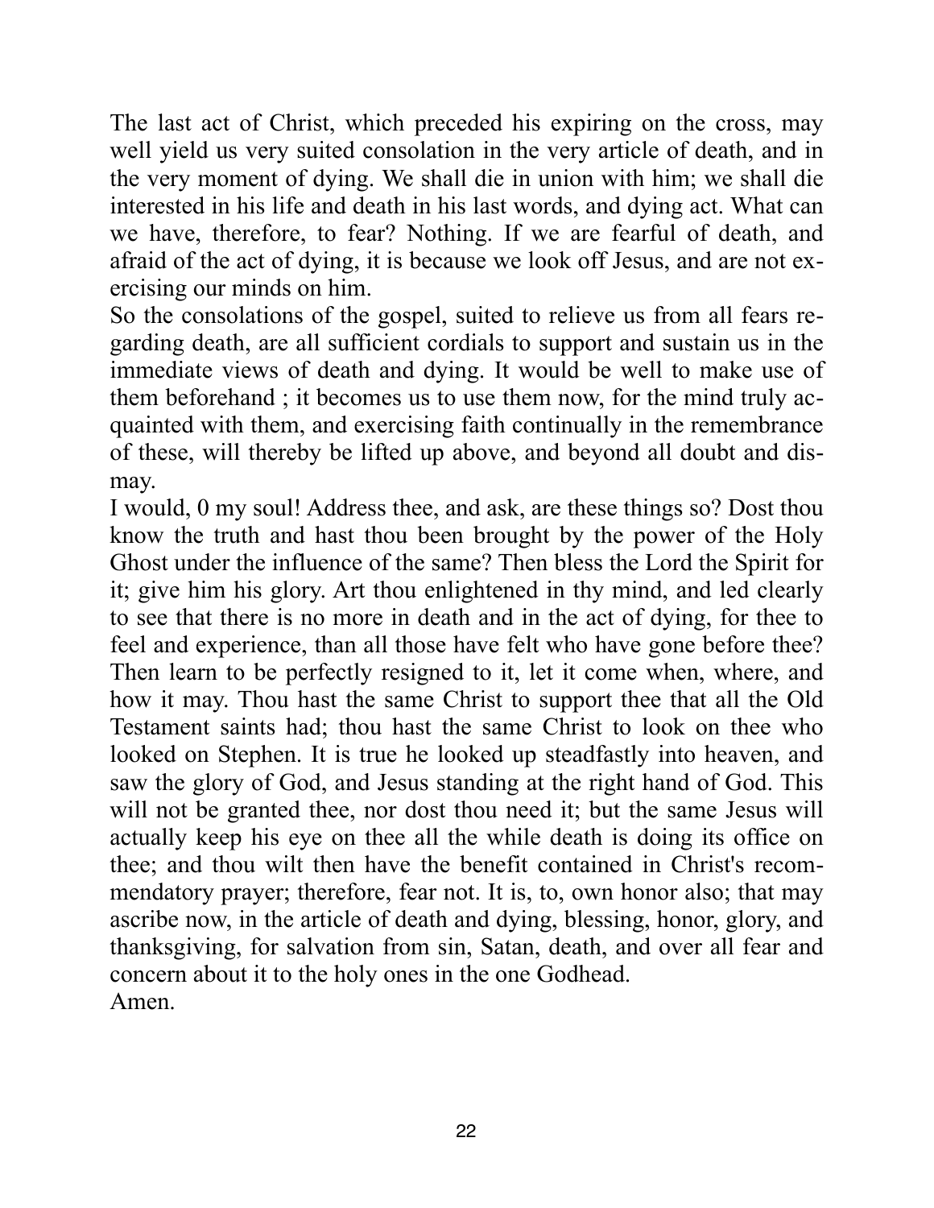The last act of Christ, which preceded his expiring on the cross, may well yield us very suited consolation in the very article of death, and in the very moment of dying. We shall die in union with him; we shall die interested in his life and death in his last words, and dying act. What can we have, therefore, to fear? Nothing. If we are fearful of death, and afraid of the act of dying, it is because we look off Jesus, and are not exercising our minds on him.

So the consolations of the gospel, suited to relieve us from all fears regarding death, are all sufficient cordials to support and sustain us in the immediate views of death and dying. It would be well to make use of them beforehand ; it becomes us to use them now, for the mind truly acquainted with them, and exercising faith continually in the remembrance of these, will thereby be lifted up above, and beyond all doubt and dismay.

I would, 0 my soul! Address thee, and ask, are these things so? Dost thou know the truth and hast thou been brought by the power of the Holy Ghost under the influence of the same? Then bless the Lord the Spirit for it; give him his glory. Art thou enlightened in thy mind, and led clearly to see that there is no more in death and in the act of dying, for thee to feel and experience, than all those have felt who have gone before thee? Then learn to be perfectly resigned to it, let it come when, where, and how it may. Thou hast the same Christ to support thee that all the Old Testament saints had; thou hast the same Christ to look on thee who looked on Stephen. It is true he looked up steadfastly into heaven, and saw the glory of God, and Jesus standing at the right hand of God. This will not be granted thee, nor dost thou need it; but the same Jesus will actually keep his eye on thee all the while death is doing its office on thee; and thou wilt then have the benefit contained in Christ's recommendatory prayer; therefore, fear not. It is, to, own honor also; that may ascribe now, in the article of death and dying, blessing, honor, glory, and thanksgiving, for salvation from sin, Satan, death, and over all fear and concern about it to the holy ones in the one Godhead.

Amen.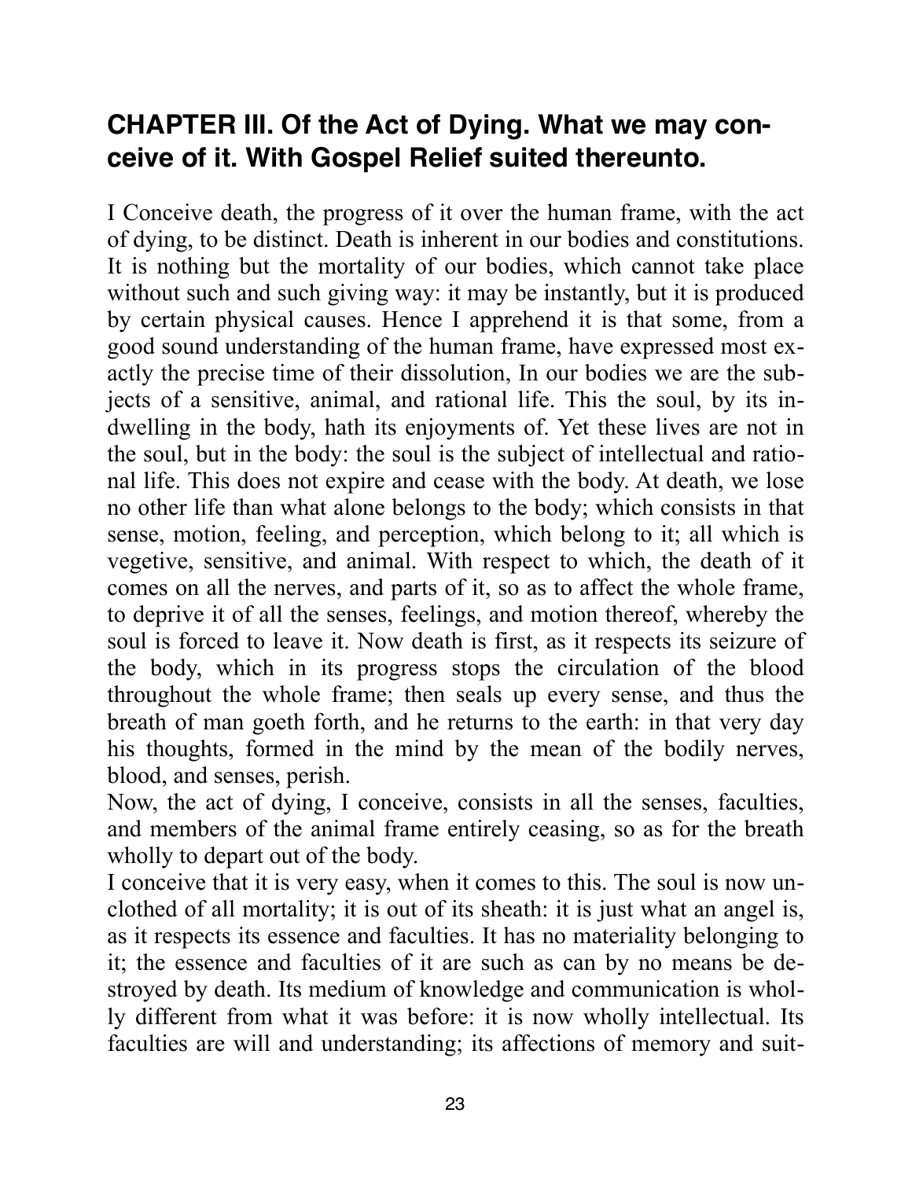## CHAPTER III. Of the Act of Dying. What we may conceive of it. With Gospel Relief suited thereunto.

I Conceive death, the progress of it over the human frame, with the act of dying, to be distinct. Death is inherent in our bodies and constitutions. It is nothing but the mortality of our bodies, which cannot take place without such and such giving way: it may be instantly, but it is produced by certain physical causes. Hence I apprehend it is that some, from a good sound understanding of the human frame, have expressed most exactly the precise time of their dissolution, In our bodies we are the subjects of a sensitive, animal, and rational life. This the soul, by its indwelling in the body, hath its enjoyments of. Yet these lives are not in the soul, but in the body: the soul is the subject of intellectual and rational life. This does not expire and cease with the body. At death, we lose no other life than what alone belongs to the body; which consists in that sense, motion, feeling, and perception, which belong to it; all which is vegetive, sensitive, and animal. With respect to which, the death of it comes on all the nerves, and parts of it, so as to affect the whole frame, to deprive it of all the senses, feelings, and motion thereof, whereby the soul is forced to leave it. Now death is first, as it respects its seizure of the body, which in its progress stops the circulation of the blood throughout the whole frame; then seals up every sense, and thus the breath of man goeth forth, and he returns to the earth: in that very day his thoughts, formed in the mind by the mean of the bodily nerves, blood, and senses, perish.

Now, the act of dying, I conceive, consists in all the senses, faculties, and members of the animal frame entirely ceasing, so as for the breath wholly to depart out of the body.

I conceive that it is very easy, when it comes to this. The soul is now unclothed of all mortality; it is out of its sheath: it is just what an angel is, as it respects its essence and faculties. It has no materiality belonging to it; the essence and faculties of it are such as can by no means be destroyed by death. Its medium of knowledge and communication is wholly different from what it was before: it is now wholly intellectual. Its faculties are will and understanding; its affections of memory and suit-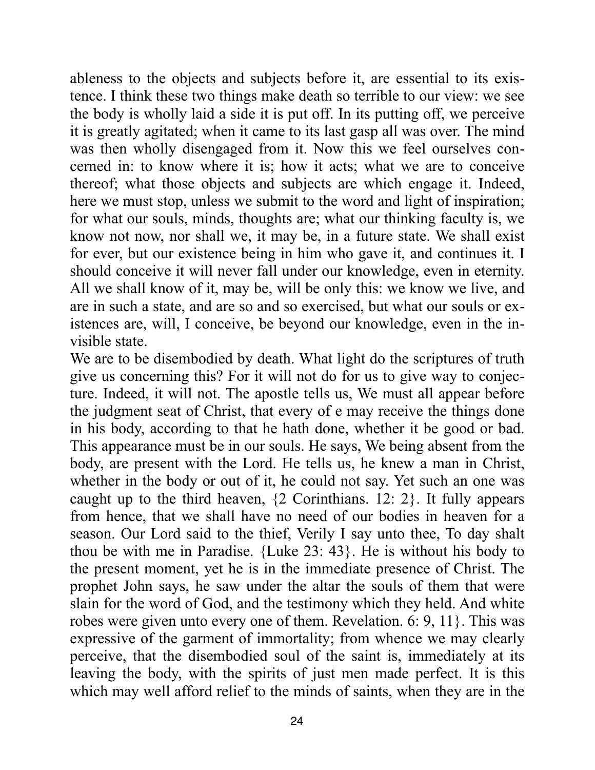ableness to the objects and subjects before it, are essential to its existence. I think these two things make death so terrible to our view: we see the body is wholly laid a side it is put off. In its putting off, we perceive it is greatly agitated; when it came to its last gasp all was over. The mind was then wholly disengaged from it. Now this we feel ourselves concerned in: to know where it is; how it acts; what we are to conceive thereof; what those objects and subjects are which engage it. Indeed, here we must stop, unless we submit to the word and light of inspiration; for what our souls, minds, thoughts are; what our thinking faculty is, we know not now, nor shall we, it may be, in a future state. We shall exist for ever, but our existence being in him who gave it, and continues it. I should conceive it will never fall under our knowledge, even in eternity. All we shall know of it, may be, will be only this: we know we live, and are in such a state, and are so and so exercised, but what our souls or existences are, will, I conceive, be beyond our knowledge, even in the invisible state.

We are to be disembodied by death. What light do the scriptures of truth give us concerning this? For it will not do for us to give way to conjecture. Indeed, it will not. The apostle tells us, We must all appear before the judgment seat of Christ, that every of e may receive the things done in his body, according to that he hath done, whether it be good or bad. This appearance must be in our souls. He says, We being absent from the body, are present with the Lord. He tells us, he knew a man in Christ, whether in the body or out of it, he could not say. Yet such an one was caught up to the third heaven, {2 Corinthians. 12: 2}. It fully appears from hence, that we shall have no need of our bodies in heaven for a season. Our Lord said to the thief, Verily I say unto thee, To day shalt thou be with me in Paradise. {Luke 23: 43}. He is without his body to the present moment, yet he is in the immediate presence of Christ. The prophet John says, he saw under the altar the souls of them that were slain for the word of God, and the testimony which they held. And white robes were given unto every one of them. Revelation. 6: 9, 11}. This was expressive of the garment of immortality; from whence we may clearly perceive, that the disembodied soul of the saint is, immediately at its leaving the body, with the spirits of just men made perfect. It is this which may well afford relief to the minds of saints, when they are in the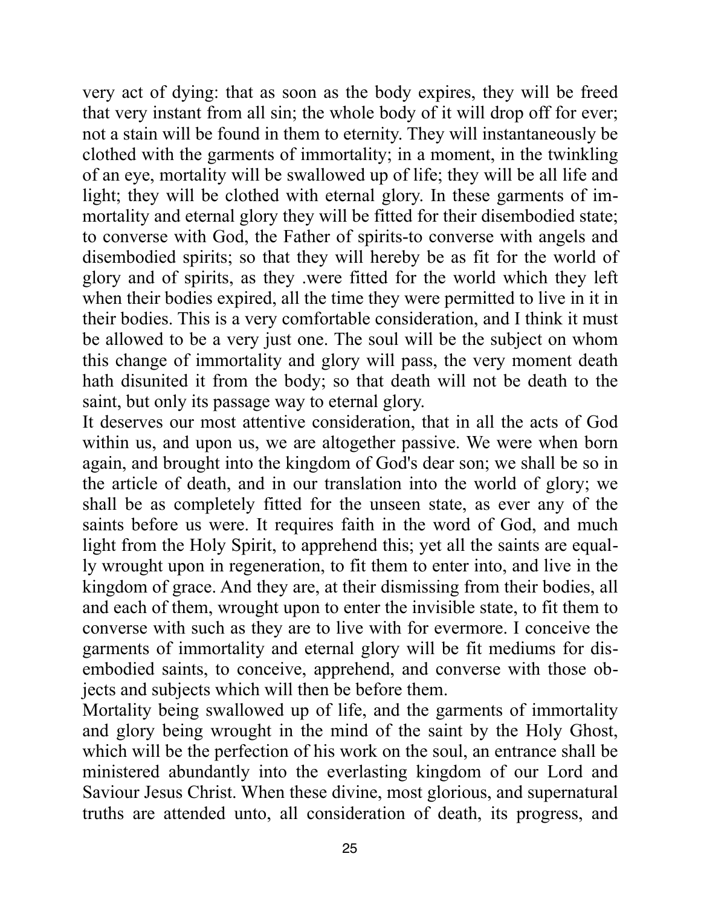very act of dying: that as soon as the body expires, they will be freed that very instant from all sin; the whole body of it will drop off for ever; not a stain will be found in them to eternity. They will instantaneously be clothed with the garments of immortality; in a moment, in the twinkling of an eye, mortality will be swallowed up of life; they will be all life and light; they will be clothed with eternal glory. In these garments of immortality and eternal glory they will be fitted for their disembodied state; to converse with God, the Father of spirits-to converse with angels and disembodied spirits; so that they will hereby be as fit for the world of glory and of spirits, as they .were fitted for the world which they left when their bodies expired, all the time they were permitted to live in it in their bodies. This is a very comfortable consideration, and I think it must be allowed to be a very just one. The soul will be the subject on whom this change of immortality and glory will pass, the very moment death hath disunited it from the body; so that death will not be death to the saint, but only its passage way to eternal glory.

It deserves our most attentive consideration, that in all the acts of God within us, and upon us, we are altogether passive. We were when born again, and brought into the kingdom of God's dear son; we shall be so in the article of death, and in our translation into the world of glory; we shall be as completely fitted for the unseen state, as ever any of the saints before us were. It requires faith in the word of God, and much light from the Holy Spirit, to apprehend this; yet all the saints are equally wrought upon in regeneration, to fit them to enter into, and live in the kingdom of grace. And they are, at their dismissing from their bodies, all and each of them, wrought upon to enter the invisible state, to fit them to converse with such as they are to live with for evermore. I conceive the garments of immortality and eternal glory will be fit mediums for disembodied saints, to conceive, apprehend, and converse with those objects and subjects which will then be before them.

Mortality being swallowed up of life, and the garments of immortality and glory being wrought in the mind of the saint by the Holy Ghost, which will be the perfection of his work on the soul, an entrance shall be ministered abundantly into the everlasting kingdom of our Lord and Saviour Jesus Christ. When these divine, most glorious, and supernatural truths are attended unto, all consideration of death, its progress, and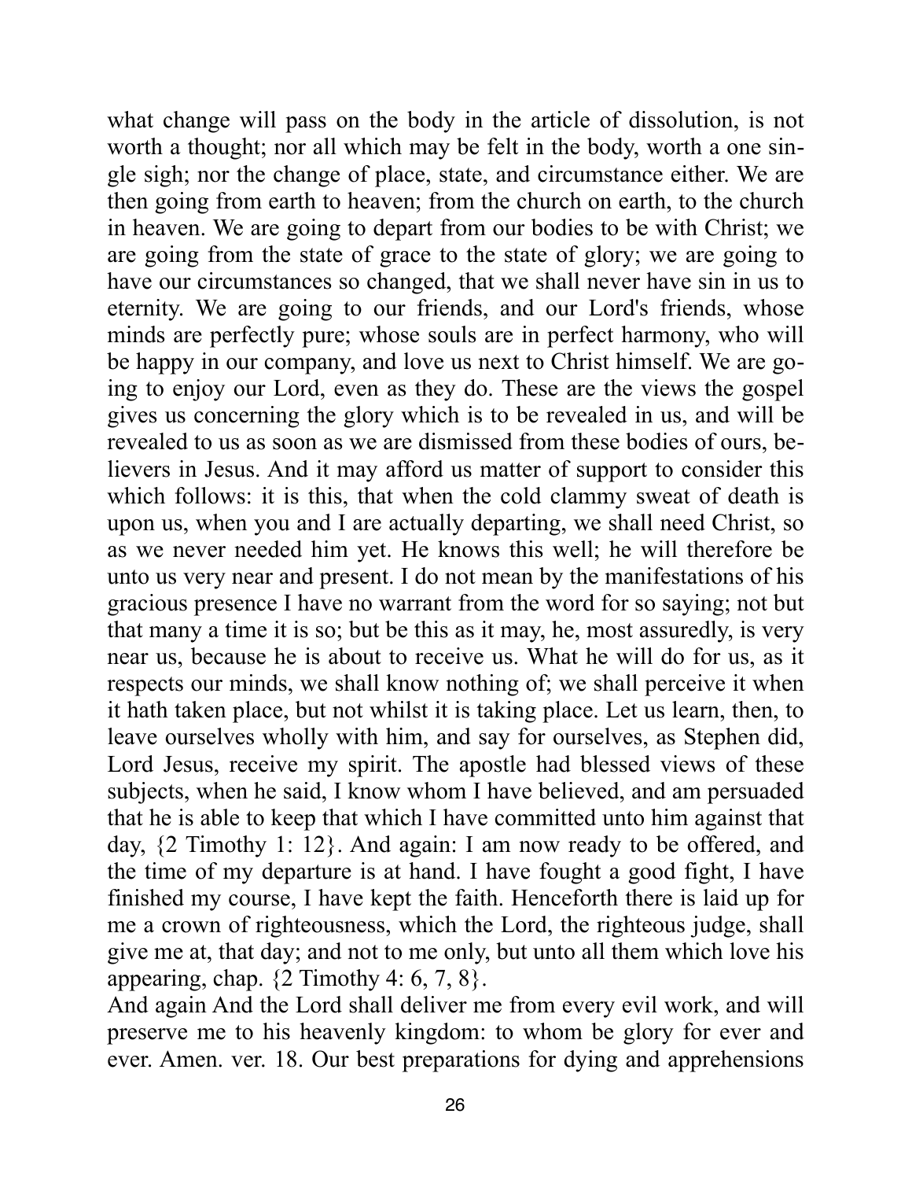what change will pass on the body in the article of dissolution, is not worth a thought; nor all which may be felt in the body, worth a one single sigh; nor the change of place, state, and circumstance either. We are then going from earth to heaven; from the church on earth, to the church in heaven. We are going to depart from our bodies to be with Christ; we are going from the state of grace to the state of glory; we are going to have our circumstances so changed, that we shall never have sin in us to eternity. We are going to our friends, and our Lord's friends, whose minds are perfectly pure; whose souls are in perfect harmony, who will be happy in our company, and love us next to Christ himself. We are going to enjoy our Lord, even as they do. These are the views the gospel gives us concerning the glory which is to be revealed in us, and will be revealed to us as soon as we are dismissed from these bodies of ours, believers in Jesus. And it may afford us matter of support to consider this which follows: it is this, that when the cold clammy sweat of death is upon us, when you and I are actually departing, we shall need Christ, so as we never needed him yet. He knows this well; he will therefore be unto us very near and present. I do not mean by the manifestations of his gracious presence I have no warrant from the word for so saying; not but that many a time it is so; but be this as it may, he, most assuredly, is very near us, because he is about to receive us. What he will do for us, as it respects our minds, we shall know nothing of; we shall perceive it when it hath taken place, but not whilst it is taking place. Let us learn, then, to leave ourselves wholly with him, and say for ourselves, as Stephen did, Lord Jesus, receive my spirit. The apostle had blessed views of these subjects, when he said, I know whom I have believed, and am persuaded that he is able to keep that which I have committed unto him against that day, {2 Timothy 1: 12}. And again: I am now ready to be offered, and the time of my departure is at hand. I have fought a good fight, I have finished my course, I have kept the faith. Henceforth there is laid up for me a crown of righteousness, which the Lord, the righteous judge, shall give me at, that day; and not to me only, but unto all them which love his appearing, chap. {2 Timothy 4: 6, 7, 8}.

And again And the Lord shall deliver me from every evil work, and will preserve me to his heavenly kingdom: to whom be glory for ever and ever. Amen. ver. 18. Our best preparations for dying and apprehensions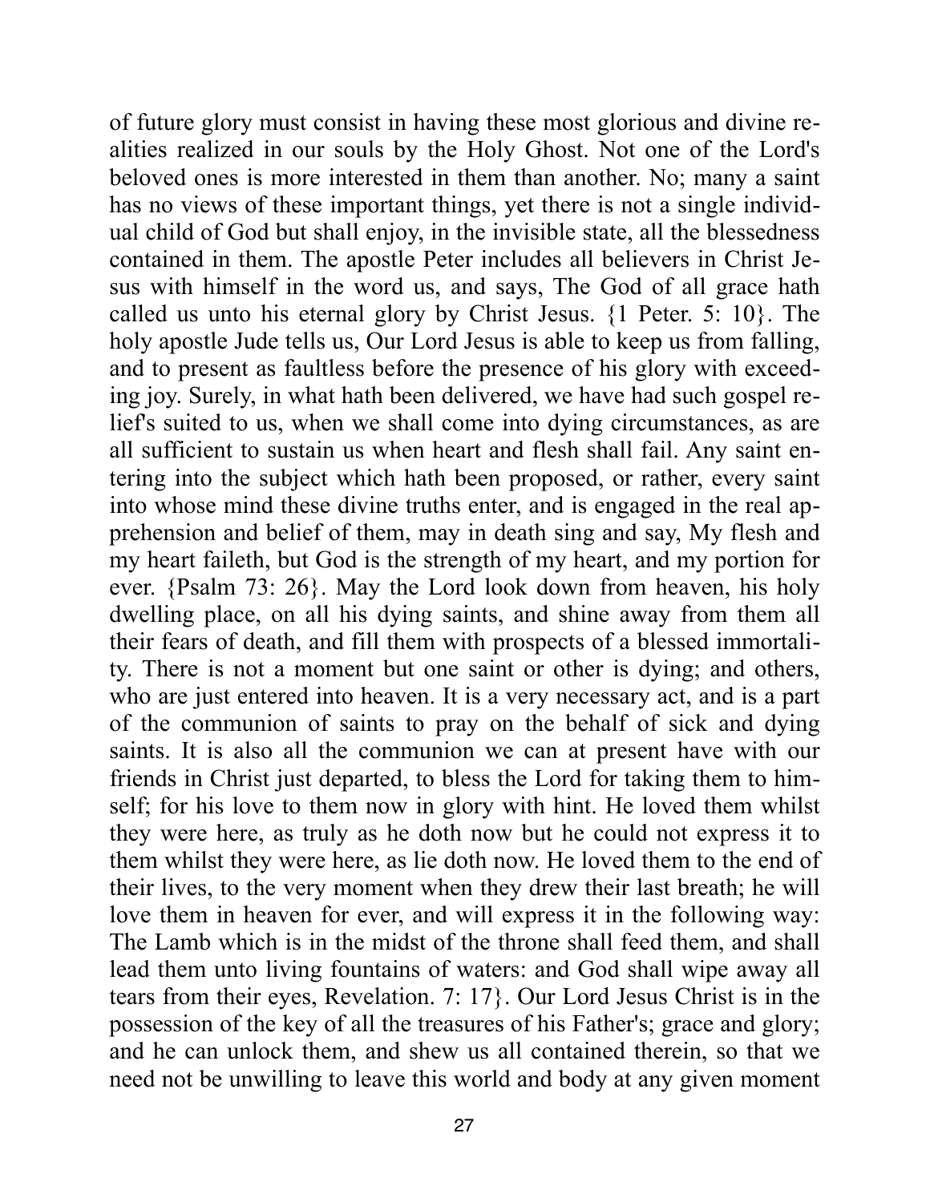of future glory must consist in having these most glorious and divine realities realized in our souls by the Holy Ghost. Not one of the Lord's beloved ones is more interested in them than another. No; many a saint has no views of these important things, yet there is not a single individual child of God but shall enjoy, in the invisible state, all the blessedness contained in them. The apostle Peter includes all believers in Christ Jesus with himself in the word us, and says, The God of all grace hath called us unto his eternal glory by Christ Jesus. {1 Peter. 5: 10}. The holy apostle Jude tells us, Our Lord Jesus is able to keep us from falling, and to present as faultless before the presence of his glory with exceeding joy. Surely, in what hath been delivered, we have had such gospel relief's suited to us, when we shall come into dying circumstances, as are all sufficient to sustain us when heart and flesh shall fail. Any saint entering into the subject which hath been proposed, or rather, every saint into whose mind these divine truths enter, and is engaged in the real apprehension and belief of them, may in death sing and say, My flesh and my heart faileth, but God is the strength of my heart, and my portion for ever. {Psalm 73: 26}. May the Lord look down from heaven, his holy dwelling place, on all his dying saints, and shine away from them all their fears of death, and fill them with prospects of a blessed immortality. There is not a moment but one saint or other is dying; and others, who are just entered into heaven. It is a very necessary act, and is a part of the communion of saints to pray on the behalf of sick and dying saints. It is also all the communion we can at present have with our friends in Christ just departed, to bless the Lord for taking them to himself; for his love to them now in glory with hint. He loved them whilst they were here, as truly as he doth now but he could not express it to them whilst they were here, as lie doth now. He loved them to the end of their lives, to the very moment when they drew their last breath; he will love them in heaven for ever, and will express it in the following way: The Lamb which is in the midst of the throne shall feed them, and shall lead them unto living fountains of waters: and God shall wipe away all tears from their eyes, Revelation. 7: 17}. Our Lord Jesus Christ is in the possession of the key of all the treasures of his Father's; grace and glory; and he can unlock them, and shew us all contained therein, so that we need not be unwilling to leave this world and body at any given moment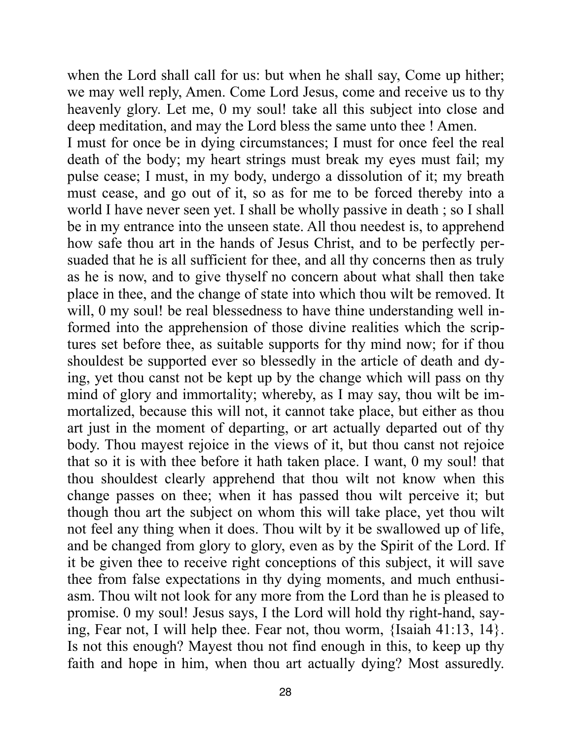when the Lord shall call for us: but when he shall say, Come up hither; we may well reply, Amen. Come Lord Jesus, come and receive us to thy heavenly glory. Let me, 0 my soul! take all this subject into close and deep meditation, and may the Lord bless the same unto thee ! Amen.

I must for once be in dying circumstances; I must for once feel the real death of the body; my heart strings must break my eyes must fail; my pulse cease; I must, in my body, undergo a dissolution of it; my breath must cease, and go out of it, so as for me to be forced thereby into a world I have never seen yet. I shall be wholly passive in death ; so I shall be in my entrance into the unseen state. All thou needest is, to apprehend how safe thou art in the hands of Jesus Christ, and to be perfectly persuaded that he is all sufficient for thee, and all thy concerns then as truly as he is now, and to give thyself no concern about what shall then take place in thee, and the change of state into which thou wilt be removed. It will, 0 my soul! be real blessedness to have thine understanding well informed into the apprehension of those divine realities which the scriptures set before thee, as suitable supports for thy mind now; for if thou shouldest be supported ever so blessedly in the article of death and dying, yet thou canst not be kept up by the change which will pass on thy mind of glory and immortality; whereby, as I may say, thou wilt be immortalized, because this will not, it cannot take place, but either as thou art just in the moment of departing, or art actually departed out of thy body. Thou mayest rejoice in the views of it, but thou canst not rejoice that so it is with thee before it hath taken place. I want, 0 my soul! that thou shouldest clearly apprehend that thou wilt not know when this change passes on thee; when it has passed thou wilt perceive it; but though thou art the subject on whom this will take place, yet thou wilt not feel any thing when it does. Thou wilt by it be swallowed up of life, and be changed from glory to glory, even as by the Spirit of the Lord. If it be given thee to receive right conceptions of this subject, it will save thee from false expectations in thy dying moments, and much enthusiasm. Thou wilt not look for any more from the Lord than he is pleased to promise. 0 my soul! Jesus says, I the Lord will hold thy right-hand, saying, Fear not, I will help thee. Fear not, thou worm, {Isaiah 41:13, 14}. Is not this enough? Mayest thou not find enough in this, to keep up thy faith and hope in him, when thou art actually dying? Most assuredly.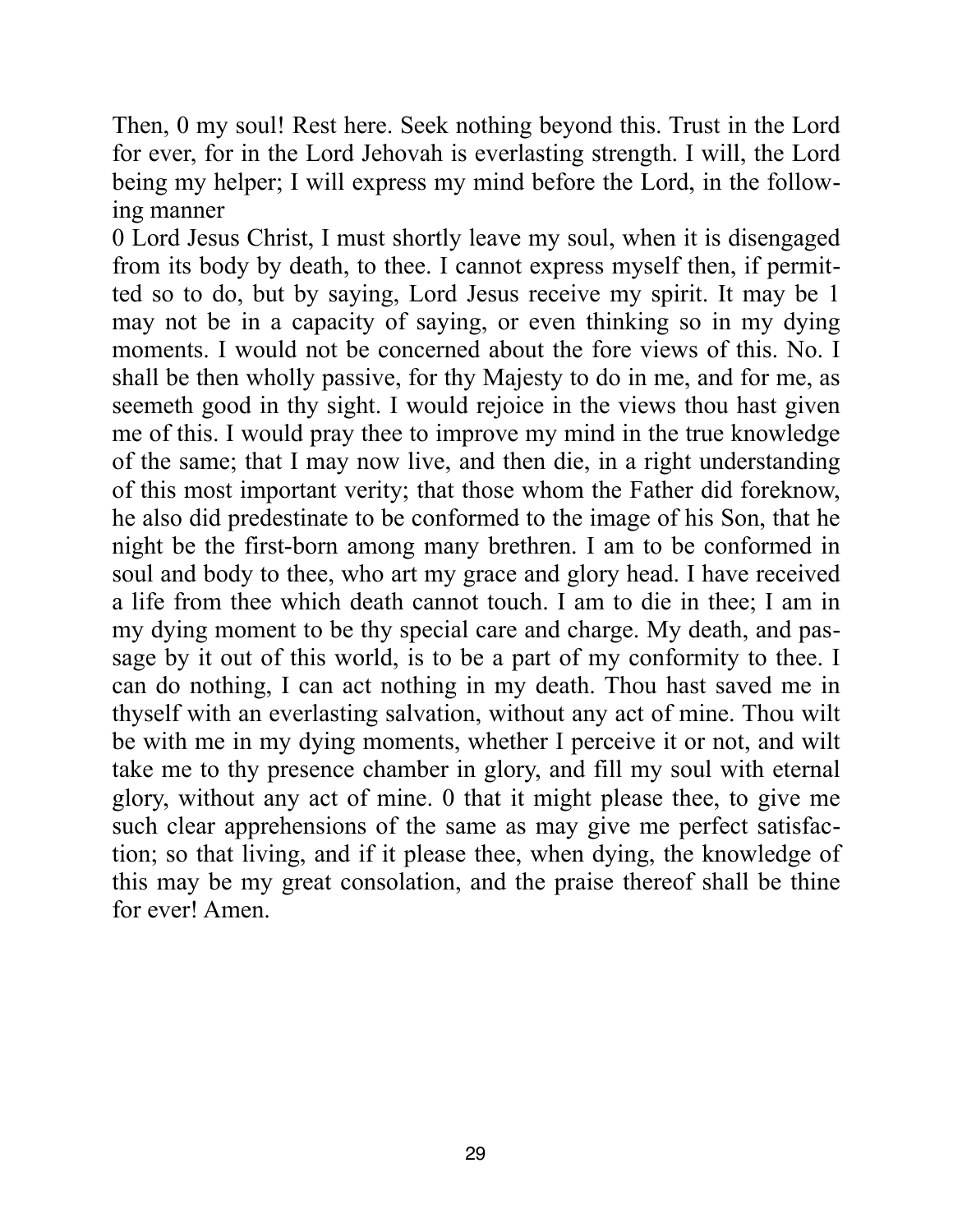Then, 0 my soul! Rest here. Seek nothing beyond this. Trust in the Lord for ever, for in the Lord Jehovah is everlasting strength. I will, the Lord being my helper; I will express my mind before the Lord, in the following manner

0 Lord Jesus Christ, I must shortly leave my soul, when it is disengaged from its body by death, to thee. I cannot express myself then, if permitted so to do, but by saying, Lord Jesus receive my spirit. It may be 1 may not be in a capacity of saying, or even thinking so in my dying moments. I would not be concerned about the fore views of this. No. I shall be then wholly passive, for thy Majesty to do in me, and for me, as seemeth good in thy sight. I would rejoice in the views thou hast given me of this. I would pray thee to improve my mind in the true knowledge of the same; that I may now live, and then die, in a right understanding of this most important verity; that those whom the Father did foreknow, he also did predestinate to be conformed to the image of his Son, that he night be the first-born among many brethren. I am to be conformed in soul and body to thee, who art my grace and glory head. I have received a life from thee which death cannot touch. I am to die in thee; I am in my dying moment to be thy special care and charge. My death, and passage by it out of this world, is to be a part of my conformity to thee. I can do nothing, I can act nothing in my death. Thou hast saved me in thyself with an everlasting salvation, without any act of mine. Thou wilt be with me in my dying moments, whether I perceive it or not, and wilt take me to thy presence chamber in glory, and fill my soul with eternal glory, without any act of mine. 0 that it might please thee, to give me such clear apprehensions of the same as may give me perfect satisfaction; so that living, and if it please thee, when dying, the knowledge of this may be my great consolation, and the praise thereof shall be thine for ever! Amen.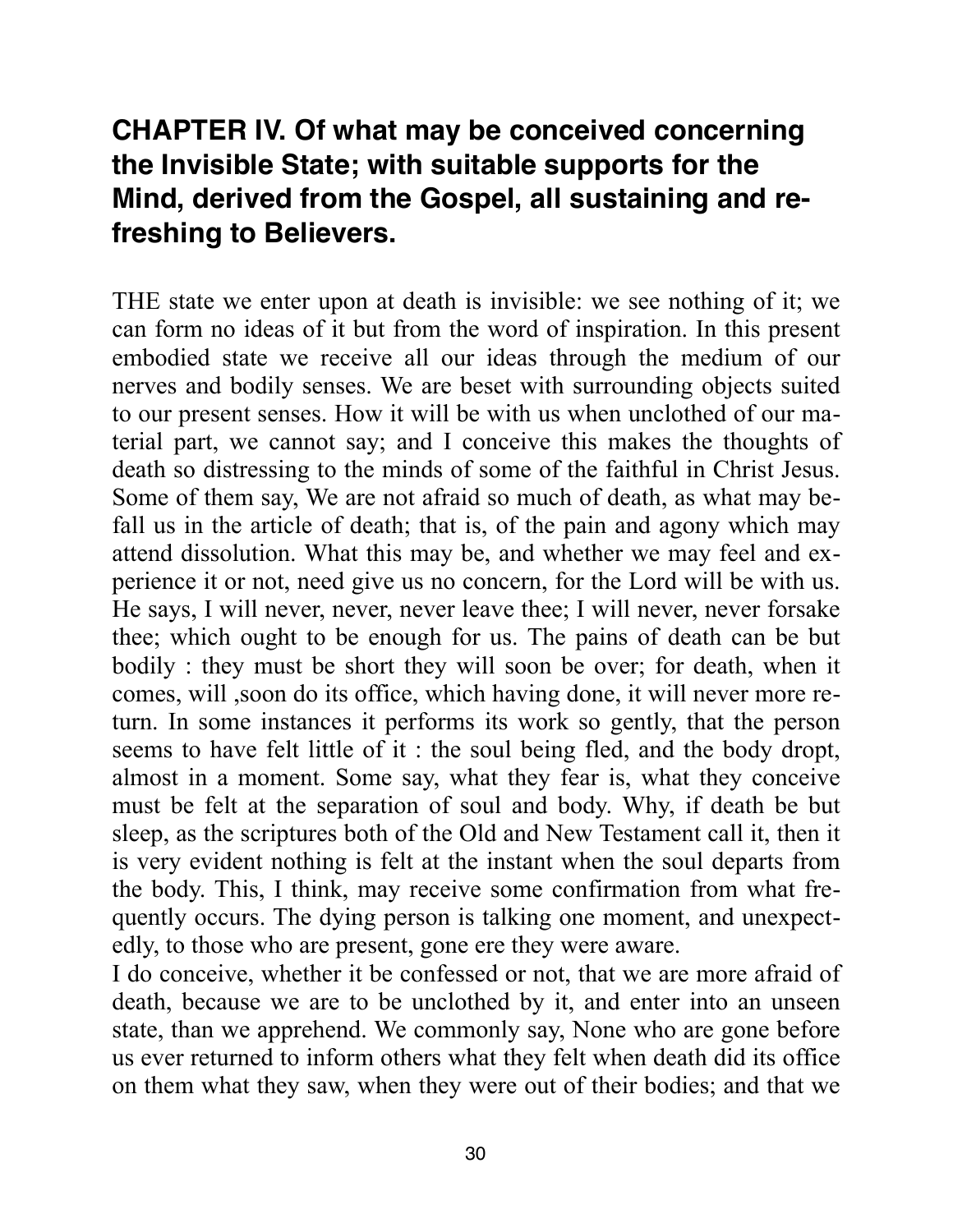## CHAPTER IV. Of what may be conceived concerning the Invisible State; with suitable supports for the Mind, derived from the Gospel, all sustaining and refreshing to Believers.

THE state we enter upon at death is invisible: we see nothing of it; we can form no ideas of it but from the word of inspiration. In this present embodied state we receive all our ideas through the medium of our nerves and bodily senses. We are beset with surrounding objects suited to our present senses. How it will be with us when unclothed of our material part, we cannot say; and I conceive this makes the thoughts of death so distressing to the minds of some of the faithful in Christ Jesus. Some of them say, We are not afraid so much of death, as what may befall us in the article of death; that is, of the pain and agony which may attend dissolution. What this may be, and whether we may feel and experience it or not, need give us no concern, for the Lord will be with us. He says, I will never, never, never leave thee; I will never, never forsake thee; which ought to be enough for us. The pains of death can be but bodily : they must be short they will soon be over; for death, when it comes, will ,soon do its office, which having done, it will never more return. In some instances it performs its work so gently, that the person seems to have felt little of it : the soul being fled, and the body dropt, almost in a moment. Some say, what they fear is, what they conceive must be felt at the separation of soul and body. Why, if death be but sleep, as the scriptures both of the Old and New Testament call it, then it is very evident nothing is felt at the instant when the soul departs from the body. This, I think, may receive some confirmation from what frequently occurs. The dying person is talking one moment, and unexpectedly, to those who are present, gone ere they were aware.

I do conceive, whether it be confessed or not, that we are more afraid of death, because we are to be unclothed by it, and enter into an unseen state, than we apprehend. We commonly say, None who are gone before us ever returned to inform others what they felt when death did its office on them what they saw, when they were out of their bodies; and that we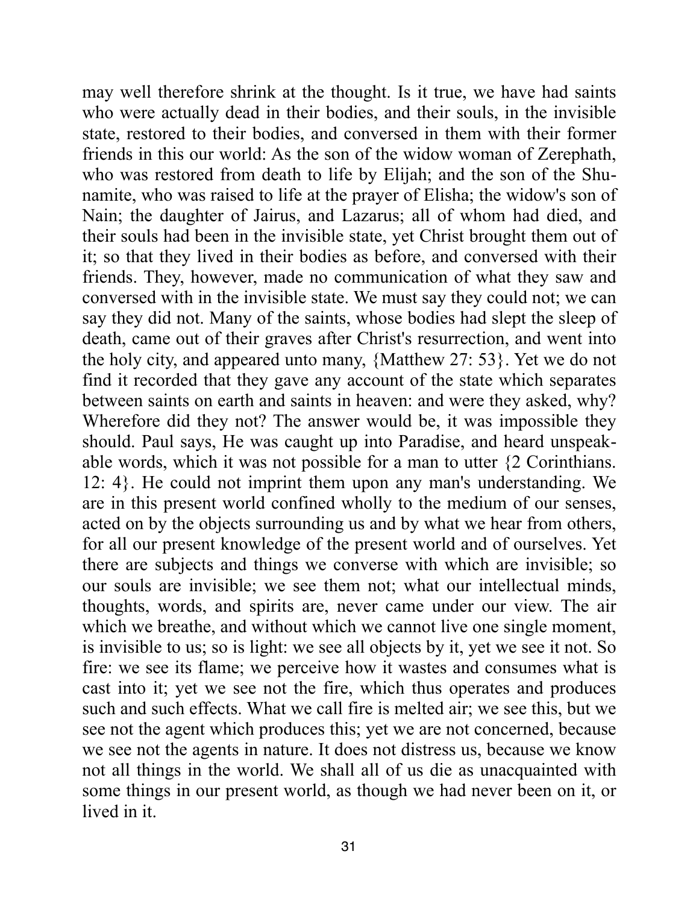may well therefore shrink at the thought. Is it true, we have had saints who were actually dead in their bodies, and their souls, in the invisible state, restored to their bodies, and conversed in them with their former friends in this our world: As the son of the widow woman of Zerephath, who was restored from death to life by Elijah; and the son of the Shunamite, who was raised to life at the prayer of Elisha; the widow's son of Nain; the daughter of Jairus, and Lazarus; all of whom had died, and their souls had been in the invisible state, yet Christ brought them out of it; so that they lived in their bodies as before, and conversed with their friends. They, however, made no communication of what they saw and conversed with in the invisible state. We must say they could not; we can say they did not. Many of the saints, whose bodies had slept the sleep of death, came out of their graves after Christ's resurrection, and went into the holy city, and appeared unto many, {Matthew 27: 53}. Yet we do not find it recorded that they gave any account of the state which separates between saints on earth and saints in heaven: and were they asked, why? Wherefore did they not? The answer would be, it was impossible they should. Paul says, He was caught up into Paradise, and heard unspeakable words, which it was not possible for a man to utter {2 Corinthians. 12: 4}. He could not imprint them upon any man's understanding. We are in this present world confined wholly to the medium of our senses, acted on by the objects surrounding us and by what we hear from others, for all our present knowledge of the present world and of ourselves. Yet there are subjects and things we converse with which are invisible; so our souls are invisible; we see them not; what our intellectual minds, thoughts, words, and spirits are, never came under our view. The air which we breathe, and without which we cannot live one single moment, is invisible to us; so is light: we see all objects by it, yet we see it not. So fire: we see its flame; we perceive how it wastes and consumes what is cast into it; yet we see not the fire, which thus operates and produces such and such effects. What we call fire is melted air; we see this, but we see not the agent which produces this; yet we are not concerned, because we see not the agents in nature. It does not distress us, because we know not all things in the world. We shall all of us die as unacquainted with some things in our present world, as though we had never been on it, or lived in it.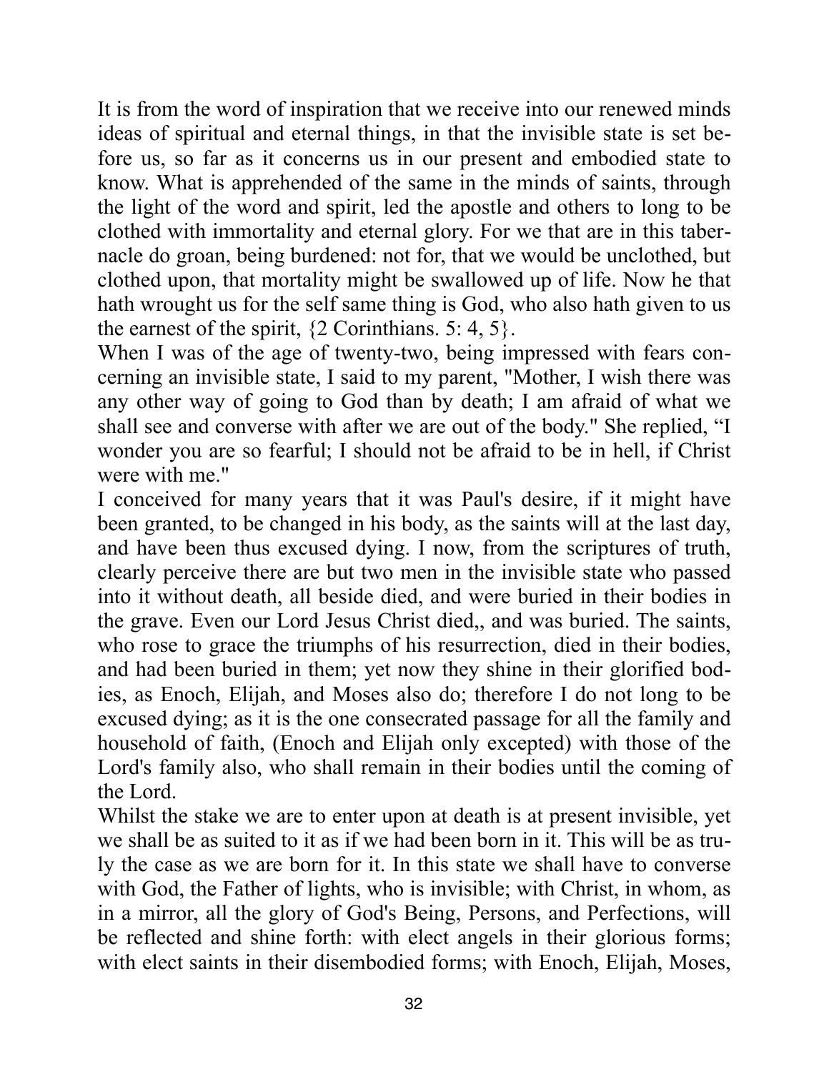It is from the word of inspiration that we receive into our renewed minds ideas of spiritual and eternal things, in that the invisible state is set before us, so far as it concerns us in our present and embodied state to know. What is apprehended of the same in the minds of saints, through the light of the word and spirit, led the apostle and others to long to be clothed with immortality and eternal glory. For we that are in this tabernacle do groan, being burdened: not for, that we would be unclothed, but clothed upon, that mortality might be swallowed up of life. Now he that hath wrought us for the self same thing is God, who also hath given to us the earnest of the spirit, {2 Corinthians. 5: 4, 5}.

When I was of the age of twenty-two, being impressed with fears concerning an invisible state, I said to my parent, "Mother, I wish there was any other way of going to God than by death; I am afraid of what we shall see and converse with after we are out of the body." She replied, "I wonder you are so fearful; I should not be afraid to be in hell, if Christ were with me."

I conceived for many years that it was Paul's desire, if it might have been granted, to be changed in his body, as the saints will at the last day, and have been thus excused dying. I now, from the scriptures of truth, clearly perceive there are but two men in the invisible state who passed into it without death, all beside died, and were buried in their bodies in the grave. Even our Lord Jesus Christ died,, and was buried. The saints, who rose to grace the triumphs of his resurrection, died in their bodies, and had been buried in them; yet now they shine in their glorified bodies, as Enoch, Elijah, and Moses also do; therefore I do not long to be excused dying; as it is the one consecrated passage for all the family and household of faith, (Enoch and Elijah only excepted) with those of the Lord's family also, who shall remain in their bodies until the coming of the Lord.

Whilst the stake we are to enter upon at death is at present invisible, yet we shall be as suited to it as if we had been born in it. This will be as truly the case as we are born for it. In this state we shall have to converse with God, the Father of lights, who is invisible; with Christ, in whom, as in a mirror, all the glory of God's Being, Persons, and Perfections, will be reflected and shine forth: with elect angels in their glorious forms; with elect saints in their disembodied forms; with Enoch, Elijah, Moses,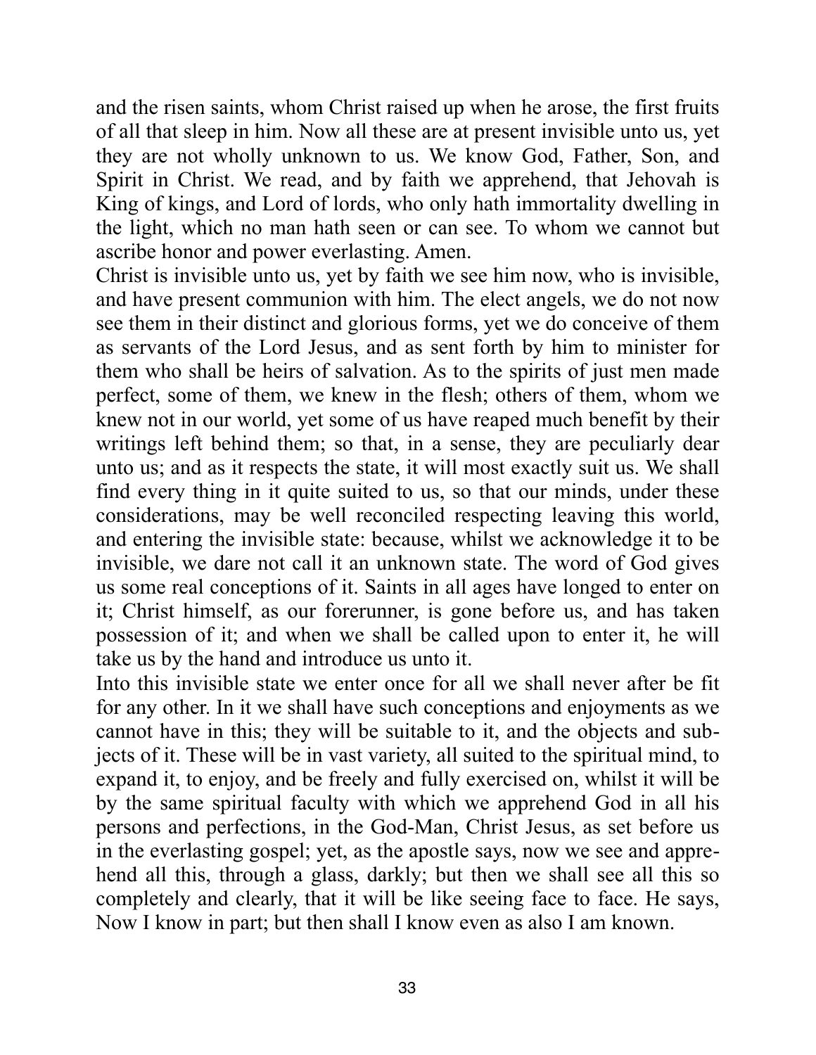and the risen saints, whom Christ raised up when he arose, the first fruits of all that sleep in him. Now all these are at present invisible unto us, yet they are not wholly unknown to us. We know God, Father, Son, and Spirit in Christ. We read, and by faith we apprehend, that Jehovah is King of kings, and Lord of lords, who only hath immortality dwelling in the light, which no man hath seen or can see. To whom we cannot but ascribe honor and power everlasting. Amen.

Christ is invisible unto us, yet by faith we see him now, who is invisible, and have present communion with him. The elect angels, we do not now see them in their distinct and glorious forms, yet we do conceive of them as servants of the Lord Jesus, and as sent forth by him to minister for them who shall be heirs of salvation. As to the spirits of just men made perfect, some of them, we knew in the flesh; others of them, whom we knew not in our world, yet some of us have reaped much benefit by their writings left behind them; so that, in a sense, they are peculiarly dear unto us; and as it respects the state, it will most exactly suit us. We shall find every thing in it quite suited to us, so that our minds, under these considerations, may be well reconciled respecting leaving this world, and entering the invisible state: because, whilst we acknowledge it to be invisible, we dare not call it an unknown state. The word of God gives us some real conceptions of it. Saints in all ages have longed to enter on it; Christ himself, as our forerunner, is gone before us, and has taken possession of it; and when we shall be called upon to enter it, he will take us by the hand and introduce us unto it.

Into this invisible state we enter once for all we shall never after be fit for any other. In it we shall have such conceptions and enjoyments as we cannot have in this; they will be suitable to it, and the objects and subjects of it. These will be in vast variety, all suited to the spiritual mind, to expand it, to enjoy, and be freely and fully exercised on, whilst it will be by the same spiritual faculty with which we apprehend God in all his persons and perfections, in the God-Man, Christ Jesus, as set before us in the everlasting gospel; yet, as the apostle says, now we see and apprehend all this, through a glass, darkly; but then we shall see all this so completely and clearly, that it will be like seeing face to face. He says, Now I know in part; but then shall I know even as also I am known.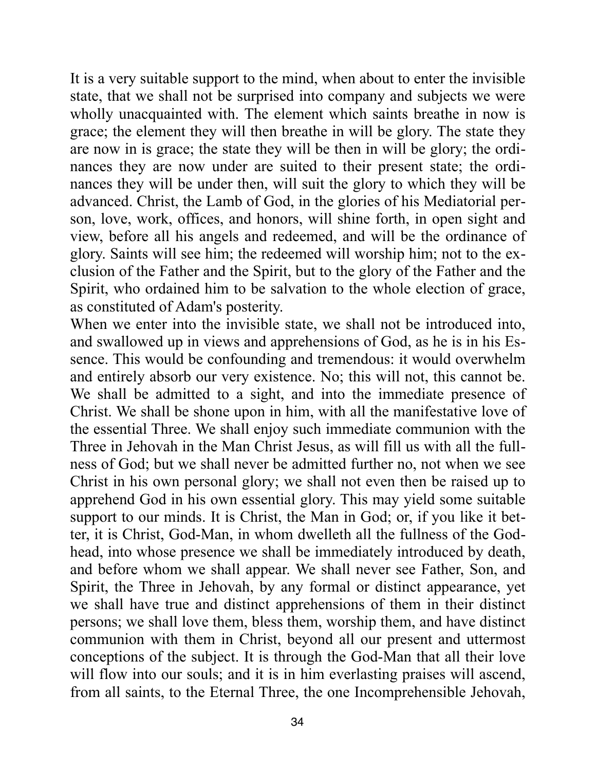It is a very suitable support to the mind, when about to enter the invisible state, that we shall not be surprised into company and subjects we were wholly unacquainted with. The element which saints breathe in now is grace; the element they will then breathe in will be glory. The state they are now in is grace; the state they will be then in will be glory; the ordinances they are now under are suited to their present state; the ordinances they will be under then, will suit the glory to which they will be advanced. Christ, the Lamb of God, in the glories of his Mediatorial person, love, work, offices, and honors, will shine forth, in open sight and view, before all his angels and redeemed, and will be the ordinance of glory. Saints will see him; the redeemed will worship him; not to the exclusion of the Father and the Spirit, but to the glory of the Father and the Spirit, who ordained him to be salvation to the whole election of grace, as constituted of Adam's posterity.

When we enter into the invisible state, we shall not be introduced into, and swallowed up in views and apprehensions of God, as he is in his Essence. This would be confounding and tremendous: it would overwhelm and entirely absorb our very existence. No; this will not, this cannot be. We shall be admitted to a sight, and into the immediate presence of Christ. We shall be shone upon in him, with all the manifestative love of the essential Three. We shall enjoy such immediate communion with the Three in Jehovah in the Man Christ Jesus, as will fill us with all the fullness of God; but we shall never be admitted further no, not when we see Christ in his own personal glory; we shall not even then be raised up to apprehend God in his own essential glory. This may yield some suitable support to our minds. It is Christ, the Man in God; or, if you like it better, it is Christ, God-Man, in whom dwelleth all the fullness of the Godhead, into whose presence we shall be immediately introduced by death, and before whom we shall appear. We shall never see Father, Son, and Spirit, the Three in Jehovah, by any formal or distinct appearance, yet we shall have true and distinct apprehensions of them in their distinct persons; we shall love them, bless them, worship them, and have distinct communion with them in Christ, beyond all our present and uttermost conceptions of the subject. It is through the God-Man that all their love will flow into our souls; and it is in him everlasting praises will ascend, from all saints, to the Eternal Three, the one Incomprehensible Jehovah,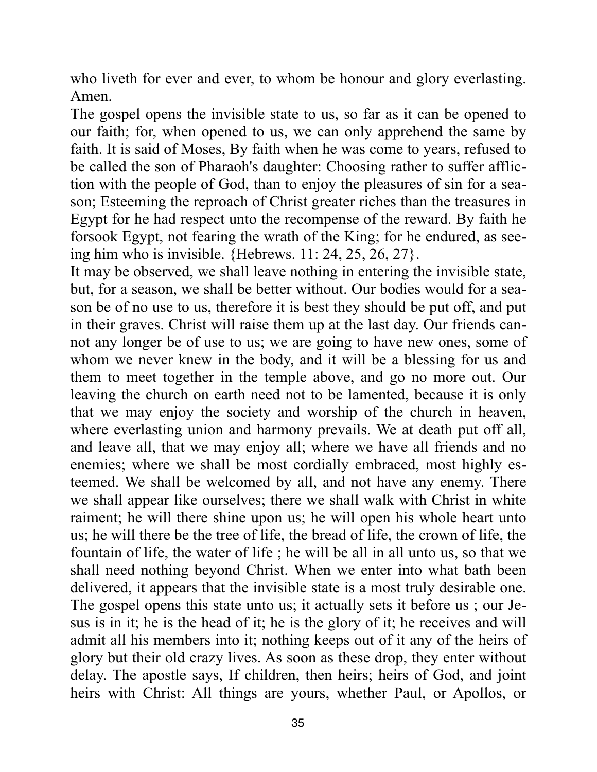who liveth for ever and ever, to whom be honour and glory everlasting. Amen.

The gospel opens the invisible state to us, so far as it can be opened to our faith; for, when opened to us, we can only apprehend the same by faith. It is said of Moses, By faith when he was come to years, refused to be called the son of Pharaoh's daughter: Choosing rather to suffer affliction with the people of God, than to enjoy the pleasures of sin for a season; Esteeming the reproach of Christ greater riches than the treasures in Egypt for he had respect unto the recompense of the reward. By faith he forsook Egypt, not fearing the wrath of the King; for he endured, as seeing him who is invisible. {Hebrews. 11: 24, 25, 26, 27}.

It may be observed, we shall leave nothing in entering the invisible state, but, for a season, we shall be better without. Our bodies would for a season be of no use to us, therefore it is best they should be put off, and put in their graves. Christ will raise them up at the last day. Our friends cannot any longer be of use to us; we are going to have new ones, some of whom we never knew in the body, and it will be a blessing for us and them to meet together in the temple above, and go no more out. Our leaving the church on earth need not to be lamented, because it is only that we may enjoy the society and worship of the church in heaven, where everlasting union and harmony prevails. We at death put off all, and leave all, that we may enjoy all; where we have all friends and no enemies; where we shall be most cordially embraced, most highly esteemed. We shall be welcomed by all, and not have any enemy. There we shall appear like ourselves; there we shall walk with Christ in white raiment; he will there shine upon us; he will open his whole heart unto us; he will there be the tree of life, the bread of life, the crown of life, the fountain of life, the water of life ; he will be all in all unto us, so that we shall need nothing beyond Christ. When we enter into what bath been delivered, it appears that the invisible state is a most truly desirable one. The gospel opens this state unto us; it actually sets it before us ; our Jesus is in it; he is the head of it; he is the glory of it; he receives and will admit all his members into it; nothing keeps out of it any of the heirs of glory but their old crazy lives. As soon as these drop, they enter without delay. The apostle says, If children, then heirs; heirs of God, and joint heirs with Christ: All things are yours, whether Paul, or Apollos, or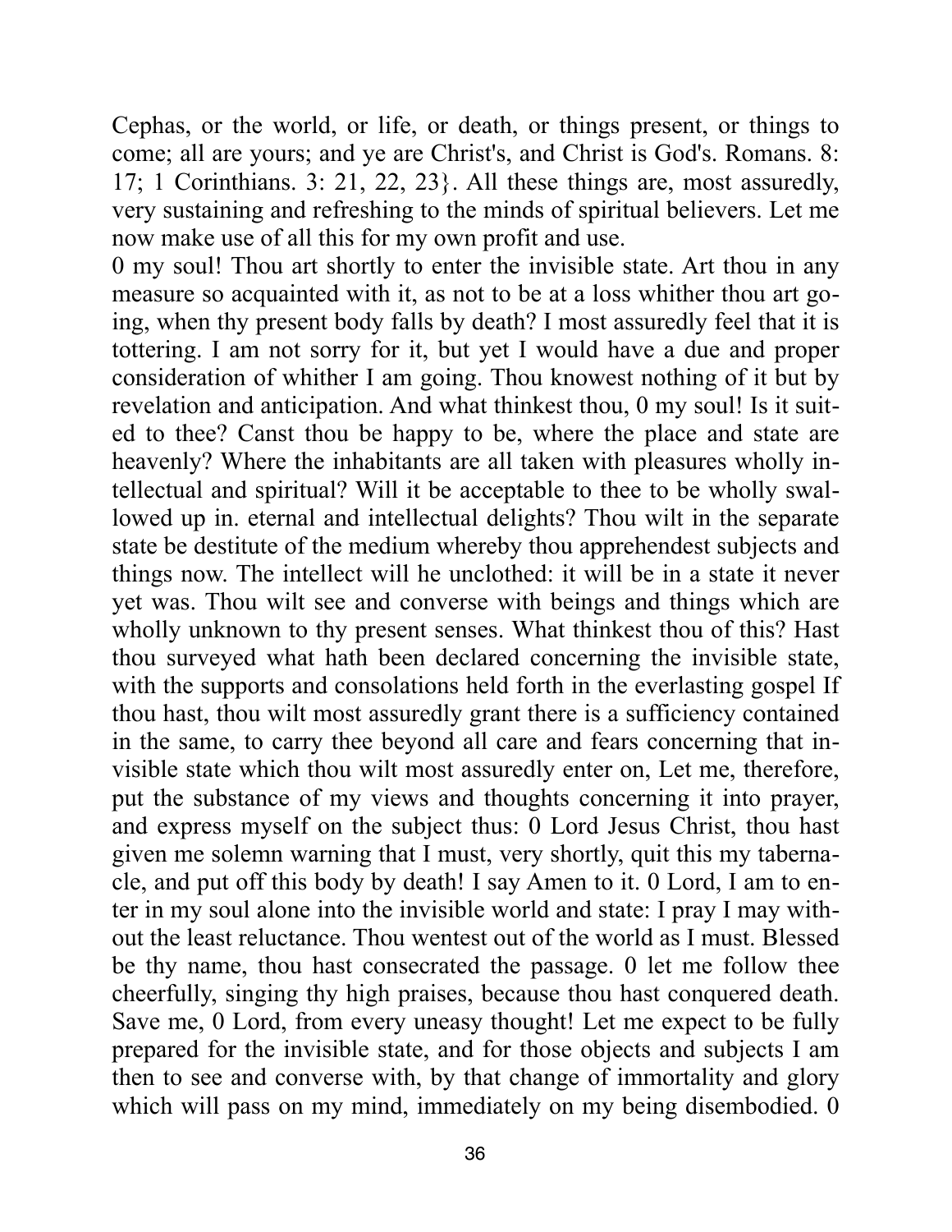Cephas, or the world, or life, or death, or things present, or things to come; all are yours; and ye are Christ's, and Christ is God's. Romans. 8: 17; 1 Corinthians. 3: 21, 22, 23}. All these things are, most assuredly, very sustaining and refreshing to the minds of spiritual believers. Let me now make use of all this for my own profit and use.

0 my soul! Thou art shortly to enter the invisible state. Art thou in any measure so acquainted with it, as not to be at a loss whither thou art going, when thy present body falls by death? I most assuredly feel that it is tottering. I am not sorry for it, but yet I would have a due and proper consideration of whither I am going. Thou knowest nothing of it but by revelation and anticipation. And what thinkest thou, 0 my soul! Is it suited to thee? Canst thou be happy to be, where the place and state are heavenly? Where the inhabitants are all taken with pleasures wholly intellectual and spiritual? Will it be acceptable to thee to be wholly swallowed up in. eternal and intellectual delights? Thou wilt in the separate state be destitute of the medium whereby thou apprehendest subjects and things now. The intellect will he unclothed: it will be in a state it never yet was. Thou wilt see and converse with beings and things which are wholly unknown to thy present senses. What thinkest thou of this? Hast thou surveyed what hath been declared concerning the invisible state, with the supports and consolations held forth in the everlasting gospel If thou hast, thou wilt most assuredly grant there is a sufficiency contained in the same, to carry thee beyond all care and fears concerning that invisible state which thou wilt most assuredly enter on, Let me, therefore, put the substance of my views and thoughts concerning it into prayer, and express myself on the subject thus: 0 Lord Jesus Christ, thou hast given me solemn warning that I must, very shortly, quit this my tabernacle, and put off this body by death! I say Amen to it. 0 Lord, I am to enter in my soul alone into the invisible world and state: I pray I may without the least reluctance. Thou wentest out of the world as I must. Blessed be thy name, thou hast consecrated the passage. 0 let me follow thee cheerfully, singing thy high praises, because thou hast conquered death. Save me, 0 Lord, from every uneasy thought! Let me expect to be fully prepared for the invisible state, and for those objects and subjects I am then to see and converse with, by that change of immortality and glory which will pass on my mind, immediately on my being disembodied. 0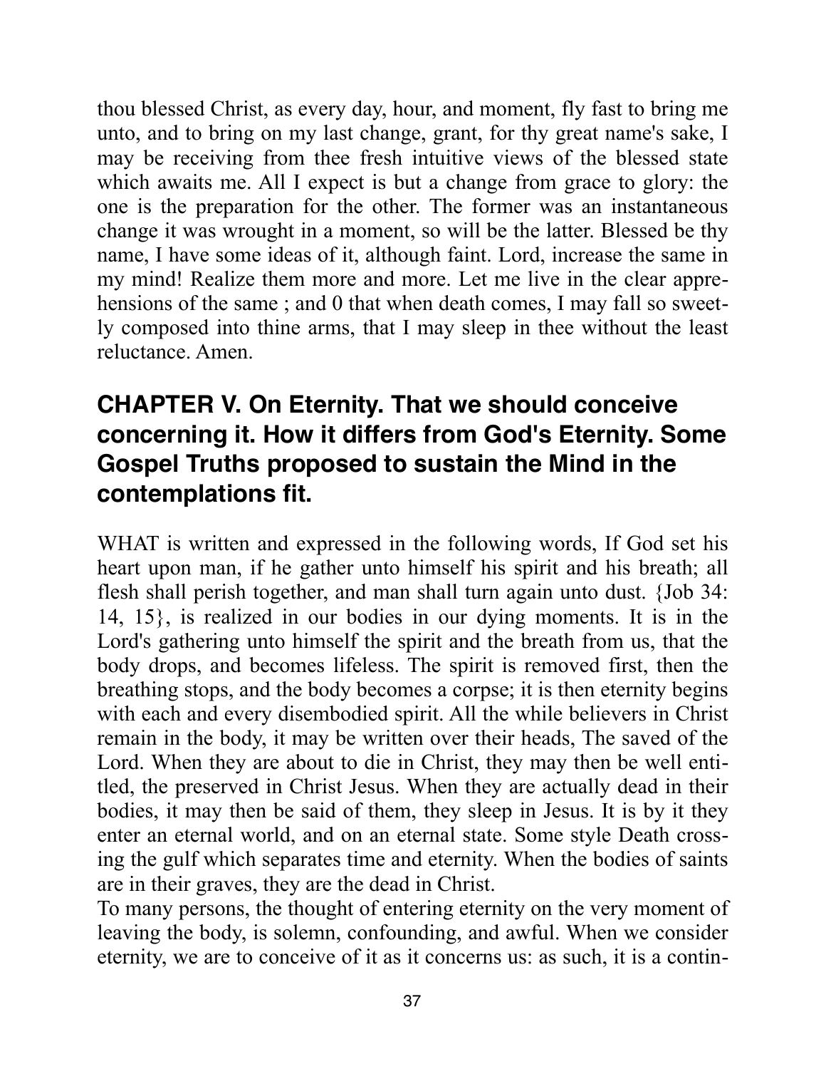thou blessed Christ, as every day, hour, and moment, fly fast to bring me unto, and to bring on my last change, grant, for thy great name's sake, I may be receiving from thee fresh intuitive views of the blessed state which awaits me. All I expect is but a change from grace to glory: the one is the preparation for the other. The former was an instantaneous change it was wrought in a moment, so will be the latter. Blessed be thy name, I have some ideas of it, although faint. Lord, increase the same in my mind! Realize them more and more. Let me live in the clear apprehensions of the same ; and 0 that when death comes, I may fall so sweetly composed into thine arms, that I may sleep in thee without the least reluctance. Amen.

## CHAPTER V. On Eternity. That we should conceive concerning it. How it differs from God's Eternity. Some Gospel Truths proposed to sustain the Mind in the contemplations fit.

WHAT is written and expressed in the following words, If God set his heart upon man, if he gather unto himself his spirit and his breath; all flesh shall perish together, and man shall turn again unto dust. {Job 34: 14, 15}, is realized in our bodies in our dying moments. It is in the Lord's gathering unto himself the spirit and the breath from us, that the body drops, and becomes lifeless. The spirit is removed first, then the breathing stops, and the body becomes a corpse; it is then eternity begins with each and every disembodied spirit. All the while believers in Christ remain in the body, it may be written over their heads, The saved of the Lord. When they are about to die in Christ, they may then be well entitled, the preserved in Christ Jesus. When they are actually dead in their bodies, it may then be said of them, they sleep in Jesus. It is by it they enter an eternal world, and on an eternal state. Some style Death crossing the gulf which separates time and eternity. When the bodies of saints are in their graves, they are the dead in Christ.

To many persons, the thought of entering eternity on the very moment of leaving the body, is solemn, confounding, and awful. When we consider eternity, we are to conceive of it as it concerns us: as such, it is a contin-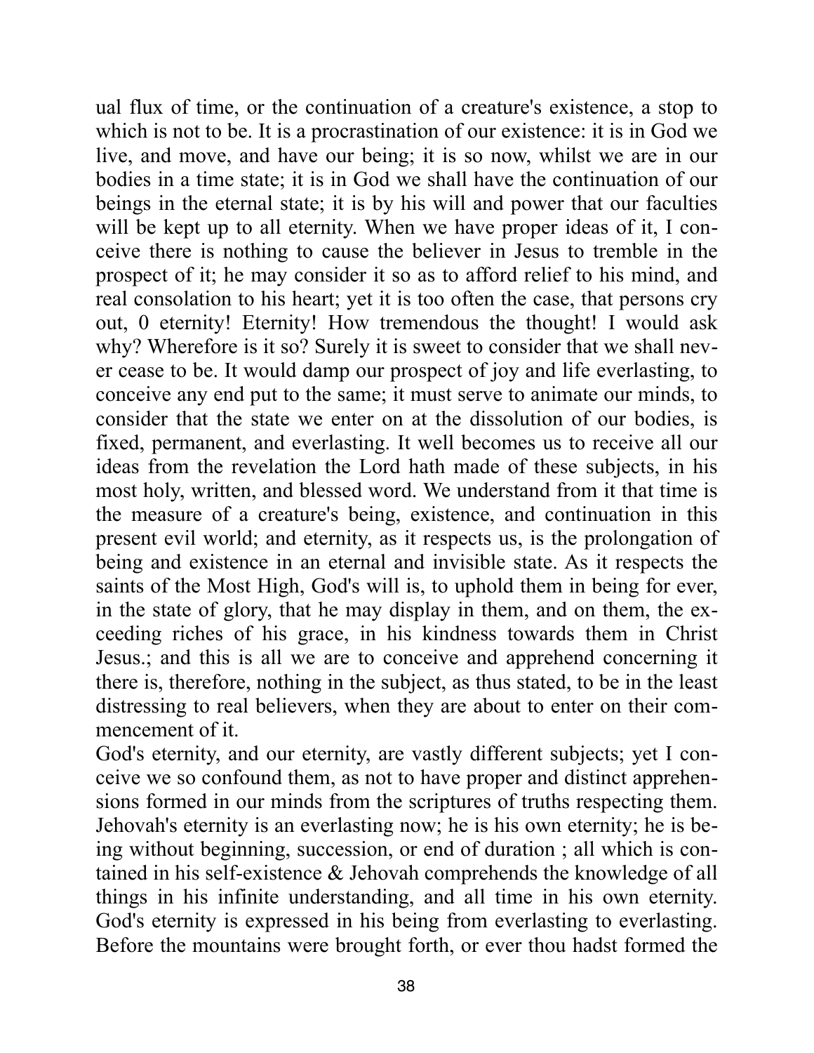ual flux of time, or the continuation of a creature's existence, a stop to which is not to be. It is a procrastination of our existence: it is in God we live, and move, and have our being; it is so now, whilst we are in our bodies in a time state; it is in God we shall have the continuation of our beings in the eternal state; it is by his will and power that our faculties will be kept up to all eternity. When we have proper ideas of it, I conceive there is nothing to cause the believer in Jesus to tremble in the prospect of it; he may consider it so as to afford relief to his mind, and real consolation to his heart; yet it is too often the case, that persons cry out, 0 eternity! Eternity! How tremendous the thought! I would ask why? Wherefore is it so? Surely it is sweet to consider that we shall never cease to be. It would damp our prospect of joy and life everlasting, to conceive any end put to the same; it must serve to animate our minds, to consider that the state we enter on at the dissolution of our bodies, is fixed, permanent, and everlasting. It well becomes us to receive all our ideas from the revelation the Lord hath made of these subjects, in his most holy, written, and blessed word. We understand from it that time is the measure of a creature's being, existence, and continuation in this present evil world; and eternity, as it respects us, is the prolongation of being and existence in an eternal and invisible state. As it respects the saints of the Most High, God's will is, to uphold them in being for ever, in the state of glory, that he may display in them, and on them, the exceeding riches of his grace, in his kindness towards them in Christ Jesus.; and this is all we are to conceive and apprehend concerning it there is, therefore, nothing in the subject, as thus stated, to be in the least distressing to real believers, when they are about to enter on their commencement of it.

God's eternity, and our eternity, are vastly different subjects; yet I conceive we so confound them, as not to have proper and distinct apprehensions formed in our minds from the scriptures of truths respecting them. Jehovah's eternity is an everlasting now; he is his own eternity; he is being without beginning, succession, or end of duration ; all which is contained in his self-existence & Jehovah comprehends the knowledge of all things in his infinite understanding, and all time in his own eternity. God's eternity is expressed in his being from everlasting to everlasting. Before the mountains were brought forth, or ever thou hadst formed the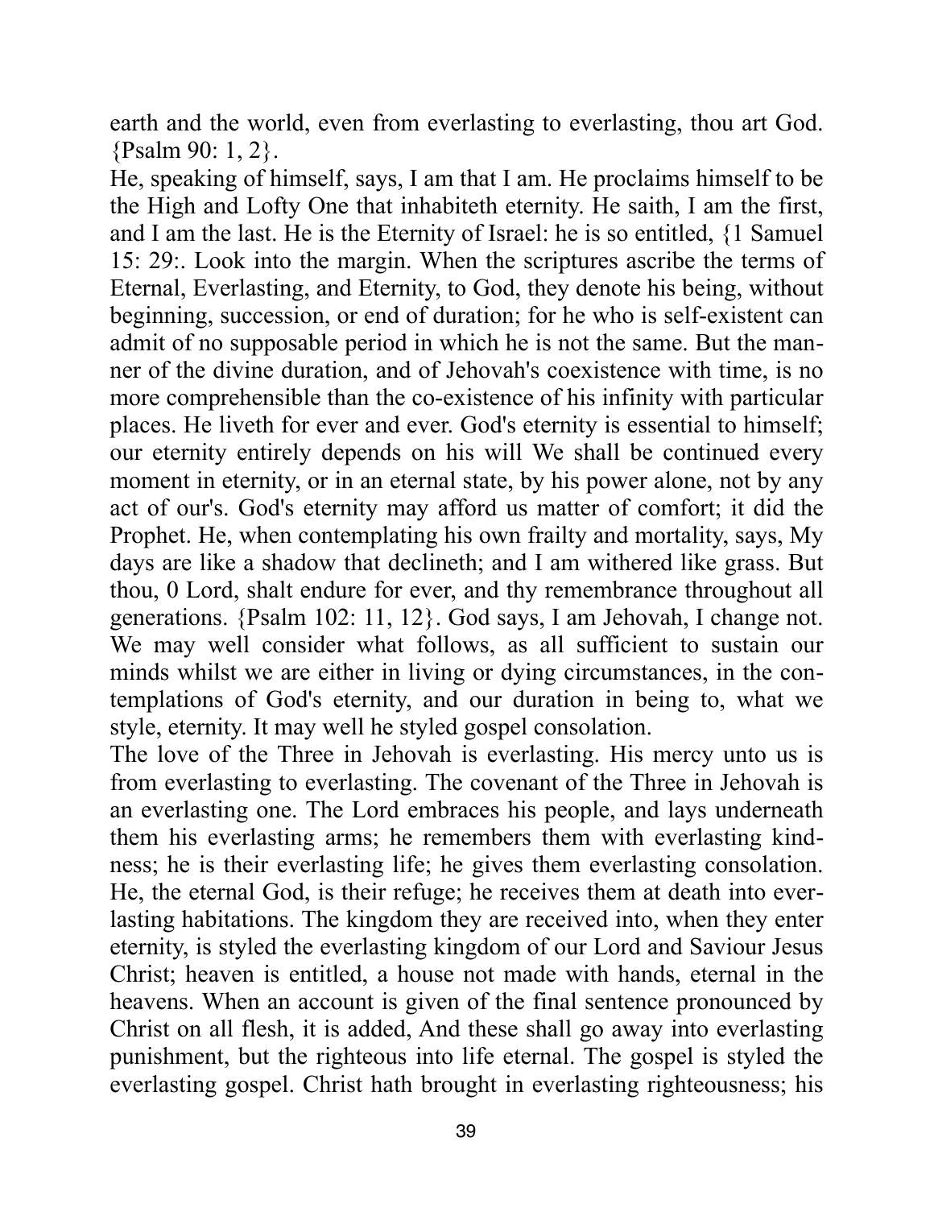earth and the world, even from everlasting to everlasting, thou art God. {Psalm 90: 1, 2}.

He, speaking of himself, says, I am that I am. He proclaims himself to be the High and Lofty One that inhabiteth eternity. He saith, I am the first, and I am the last. He is the Eternity of Israel: he is so entitled, {1 Samuel 15: 29:. Look into the margin. When the scriptures ascribe the terms of Eternal, Everlasting, and Eternity, to God, they denote his being, without beginning, succession, or end of duration; for he who is self-existent can admit of no supposable period in which he is not the same. But the manner of the divine duration, and of Jehovah's coexistence with time, is no more comprehensible than the co-existence of his infinity with particular places. He liveth for ever and ever. God's eternity is essential to himself; our eternity entirely depends on his will We shall be continued every moment in eternity, or in an eternal state, by his power alone, not by any act of our's. God's eternity may afford us matter of comfort; it did the Prophet. He, when contemplating his own frailty and mortality, says, My days are like a shadow that declineth; and I am withered like grass. But thou, 0 Lord, shalt endure for ever, and thy remembrance throughout all generations. {Psalm 102: 11, 12}. God says, I am Jehovah, I change not. We may well consider what follows, as all sufficient to sustain our minds whilst we are either in living or dying circumstances, in the contemplations of God's eternity, and our duration in being to, what we style, eternity. It may well he styled gospel consolation.

The love of the Three in Jehovah is everlasting. His mercy unto us is from everlasting to everlasting. The covenant of the Three in Jehovah is an everlasting one. The Lord embraces his people, and lays underneath them his everlasting arms; he remembers them with everlasting kindness; he is their everlasting life; he gives them everlasting consolation. He, the eternal God, is their refuge; he receives them at death into everlasting habitations. The kingdom they are received into, when they enter eternity, is styled the everlasting kingdom of our Lord and Saviour Jesus Christ; heaven is entitled, a house not made with hands, eternal in the heavens. When an account is given of the final sentence pronounced by Christ on all flesh, it is added, And these shall go away into everlasting punishment, but the righteous into life eternal. The gospel is styled the everlasting gospel. Christ hath brought in everlasting righteousness; his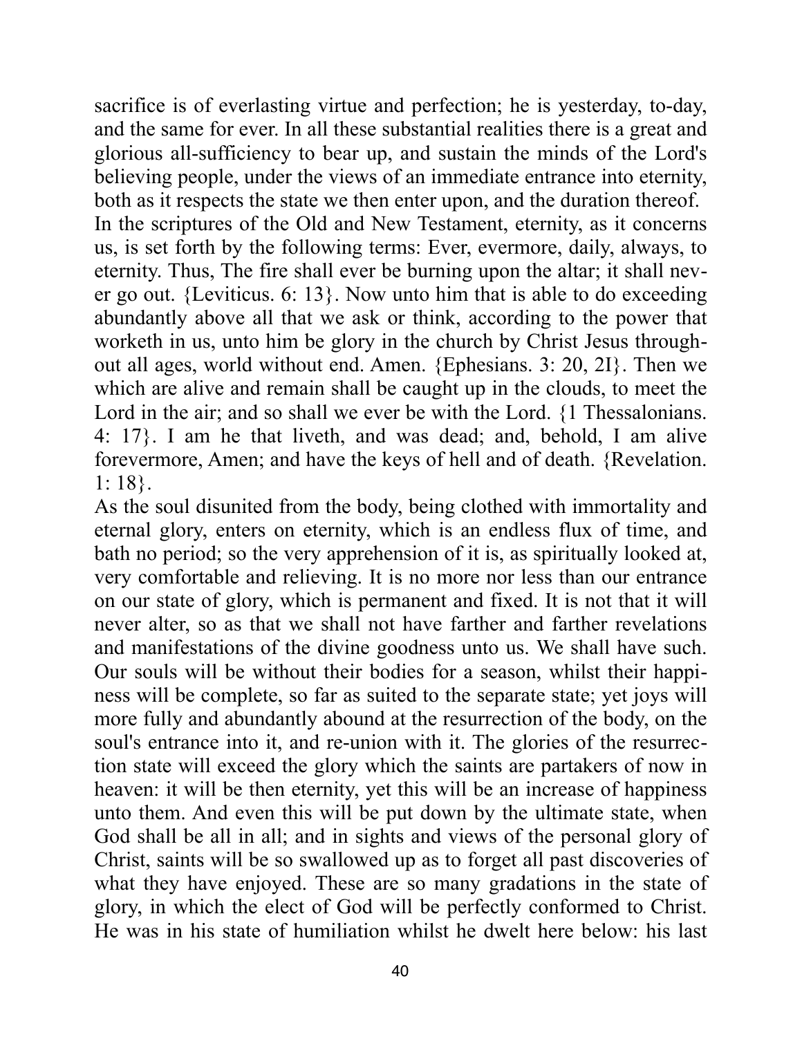sacrifice is of everlasting virtue and perfection; he is yesterday, to-day, and the same for ever. In all these substantial realities there is a great and glorious all-sufficiency to bear up, and sustain the minds of the Lord's believing people, under the views of an immediate entrance into eternity, both as it respects the state we then enter upon, and the duration thereof.

In the scriptures of the Old and New Testament, eternity, as it concerns us, is set forth by the following terms: Ever, evermore, daily, always, to eternity. Thus, The fire shall ever be burning upon the altar; it shall never go out. {Leviticus. 6: 13}. Now unto him that is able to do exceeding abundantly above all that we ask or think, according to the power that worketh in us, unto him be glory in the church by Christ Jesus throughout all ages, world without end. Amen. {Ephesians. 3: 20, 2I}. Then we which are alive and remain shall be caught up in the clouds, to meet the Lord in the air; and so shall we ever be with the Lord. {1 Thessalonians. 4: 17}. I am he that liveth, and was dead; and, behold, I am alive forevermore, Amen; and have the keys of hell and of death. {Revelation. 1: 18}.

As the soul disunited from the body, being clothed with immortality and eternal glory, enters on eternity, which is an endless flux of time, and bath no period; so the very apprehension of it is, as spiritually looked at, very comfortable and relieving. It is no more nor less than our entrance on our state of glory, which is permanent and fixed. It is not that it will never alter, so as that we shall not have farther and farther revelations and manifestations of the divine goodness unto us. We shall have such. Our souls will be without their bodies for a season, whilst their happiness will be complete, so far as suited to the separate state; yet joys will more fully and abundantly abound at the resurrection of the body, on the soul's entrance into it, and re-union with it. The glories of the resurrection state will exceed the glory which the saints are partakers of now in heaven: it will be then eternity, yet this will be an increase of happiness unto them. And even this will be put down by the ultimate state, when God shall be all in all; and in sights and views of the personal glory of Christ, saints will be so swallowed up as to forget all past discoveries of what they have enjoyed. These are so many gradations in the state of glory, in which the elect of God will be perfectly conformed to Christ. He was in his state of humiliation whilst he dwelt here below: his last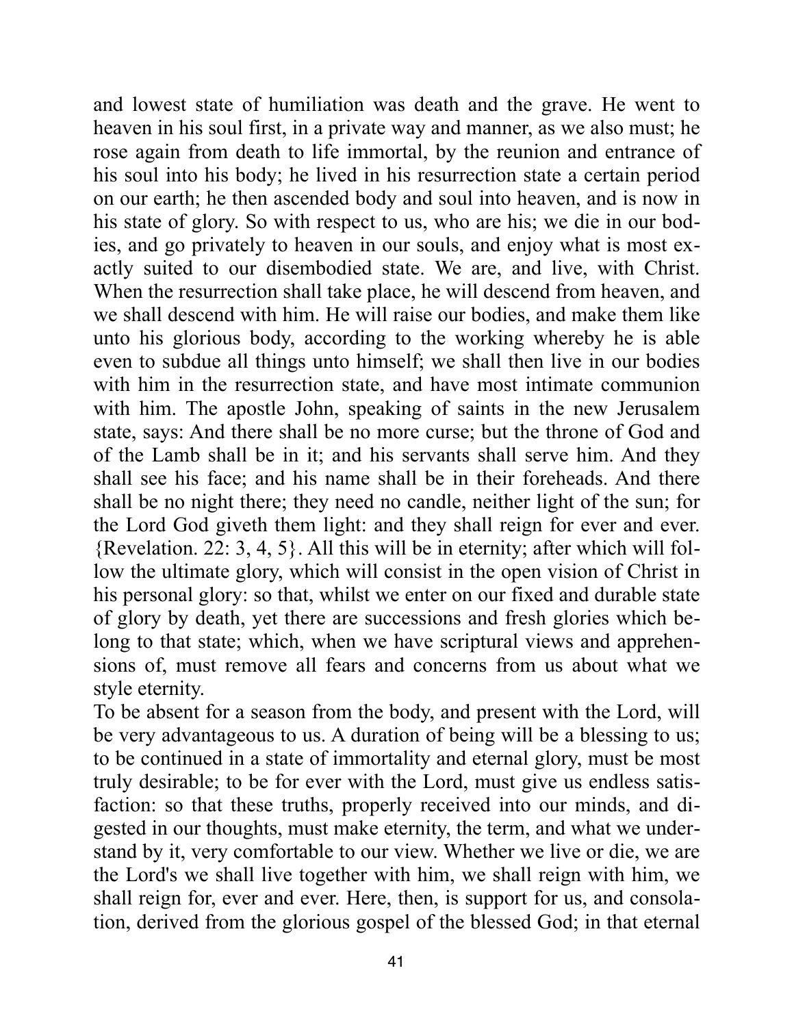and lowest state of humiliation was death and the grave. He went to heaven in his soul first, in a private way and manner, as we also must; he rose again from death to life immortal, by the reunion and entrance of his soul into his body; he lived in his resurrection state a certain period on our earth; he then ascended body and soul into heaven, and is now in his state of glory. So with respect to us, who are his; we die in our bodies, and go privately to heaven in our souls, and enjoy what is most exactly suited to our disembodied state. We are, and live, with Christ. When the resurrection shall take place, he will descend from heaven, and we shall descend with him. He will raise our bodies, and make them like unto his glorious body, according to the working whereby he is able even to subdue all things unto himself; we shall then live in our bodies with him in the resurrection state, and have most intimate communion with him. The apostle John, speaking of saints in the new Jerusalem state, says: And there shall be no more curse; but the throne of God and of the Lamb shall be in it; and his servants shall serve him. And they shall see his face; and his name shall be in their foreheads. And there shall be no night there; they need no candle, neither light of the sun; for the Lord God giveth them light: and they shall reign for ever and ever. {Revelation. 22: 3, 4, 5}. All this will be in eternity; after which will follow the ultimate glory, which will consist in the open vision of Christ in his personal glory: so that, whilst we enter on our fixed and durable state of glory by death, yet there are successions and fresh glories which belong to that state; which, when we have scriptural views and apprehensions of, must remove all fears and concerns from us about what we style eternity.

To be absent for a season from the body, and present with the Lord, will be very advantageous to us. A duration of being will be a blessing to us; to be continued in a state of immortality and eternal glory, must be most truly desirable; to be for ever with the Lord, must give us endless satisfaction: so that these truths, properly received into our minds, and digested in our thoughts, must make eternity, the term, and what we understand by it, very comfortable to our view. Whether we live or die, we are the Lord's we shall live together with him, we shall reign with him, we shall reign for, ever and ever. Here, then, is support for us, and consolation, derived from the glorious gospel of the blessed God; in that eternal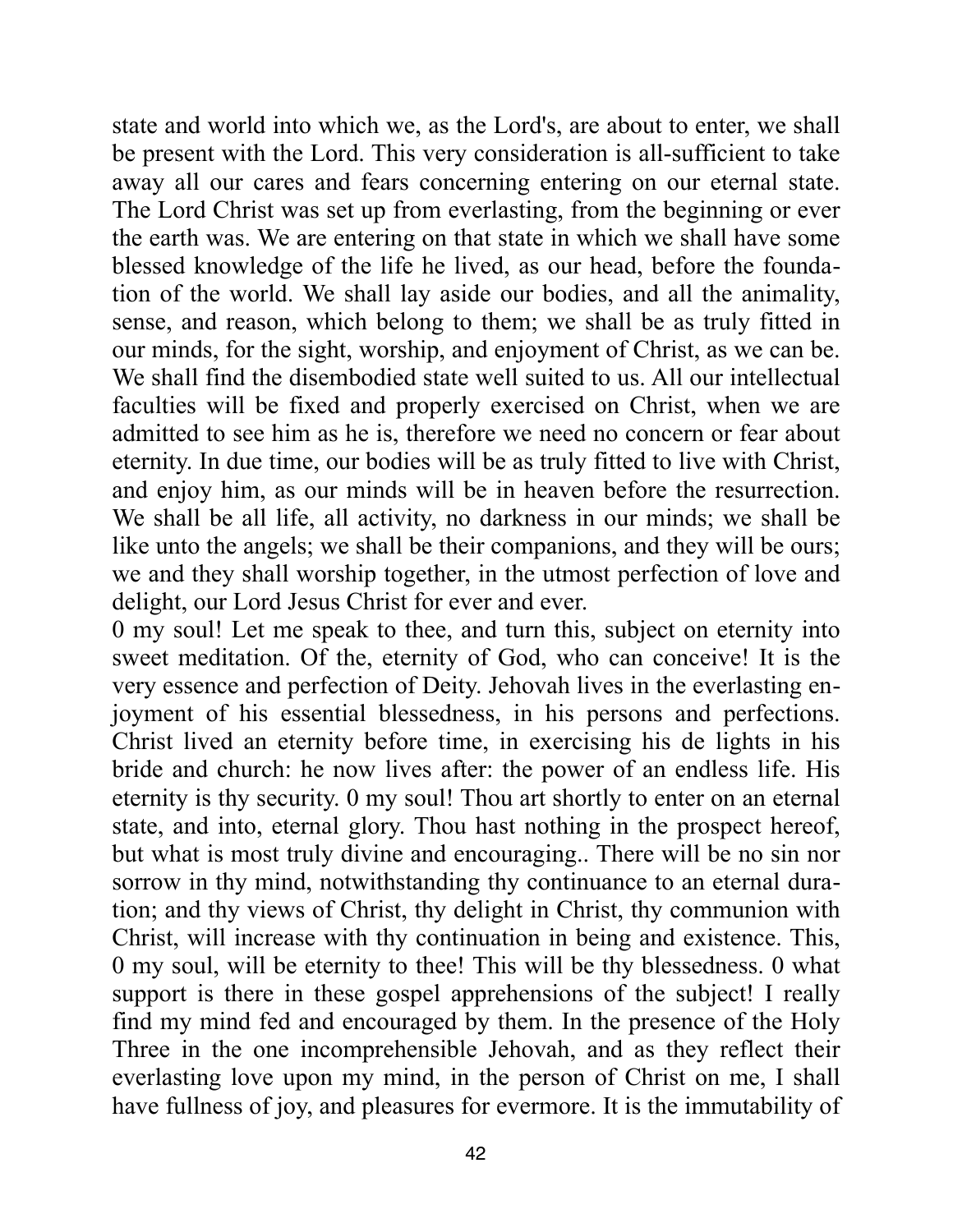state and world into which we, as the Lord's, are about to enter, we shall be present with the Lord. This very consideration is all-sufficient to take away all our cares and fears concerning entering on our eternal state. The Lord Christ was set up from everlasting, from the beginning or ever the earth was. We are entering on that state in which we shall have some blessed knowledge of the life he lived, as our head, before the foundation of the world. We shall lay aside our bodies, and all the animality, sense, and reason, which belong to them; we shall be as truly fitted in our minds, for the sight, worship, and enjoyment of Christ, as we can be. We shall find the disembodied state well suited to us. All our intellectual faculties will be fixed and properly exercised on Christ, when we are admitted to see him as he is, therefore we need no concern or fear about eternity. In due time, our bodies will be as truly fitted to live with Christ, and enjoy him, as our minds will be in heaven before the resurrection. We shall be all life, all activity, no darkness in our minds; we shall be like unto the angels; we shall be their companions, and they will be ours; we and they shall worship together, in the utmost perfection of love and delight, our Lord Jesus Christ for ever and ever.

0 my soul! Let me speak to thee, and turn this, subject on eternity into sweet meditation. Of the, eternity of God, who can conceive! It is the very essence and perfection of Deity. Jehovah lives in the everlasting enjoyment of his essential blessedness, in his persons and perfections. Christ lived an eternity before time, in exercising his de lights in his bride and church: he now lives after: the power of an endless life. His eternity is thy security. 0 my soul! Thou art shortly to enter on an eternal state, and into, eternal glory. Thou hast nothing in the prospect hereof, but what is most truly divine and encouraging.. There will be no sin nor sorrow in thy mind, notwithstanding thy continuance to an eternal duration; and thy views of Christ, thy delight in Christ, thy communion with Christ, will increase with thy continuation in being and existence. This, 0 my soul, will be eternity to thee! This will be thy blessedness. 0 what support is there in these gospel apprehensions of the subject! I really find my mind fed and encouraged by them. In the presence of the Holy Three in the one incomprehensible Jehovah, and as they reflect their everlasting love upon my mind, in the person of Christ on me, I shall have fullness of joy, and pleasures for evermore. It is the immutability of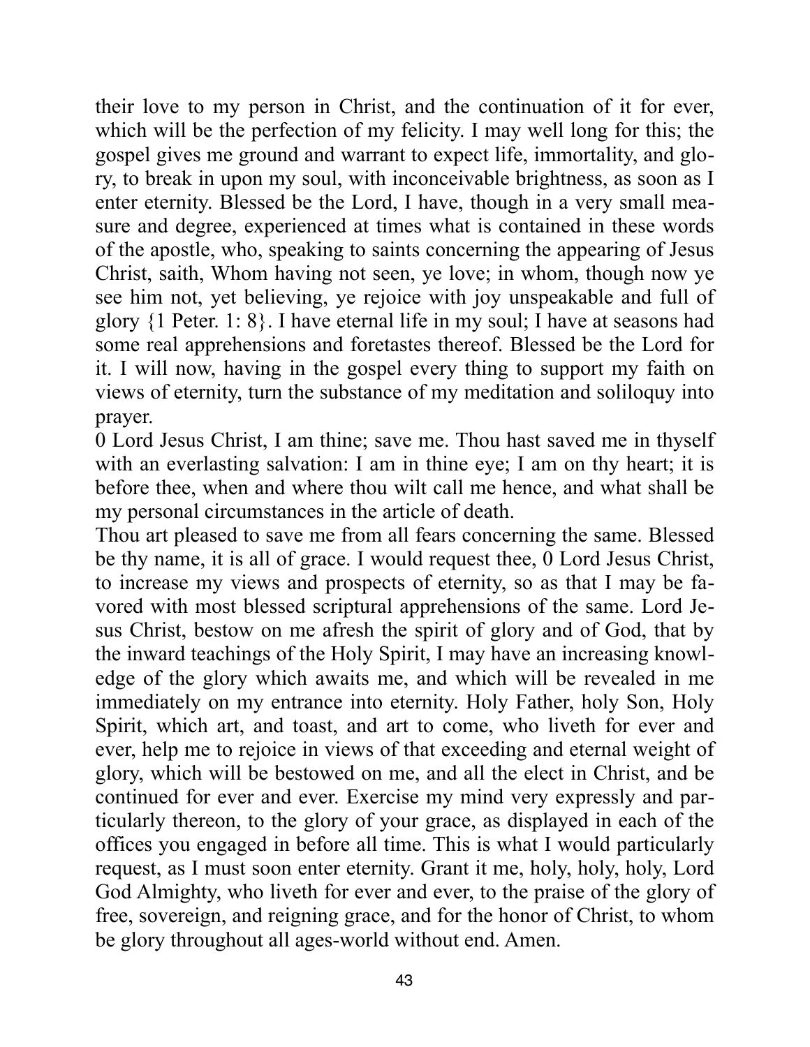their love to my person in Christ, and the continuation of it for ever, which will be the perfection of my felicity. I may well long for this; the gospel gives me ground and warrant to expect life, immortality, and glory, to break in upon my soul, with inconceivable brightness, as soon as I enter eternity. Blessed be the Lord, I have, though in a very small measure and degree, experienced at times what is contained in these words of the apostle, who, speaking to saints concerning the appearing of Jesus Christ, saith, Whom having not seen, ye love; in whom, though now ye see him not, yet believing, ye rejoice with joy unspeakable and full of glory {1 Peter. 1: 8}. I have eternal life in my soul; I have at seasons had some real apprehensions and foretastes thereof. Blessed be the Lord for it. I will now, having in the gospel every thing to support my faith on views of eternity, turn the substance of my meditation and soliloquy into prayer.

0 Lord Jesus Christ, I am thine; save me. Thou hast saved me in thyself with an everlasting salvation: I am in thine eye; I am on thy heart; it is before thee, when and where thou wilt call me hence, and what shall be my personal circumstances in the article of death.

Thou art pleased to save me from all fears concerning the same. Blessed be thy name, it is all of grace. I would request thee, 0 Lord Jesus Christ, to increase my views and prospects of eternity, so as that I may be favored with most blessed scriptural apprehensions of the same. Lord Jesus Christ, bestow on me afresh the spirit of glory and of God, that by the inward teachings of the Holy Spirit, I may have an increasing knowledge of the glory which awaits me, and which will be revealed in me immediately on my entrance into eternity. Holy Father, holy Son, Holy Spirit, which art, and toast, and art to come, who liveth for ever and ever, help me to rejoice in views of that exceeding and eternal weight of glory, which will be bestowed on me, and all the elect in Christ, and be continued for ever and ever. Exercise my mind very expressly and particularly thereon, to the glory of your grace, as displayed in each of the offices you engaged in before all time. This is what I would particularly request, as I must soon enter eternity. Grant it me, holy, holy, holy, Lord God Almighty, who liveth for ever and ever, to the praise of the glory of free, sovereign, and reigning grace, and for the honor of Christ, to whom be glory throughout all ages-world without end. Amen.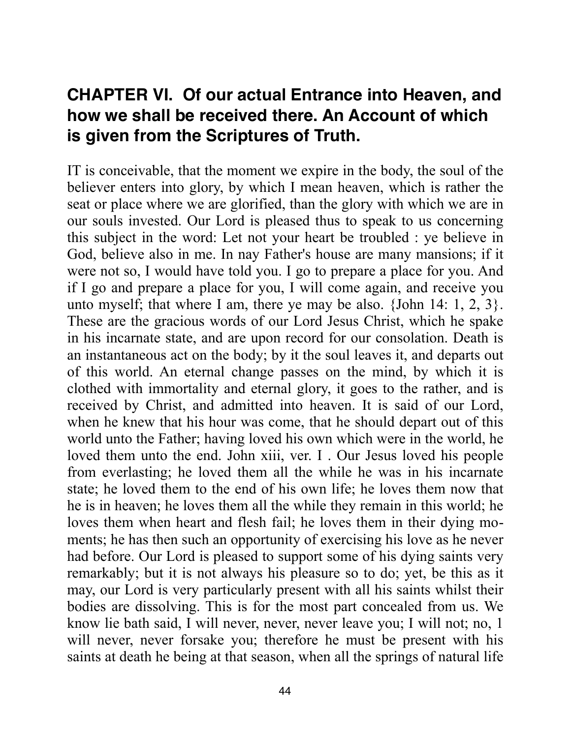## CHAPTER VI. Of our actual Entrance into Heaven, and how we shall be received there. An Account of which is given from the Scriptures of Truth.

IT is conceivable, that the moment we expire in the body, the soul of the believer enters into glory, by which I mean heaven, which is rather the seat or place where we are glorified, than the glory with which we are in our souls invested. Our Lord is pleased thus to speak to us concerning this subject in the word: Let not your heart be troubled : ye believe in God, believe also in me. In nay Father's house are many mansions; if it were not so, I would have told you. I go to prepare a place for you. And if I go and prepare a place for you, I will come again, and receive you unto myself; that where I am, there ye may be also. {John 14: 1, 2, 3}. These are the gracious words of our Lord Jesus Christ, which he spake in his incarnate state, and are upon record for our consolation. Death is an instantaneous act on the body; by it the soul leaves it, and departs out of this world. An eternal change passes on the mind, by which it is clothed with immortality and eternal glory, it goes to the rather, and is received by Christ, and admitted into heaven. It is said of our Lord, when he knew that his hour was come, that he should depart out of this world unto the Father; having loved his own which were in the world, he loved them unto the end. John xiii, ver. I . Our Jesus loved his people from everlasting; he loved them all the while he was in his incarnate state; he loved them to the end of his own life; he loves them now that he is in heaven; he loves them all the while they remain in this world; he loves them when heart and flesh fail; he loves them in their dying moments; he has then such an opportunity of exercising his love as he never had before. Our Lord is pleased to support some of his dying saints very remarkably; but it is not always his pleasure so to do; yet, be this as it may, our Lord is very particularly present with all his saints whilst their bodies are dissolving. This is for the most part concealed from us. We know lie bath said, I will never, never, never leave you; I will not; no, 1 will never, never forsake you; therefore he must be present with his saints at death he being at that season, when all the springs of natural life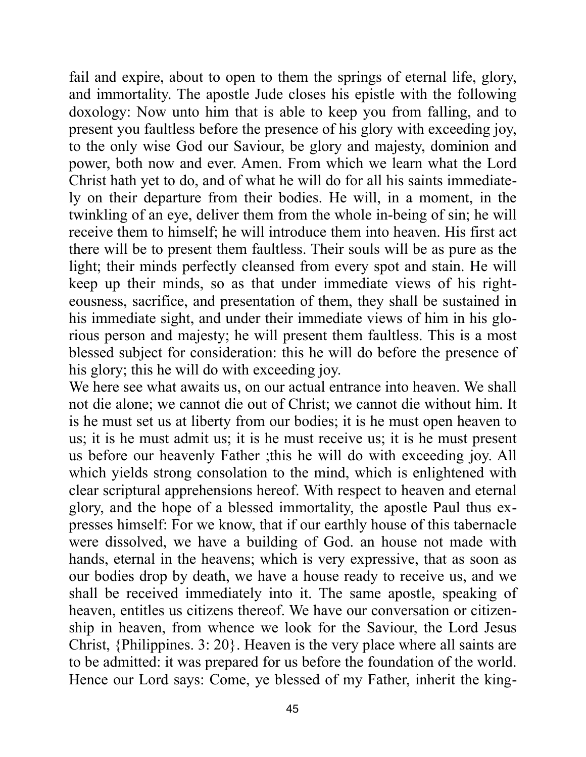fail and expire, about to open to them the springs of eternal life, glory, and immortality. The apostle Jude closes his epistle with the following doxology: Now unto him that is able to keep you from falling, and to present you faultless before the presence of his glory with exceeding joy, to the only wise God our Saviour, be glory and majesty, dominion and power, both now and ever. Amen. From which we learn what the Lord Christ hath yet to do, and of what he will do for all his saints immediately on their departure from their bodies. He will, in a moment, in the twinkling of an eye, deliver them from the whole in-being of sin; he will receive them to himself; he will introduce them into heaven. His first act there will be to present them faultless. Their souls will be as pure as the light; their minds perfectly cleansed from every spot and stain. He will keep up their minds, so as that under immediate views of his righteousness, sacrifice, and presentation of them, they shall be sustained in his immediate sight, and under their immediate views of him in his glorious person and majesty; he will present them faultless. This is a most blessed subject for consideration: this he will do before the presence of his glory; this he will do with exceeding joy.

We here see what awaits us, on our actual entrance into heaven. We shall not die alone; we cannot die out of Christ; we cannot die without him. It is he must set us at liberty from our bodies; it is he must open heaven to us; it is he must admit us; it is he must receive us; it is he must present us before our heavenly Father ;this he will do with exceeding joy. All which yields strong consolation to the mind, which is enlightened with clear scriptural apprehensions hereof. With respect to heaven and eternal glory, and the hope of a blessed immortality, the apostle Paul thus expresses himself: For we know, that if our earthly house of this tabernacle were dissolved, we have a building of God. an house not made with hands, eternal in the heavens; which is very expressive, that as soon as our bodies drop by death, we have a house ready to receive us, and we shall be received immediately into it. The same apostle, speaking of heaven, entitles us citizens thereof. We have our conversation or citizenship in heaven, from whence we look for the Saviour, the Lord Jesus Christ, {Philippines. 3: 20}. Heaven is the very place where all saints are to be admitted: it was prepared for us before the foundation of the world. Hence our Lord says: Come, ye blessed of my Father, inherit the king-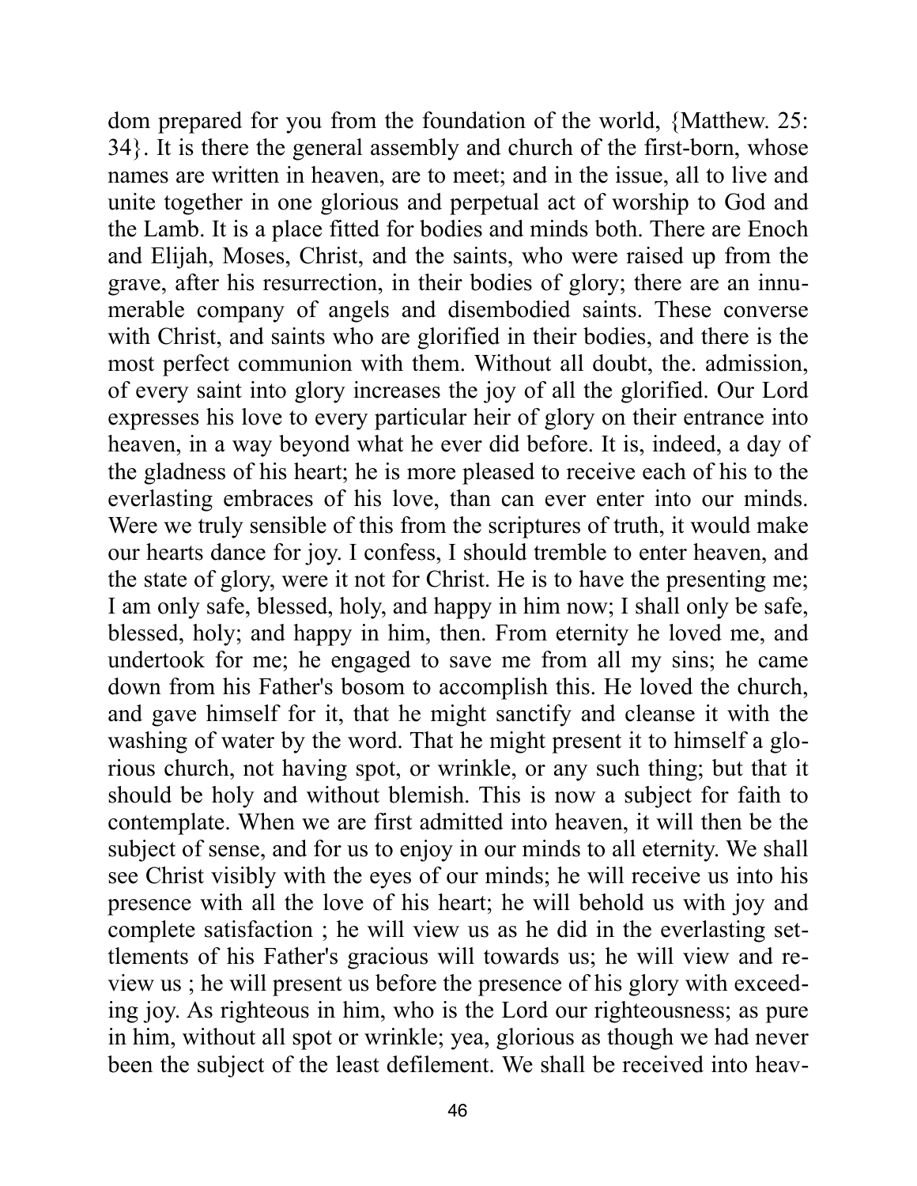dom prepared for you from the foundation of the world, {Matthew. 25: 34}. It is there the general assembly and church of the first-born, whose names are written in heaven, are to meet; and in the issue, all to live and unite together in one glorious and perpetual act of worship to God and the Lamb. It is a place fitted for bodies and minds both. There are Enoch and Elijah, Moses, Christ, and the saints, who were raised up from the grave, after his resurrection, in their bodies of glory; there are an innumerable company of angels and disembodied saints. These converse with Christ, and saints who are glorified in their bodies, and there is the most perfect communion with them. Without all doubt, the. admission, of every saint into glory increases the joy of all the glorified. Our Lord expresses his love to every particular heir of glory on their entrance into heaven, in a way beyond what he ever did before. It is, indeed, a day of the gladness of his heart; he is more pleased to receive each of his to the everlasting embraces of his love, than can ever enter into our minds. Were we truly sensible of this from the scriptures of truth, it would make our hearts dance for joy. I confess, I should tremble to enter heaven, and the state of glory, were it not for Christ. He is to have the presenting me; I am only safe, blessed, holy, and happy in him now; I shall only be safe, blessed, holy; and happy in him, then. From eternity he loved me, and undertook for me; he engaged to save me from all my sins; he came down from his Father's bosom to accomplish this. He loved the church, and gave himself for it, that he might sanctify and cleanse it with the washing of water by the word. That he might present it to himself a glorious church, not having spot, or wrinkle, or any such thing; but that it should be holy and without blemish. This is now a subject for faith to contemplate. When we are first admitted into heaven, it will then be the subject of sense, and for us to enjoy in our minds to all eternity. We shall see Christ visibly with the eyes of our minds; he will receive us into his presence with all the love of his heart; he will behold us with joy and complete satisfaction ; he will view us as he did in the everlasting settlements of his Father's gracious will towards us; he will view and review us ; he will present us before the presence of his glory with exceeding joy. As righteous in him, who is the Lord our righteousness; as pure in him, without all spot or wrinkle; yea, glorious as though we had never been the subject of the least defilement. We shall be received into heav-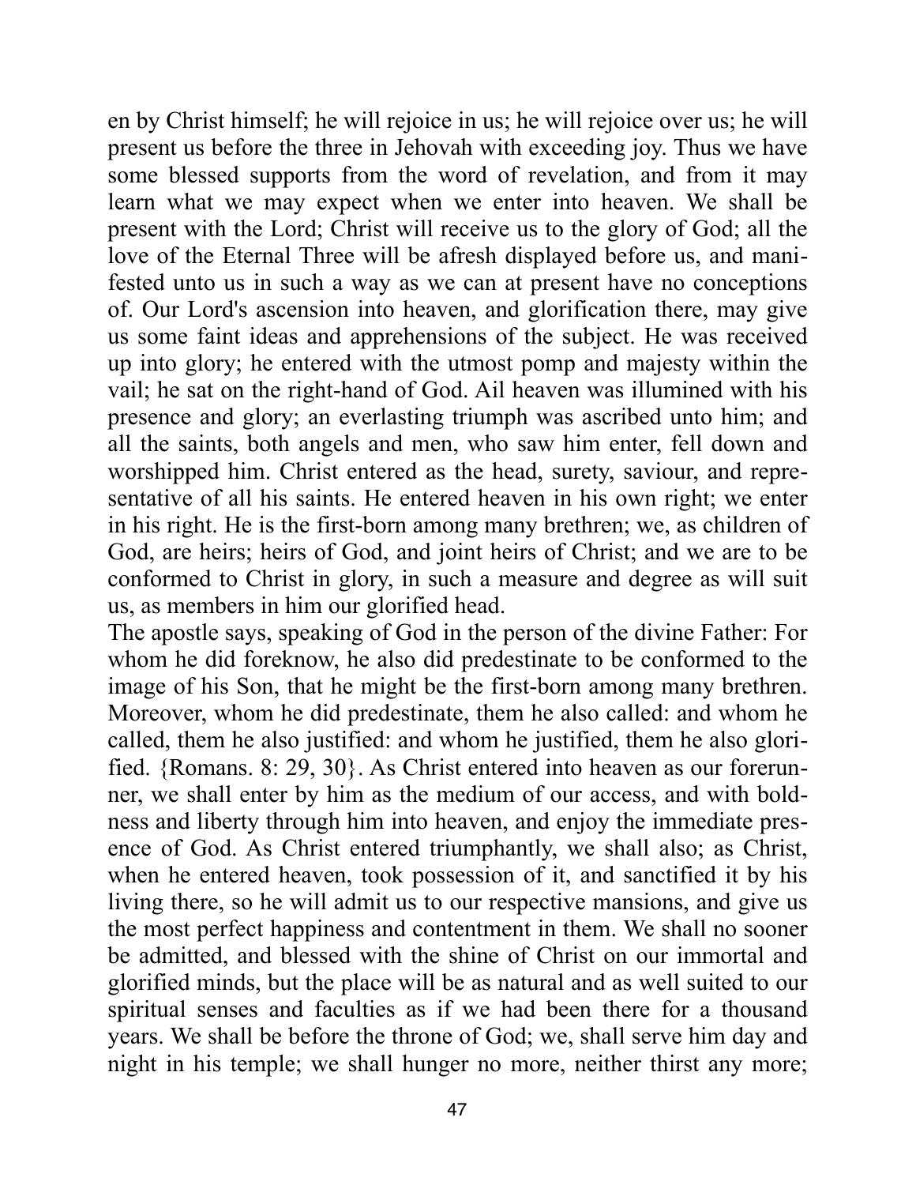en by Christ himself; he will rejoice in us; he will rejoice over us; he will present us before the three in Jehovah with exceeding joy. Thus we have some blessed supports from the word of revelation, and from it may learn what we may expect when we enter into heaven. We shall be present with the Lord; Christ will receive us to the glory of God; all the love of the Eternal Three will be afresh displayed before us, and manifested unto us in such a way as we can at present have no conceptions of. Our Lord's ascension into heaven, and glorification there, may give us some faint ideas and apprehensions of the subject. He was received up into glory; he entered with the utmost pomp and majesty within the vail; he sat on the right-hand of God. Ail heaven was illumined with his presence and glory; an everlasting triumph was ascribed unto him; and all the saints, both angels and men, who saw him enter, fell down and worshipped him. Christ entered as the head, surety, saviour, and representative of all his saints. He entered heaven in his own right; we enter in his right. He is the first-born among many brethren; we, as children of God, are heirs; heirs of God, and joint heirs of Christ; and we are to be conformed to Christ in glory, in such a measure and degree as will suit us, as members in him our glorified head.

The apostle says, speaking of God in the person of the divine Father: For whom he did foreknow, he also did predestinate to be conformed to the image of his Son, that he might be the first-born among many brethren. Moreover, whom he did predestinate, them he also called: and whom he called, them he also justified: and whom he justified, them he also glorified. {Romans. 8: 29, 30}. As Christ entered into heaven as our forerunner, we shall enter by him as the medium of our access, and with boldness and liberty through him into heaven, and enjoy the immediate presence of God. As Christ entered triumphantly, we shall also; as Christ, when he entered heaven, took possession of it, and sanctified it by his living there, so he will admit us to our respective mansions, and give us the most perfect happiness and contentment in them. We shall no sooner be admitted, and blessed with the shine of Christ on our immortal and glorified minds, but the place will be as natural and as well suited to our spiritual senses and faculties as if we had been there for a thousand years. We shall be before the throne of God; we, shall serve him day and night in his temple; we shall hunger no more, neither thirst any more;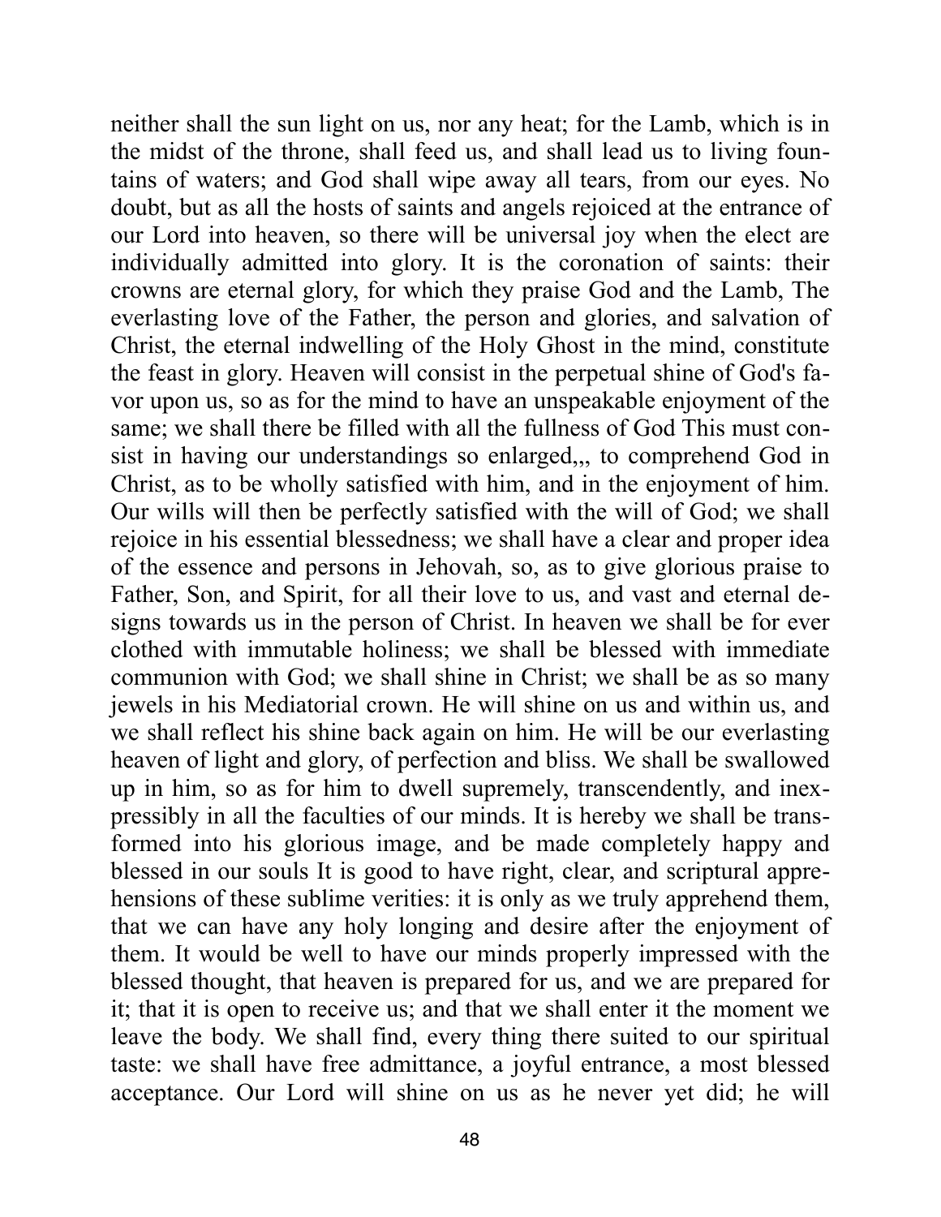neither shall the sun light on us, nor any heat; for the Lamb, which is in the midst of the throne, shall feed us, and shall lead us to living fountains of waters; and God shall wipe away all tears, from our eyes. No doubt, but as all the hosts of saints and angels rejoiced at the entrance of our Lord into heaven, so there will be universal joy when the elect are individually admitted into glory. It is the coronation of saints: their crowns are eternal glory, for which they praise God and the Lamb, The everlasting love of the Father, the person and glories, and salvation of Christ, the eternal indwelling of the Holy Ghost in the mind, constitute the feast in glory. Heaven will consist in the perpetual shine of God's favor upon us, so as for the mind to have an unspeakable enjoyment of the same; we shall there be filled with all the fullness of God This must consist in having our understandings so enlarged,,, to comprehend God in Christ, as to be wholly satisfied with him, and in the enjoyment of him. Our wills will then be perfectly satisfied with the will of God; we shall rejoice in his essential blessedness; we shall have a clear and proper idea of the essence and persons in Jehovah, so, as to give glorious praise to Father, Son, and Spirit, for all their love to us, and vast and eternal designs towards us in the person of Christ. In heaven we shall be for ever clothed with immutable holiness; we shall be blessed with immediate communion with God; we shall shine in Christ; we shall be as so many jewels in his Mediatorial crown. He will shine on us and within us, and we shall reflect his shine back again on him. He will be our everlasting heaven of light and glory, of perfection and bliss. We shall be swallowed up in him, so as for him to dwell supremely, transcendently, and inexpressibly in all the faculties of our minds. It is hereby we shall be transformed into his glorious image, and be made completely happy and blessed in our souls It is good to have right, clear, and scriptural apprehensions of these sublime verities: it is only as we truly apprehend them, that we can have any holy longing and desire after the enjoyment of them. It would be well to have our minds properly impressed with the blessed thought, that heaven is prepared for us, and we are prepared for it; that it is open to receive us; and that we shall enter it the moment we leave the body. We shall find, every thing there suited to our spiritual taste: we shall have free admittance, a joyful entrance, a most blessed acceptance. Our Lord will shine on us as he never yet did; he will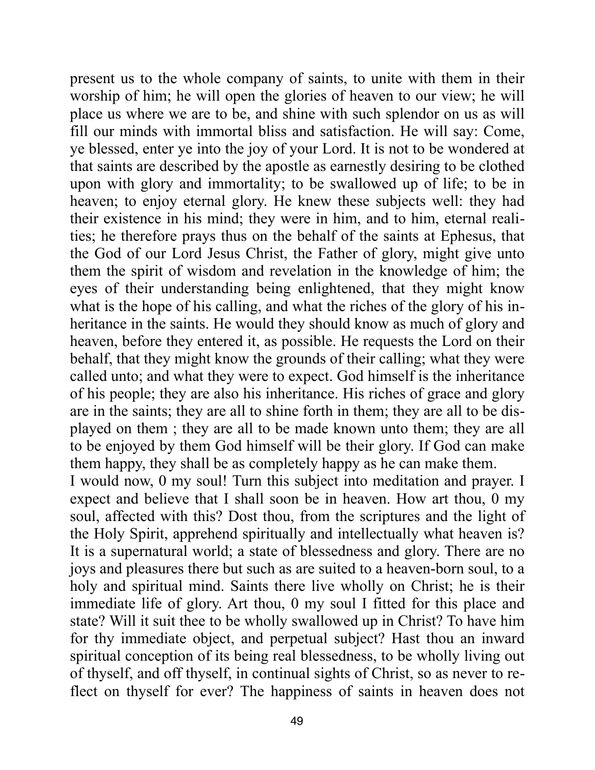present us to the whole company of saints, to unite with them in their worship of him; he will open the glories of heaven to our view; he will place us where we are to be, and shine with such splendor on us as will fill our minds with immortal bliss and satisfaction. He will say: Come, ye blessed, enter ye into the joy of your Lord. It is not to be wondered at that saints are described by the apostle as earnestly desiring to be clothed upon with glory and immortality; to be swallowed up of life; to be in heaven; to enjoy eternal glory. He knew these subjects well: they had their existence in his mind; they were in him, and to him, eternal realities; he therefore prays thus on the behalf of the saints at Ephesus, that the God of our Lord Jesus Christ, the Father of glory, might give unto them the spirit of wisdom and revelation in the knowledge of him; the eyes of their understanding being enlightened, that they might know what is the hope of his calling, and what the riches of the glory of his inheritance in the saints. He would they should know as much of glory and heaven, before they entered it, as possible. He requests the Lord on their behalf, that they might know the grounds of their calling; what they were called unto; and what they were to expect. God himself is the inheritance of his people; they are also his inheritance. His riches of grace and glory are in the saints; they are all to shine forth in them; they are all to be displayed on them ; they are all to be made known unto them; they are all to be enjoyed by them God himself will be their glory. If God can make them happy, they shall be as completely happy as he can make them.

I would now, 0 my soul! Turn this subject into meditation and prayer. I expect and believe that I shall soon be in heaven. How art thou, 0 my soul, affected with this? Dost thou, from the scriptures and the light of the Holy Spirit, apprehend spiritually and intellectually what heaven is? It is a supernatural world; a state of blessedness and glory. There are no joys and pleasures there but such as are suited to a heaven-born soul, to a holy and spiritual mind. Saints there live wholly on Christ; he is their immediate life of glory. Art thou, 0 my soul I fitted for this place and state? Will it suit thee to be wholly swallowed up in Christ? To have him for thy immediate object, and perpetual subject? Hast thou an inward spiritual conception of its being real blessedness, to be wholly living out of thyself, and off thyself, in continual sights of Christ, so as never to reflect on thyself for ever? The happiness of saints in heaven does not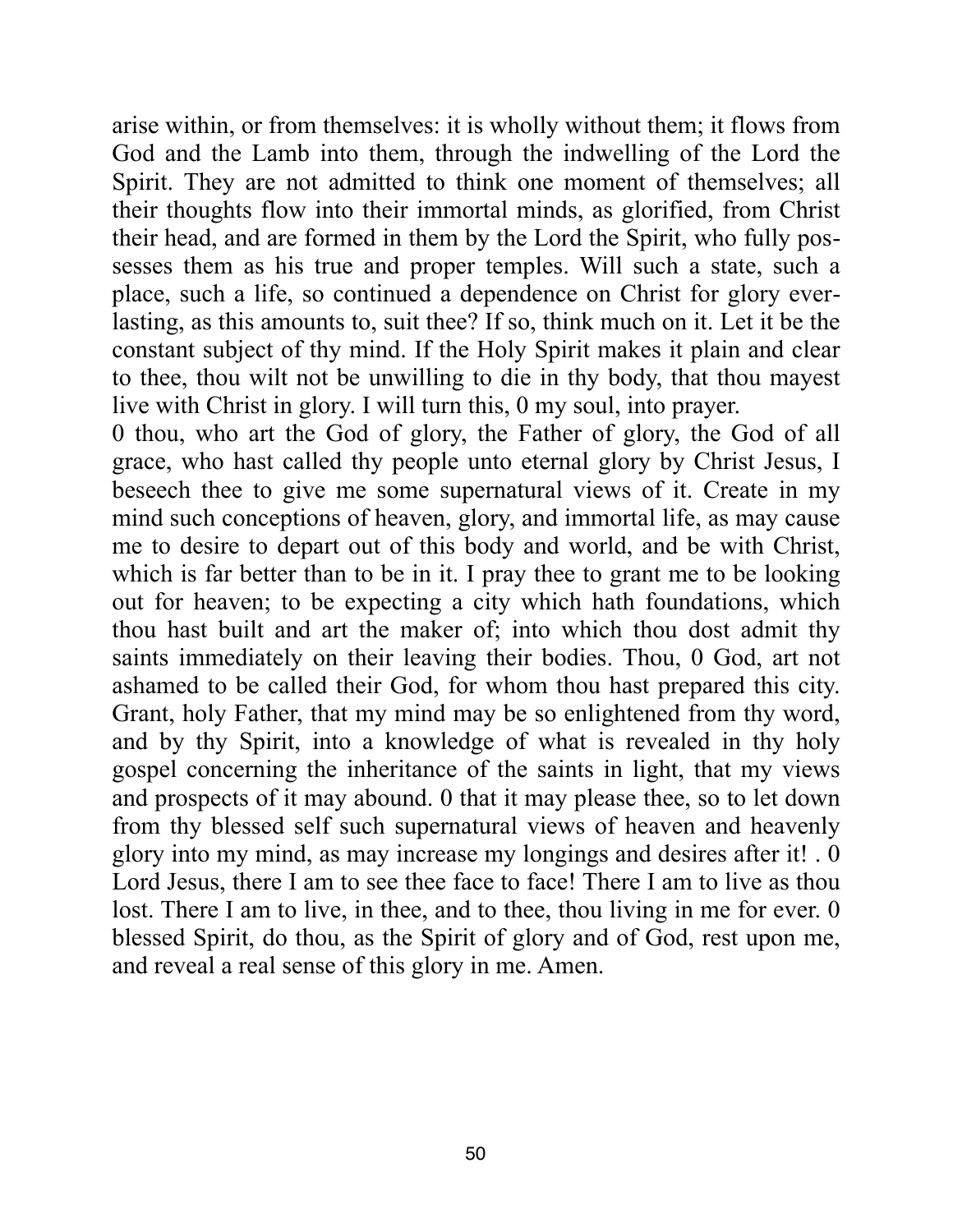arise within, or from themselves: it is wholly without them; it flows from God and the Lamb into them, through the indwelling of the Lord the Spirit. They are not admitted to think one moment of themselves; all their thoughts flow into their immortal minds, as glorified, from Christ their head, and are formed in them by the Lord the Spirit, who fully possesses them as his true and proper temples. Will such a state, such a place, such a life, so continued a dependence on Christ for glory everlasting, as this amounts to, suit thee? If so, think much on it. Let it be the constant subject of thy mind. If the Holy Spirit makes it plain and clear to thee, thou wilt not be unwilling to die in thy body, that thou mayest live with Christ in glory. I will turn this, 0 my soul, into prayer.

0 thou, who art the God of glory, the Father of glory, the God of all grace, who hast called thy people unto eternal glory by Christ Jesus, I beseech thee to give me some supernatural views of it. Create in my mind such conceptions of heaven, glory, and immortal life, as may cause me to desire to depart out of this body and world, and be with Christ, which is far better than to be in it. I pray thee to grant me to be looking out for heaven; to be expecting a city which hath foundations, which thou hast built and art the maker of; into which thou dost admit thy saints immediately on their leaving their bodies. Thou, 0 God, art not ashamed to be called their God, for whom thou hast prepared this city. Grant, holy Father, that my mind may be so enlightened from thy word, and by thy Spirit, into a knowledge of what is revealed in thy holy gospel concerning the inheritance of the saints in light, that my views and prospects of it may abound. 0 that it may please thee, so to let down from thy blessed self such supernatural views of heaven and heavenly glory into my mind, as may increase my longings and desires after it! . 0 Lord Jesus, there I am to see thee face to face! There I am to live as thou lost. There I am to live, in thee, and to thee, thou living in me for ever. 0 blessed Spirit, do thou, as the Spirit of glory and of God, rest upon me, and reveal a real sense of this glory in me. Amen.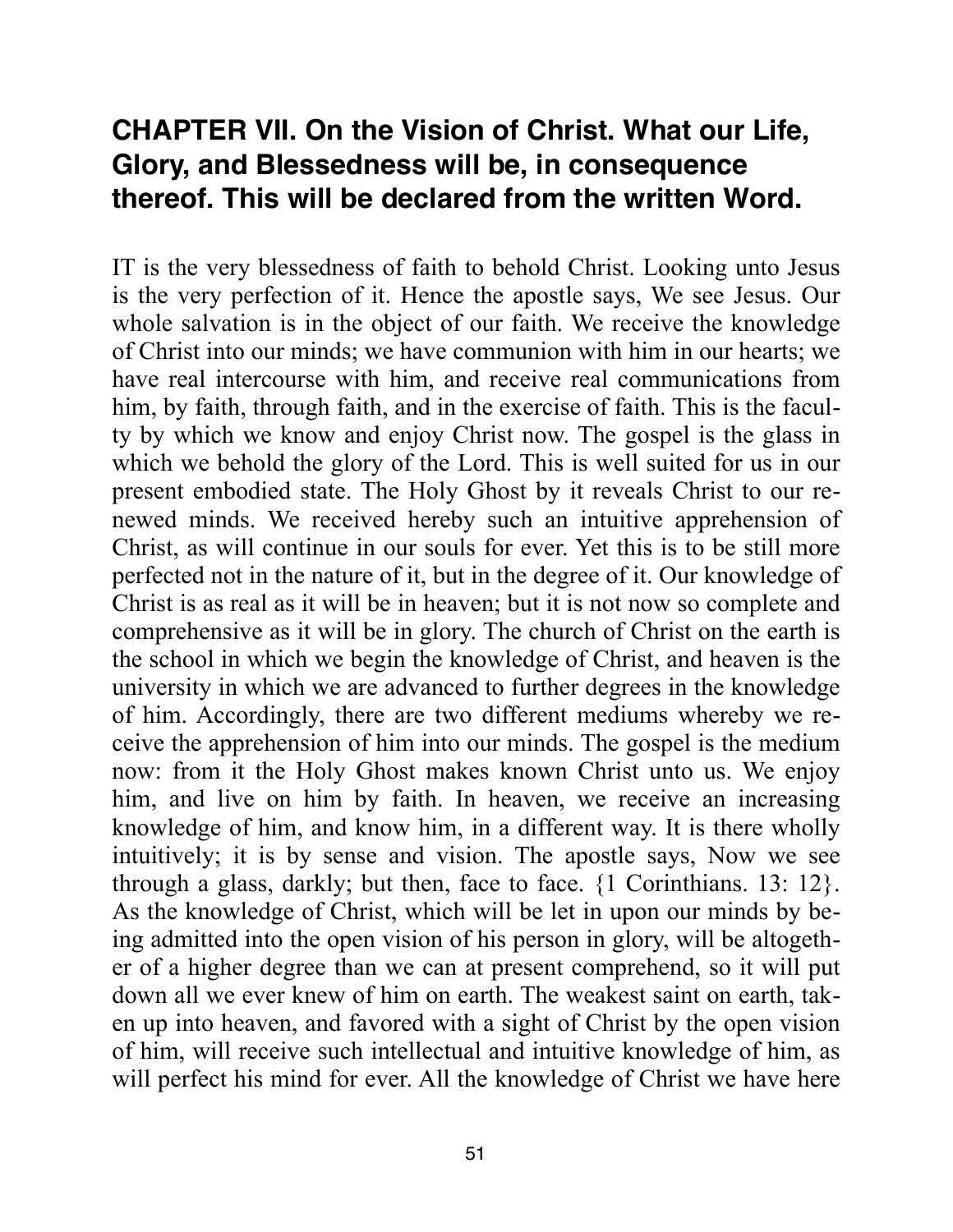## CHAPTER VII. On the Vision of Christ. What our Life, Glory, and Blessedness will be, in consequence thereof. This will be declared from the written Word.

IT is the very blessedness of faith to behold Christ. Looking unto Jesus is the very perfection of it. Hence the apostle says, We see Jesus. Our whole salvation is in the object of our faith. We receive the knowledge of Christ into our minds; we have communion with him in our hearts; we have real intercourse with him, and receive real communications from him, by faith, through faith, and in the exercise of faith. This is the faculty by which we know and enjoy Christ now. The gospel is the glass in which we behold the glory of the Lord. This is well suited for us in our present embodied state. The Holy Ghost by it reveals Christ to our renewed minds. We received hereby such an intuitive apprehension of Christ, as will continue in our souls for ever. Yet this is to be still more perfected not in the nature of it, but in the degree of it. Our knowledge of Christ is as real as it will be in heaven; but it is not now so complete and comprehensive as it will be in glory. The church of Christ on the earth is the school in which we begin the knowledge of Christ, and heaven is the university in which we are advanced to further degrees in the knowledge of him. Accordingly, there are two different mediums whereby we receive the apprehension of him into our minds. The gospel is the medium now: from it the Holy Ghost makes known Christ unto us. We enjoy him, and live on him by faith. In heaven, we receive an increasing knowledge of him, and know him, in a different way. It is there wholly intuitively; it is by sense and vision. The apostle says, Now we see through a glass, darkly; but then, face to face. {1 Corinthians. 13: 12}. As the knowledge of Christ, which will be let in upon our minds by being admitted into the open vision of his person in glory, will be altogether of a higher degree than we can at present comprehend, so it will put down all we ever knew of him on earth. The weakest saint on earth, taken up into heaven, and favored with a sight of Christ by the open vision of him, will receive such intellectual and intuitive knowledge of him, as will perfect his mind for ever. All the knowledge of Christ we have here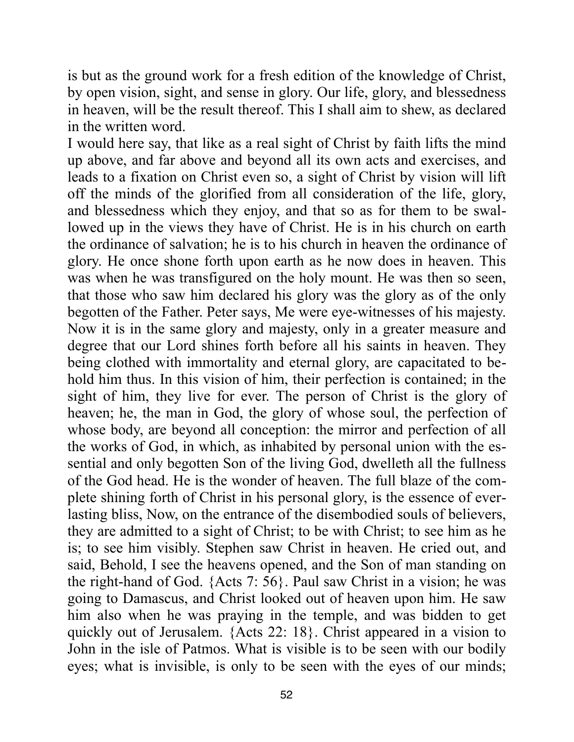is but as the ground work for a fresh edition of the knowledge of Christ, by open vision, sight, and sense in glory. Our life, glory, and blessedness in heaven, will be the result thereof. This I shall aim to shew, as declared in the written word.

I would here say, that like as a real sight of Christ by faith lifts the mind up above, and far above and beyond all its own acts and exercises, and leads to a fixation on Christ even so, a sight of Christ by vision will lift off the minds of the glorified from all consideration of the life, glory, and blessedness which they enjoy, and that so as for them to be swallowed up in the views they have of Christ. He is in his church on earth the ordinance of salvation; he is to his church in heaven the ordinance of glory. He once shone forth upon earth as he now does in heaven. This was when he was transfigured on the holy mount. He was then so seen, that those who saw him declared his glory was the glory as of the only begotten of the Father. Peter says, Me were eye-witnesses of his majesty. Now it is in the same glory and majesty, only in a greater measure and degree that our Lord shines forth before all his saints in heaven. They being clothed with immortality and eternal glory, are capacitated to behold him thus. In this vision of him, their perfection is contained; in the sight of him, they live for ever. The person of Christ is the glory of heaven; he, the man in God, the glory of whose soul, the perfection of whose body, are beyond all conception: the mirror and perfection of all the works of God, in which, as inhabited by personal union with the essential and only begotten Son of the living God, dwelleth all the fullness of the God head. He is the wonder of heaven. The full blaze of the complete shining forth of Christ in his personal glory, is the essence of everlasting bliss, Now, on the entrance of the disembodied souls of believers, they are admitted to a sight of Christ; to be with Christ; to see him as he is; to see him visibly. Stephen saw Christ in heaven. He cried out, and said, Behold, I see the heavens opened, and the Son of man standing on the right-hand of God. {Acts 7: 56}. Paul saw Christ in a vision; he was going to Damascus, and Christ looked out of heaven upon him. He saw him also when he was praying in the temple, and was bidden to get quickly out of Jerusalem. {Acts 22: 18}. Christ appeared in a vision to John in the isle of Patmos. What is visible is to be seen with our bodily eyes; what is invisible, is only to be seen with the eyes of our minds;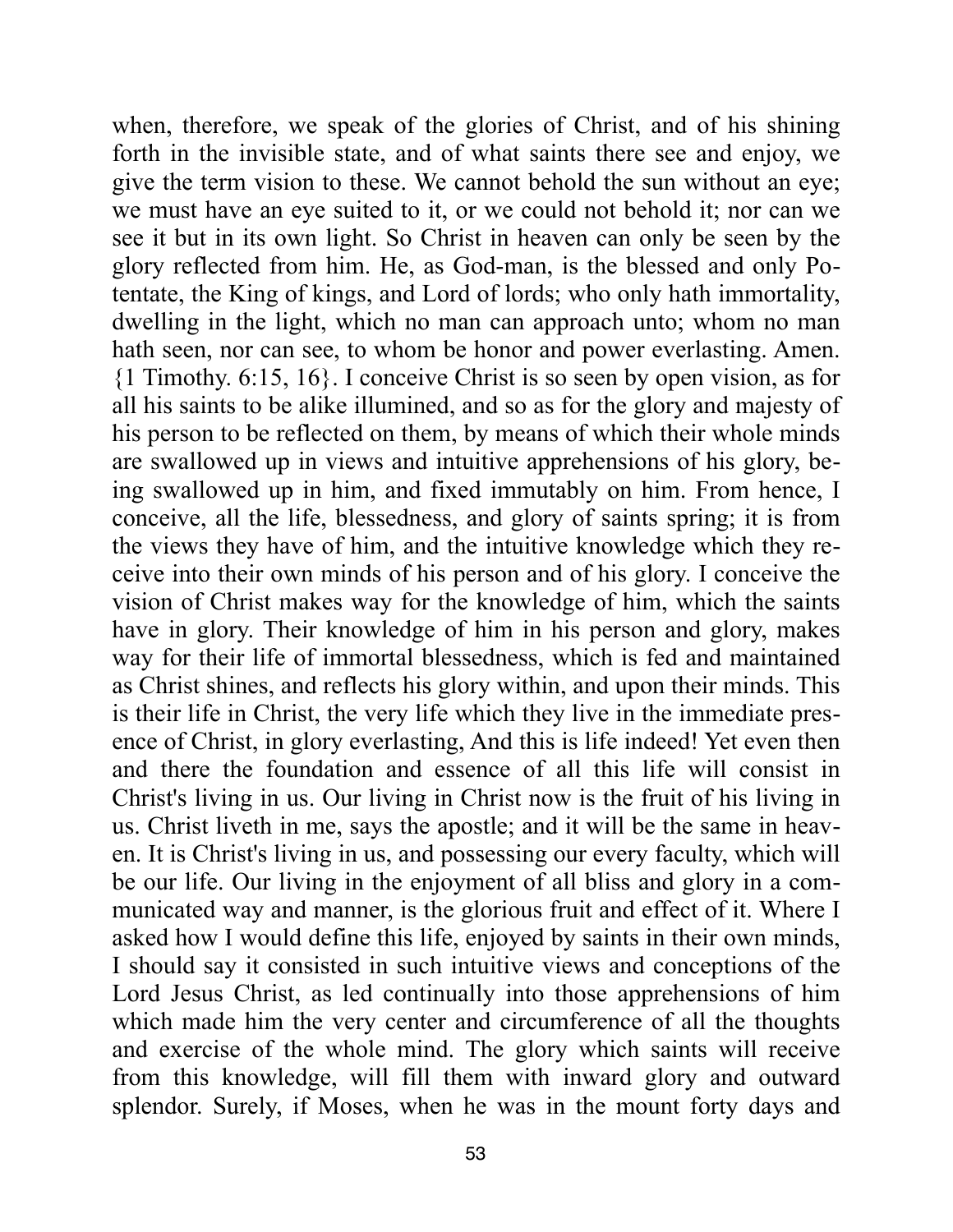when, therefore, we speak of the glories of Christ, and of his shining forth in the invisible state, and of what saints there see and enjoy, we give the term vision to these. We cannot behold the sun without an eye; we must have an eye suited to it, or we could not behold it; nor can we see it but in its own light. So Christ in heaven can only be seen by the glory reflected from him. He, as God-man, is the blessed and only Potentate, the King of kings, and Lord of lords; who only hath immortality, dwelling in the light, which no man can approach unto; whom no man hath seen, nor can see, to whom be honor and power everlasting. Amen. {1 Timothy. 6:15, 16}. I conceive Christ is so seen by open vision, as for all his saints to be alike illumined, and so as for the glory and majesty of his person to be reflected on them, by means of which their whole minds are swallowed up in views and intuitive apprehensions of his glory, being swallowed up in him, and fixed immutably on him. From hence, I conceive, all the life, blessedness, and glory of saints spring; it is from the views they have of him, and the intuitive knowledge which they receive into their own minds of his person and of his glory. I conceive the vision of Christ makes way for the knowledge of him, which the saints have in glory. Their knowledge of him in his person and glory, makes way for their life of immortal blessedness, which is fed and maintained as Christ shines, and reflects his glory within, and upon their minds. This is their life in Christ, the very life which they live in the immediate presence of Christ, in glory everlasting, And this is life indeed! Yet even then and there the foundation and essence of all this life will consist in Christ's living in us. Our living in Christ now is the fruit of his living in us. Christ liveth in me, says the apostle; and it will be the same in heaven. It is Christ's living in us, and possessing our every faculty, which will be our life. Our living in the enjoyment of all bliss and glory in a communicated way and manner, is the glorious fruit and effect of it. Where I asked how I would define this life, enjoyed by saints in their own minds, I should say it consisted in such intuitive views and conceptions of the Lord Jesus Christ, as led continually into those apprehensions of him which made him the very center and circumference of all the thoughts and exercise of the whole mind. The glory which saints will receive from this knowledge, will fill them with inward glory and outward splendor. Surely, if Moses, when he was in the mount forty days and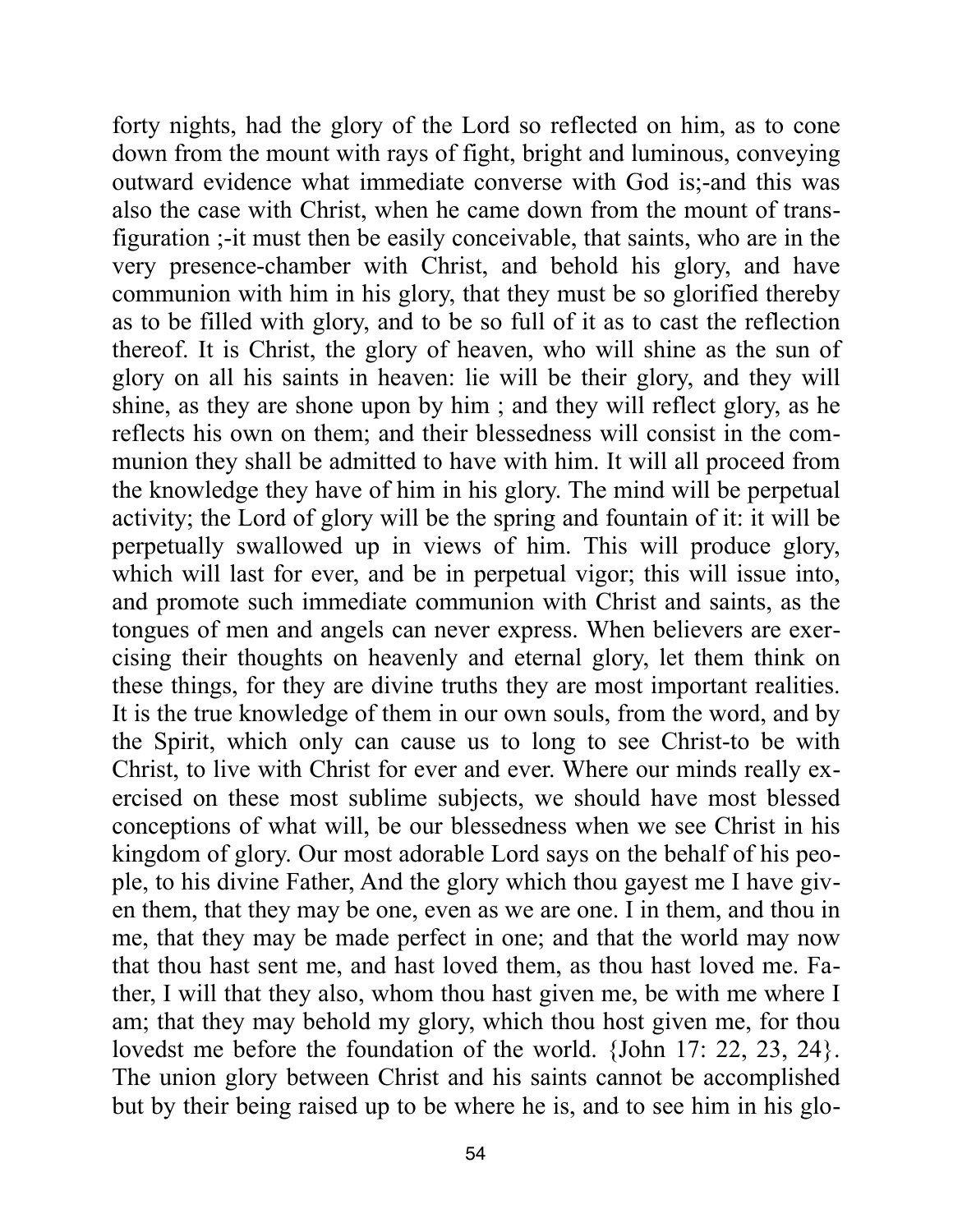forty nights, had the glory of the Lord so reflected on him, as to cone down from the mount with rays of fight, bright and luminous, conveying outward evidence what immediate converse with God is;-and this was also the case with Christ, when he came down from the mount of transfiguration ;-it must then be easily conceivable, that saints, who are in the very presence-chamber with Christ, and behold his glory, and have communion with him in his glory, that they must be so glorified thereby as to be filled with glory, and to be so full of it as to cast the reflection thereof. It is Christ, the glory of heaven, who will shine as the sun of glory on all his saints in heaven: lie will be their glory, and they will shine, as they are shone upon by him ; and they will reflect glory, as he reflects his own on them; and their blessedness will consist in the communion they shall be admitted to have with him. It will all proceed from the knowledge they have of him in his glory. The mind will be perpetual activity; the Lord of glory will be the spring and fountain of it: it will be perpetually swallowed up in views of him. This will produce glory, which will last for ever, and be in perpetual vigor; this will issue into, and promote such immediate communion with Christ and saints, as the tongues of men and angels can never express. When believers are exercising their thoughts on heavenly and eternal glory, let them think on these things, for they are divine truths they are most important realities. It is the true knowledge of them in our own souls, from the word, and by the Spirit, which only can cause us to long to see Christ-to be with Christ, to live with Christ for ever and ever. Where our minds really exercised on these most sublime subjects, we should have most blessed conceptions of what will, be our blessedness when we see Christ in his kingdom of glory. Our most adorable Lord says on the behalf of his people, to his divine Father, And the glory which thou gayest me I have given them, that they may be one, even as we are one. I in them, and thou in me, that they may be made perfect in one; and that the world may now that thou hast sent me, and hast loved them, as thou hast loved me. Father, I will that they also, whom thou hast given me, be with me where I am; that they may behold my glory, which thou host given me, for thou lovedst me before the foundation of the world. {John 17: 22, 23, 24}. The union glory between Christ and his saints cannot be accomplished but by their being raised up to be where he is, and to see him in his glo-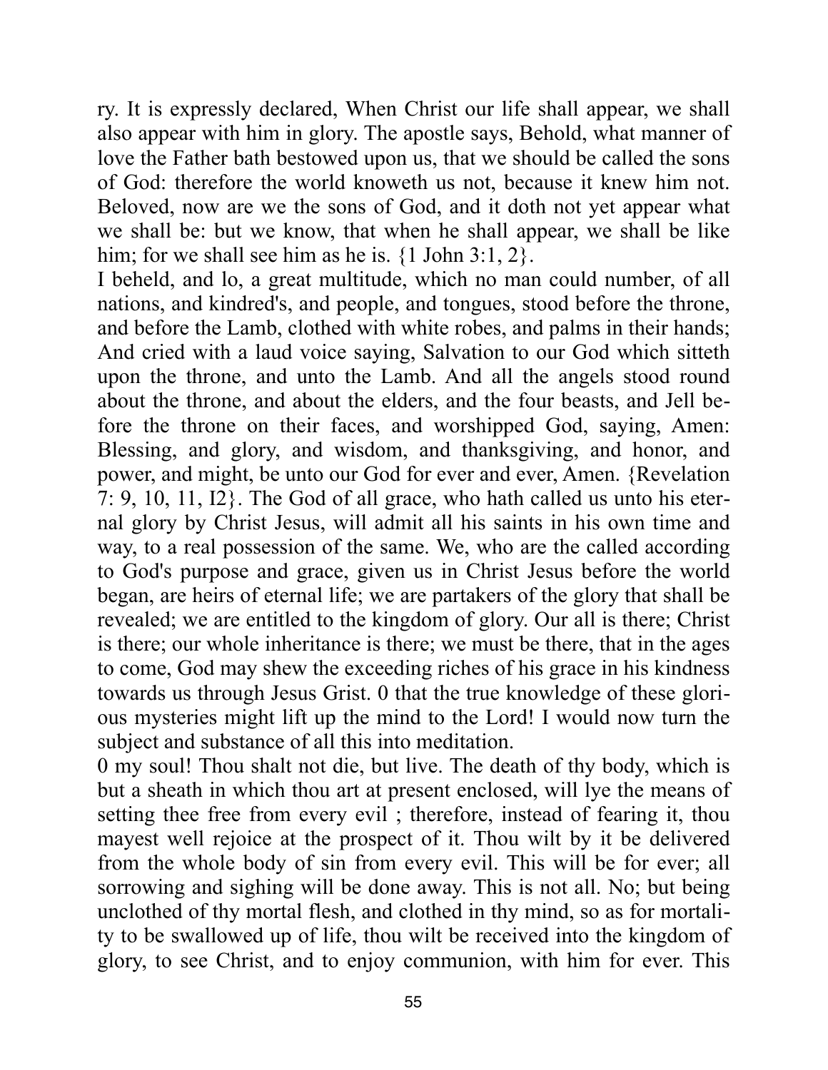ry. It is expressly declared, When Christ our life shall appear, we shall also appear with him in glory. The apostle says, Behold, what manner of love the Father bath bestowed upon us, that we should be called the sons of God: therefore the world knoweth us not, because it knew him not. Beloved, now are we the sons of God, and it doth not yet appear what we shall be: but we know, that when he shall appear, we shall be like him; for we shall see him as he is. {1 John 3:1, 2}.

I beheld, and lo, a great multitude, which no man could number, of all nations, and kindred's, and people, and tongues, stood before the throne, and before the Lamb, clothed with white robes, and palms in their hands; And cried with a laud voice saying, Salvation to our God which sitteth upon the throne, and unto the Lamb. And all the angels stood round about the throne, and about the elders, and the four beasts, and Jell before the throne on their faces, and worshipped God, saying, Amen: Blessing, and glory, and wisdom, and thanksgiving, and honor, and power, and might, be unto our God for ever and ever, Amen. {Revelation 7: 9, 10, 11, I2}. The God of all grace, who hath called us unto his eternal glory by Christ Jesus, will admit all his saints in his own time and way, to a real possession of the same. We, who are the called according to God's purpose and grace, given us in Christ Jesus before the world began, are heirs of eternal life; we are partakers of the glory that shall be revealed; we are entitled to the kingdom of glory. Our all is there; Christ is there; our whole inheritance is there; we must be there, that in the ages to come, God may shew the exceeding riches of his grace in his kindness towards us through Jesus Grist. 0 that the true knowledge of these glorious mysteries might lift up the mind to the Lord! I would now turn the subject and substance of all this into meditation.

0 my soul! Thou shalt not die, but live. The death of thy body, which is but a sheath in which thou art at present enclosed, will lye the means of setting thee free from every evil ; therefore, instead of fearing it, thou mayest well rejoice at the prospect of it. Thou wilt by it be delivered from the whole body of sin from every evil. This will be for ever; all sorrowing and sighing will be done away. This is not all. No; but being unclothed of thy mortal flesh, and clothed in thy mind, so as for mortality to be swallowed up of life, thou wilt be received into the kingdom of glory, to see Christ, and to enjoy communion, with him for ever. This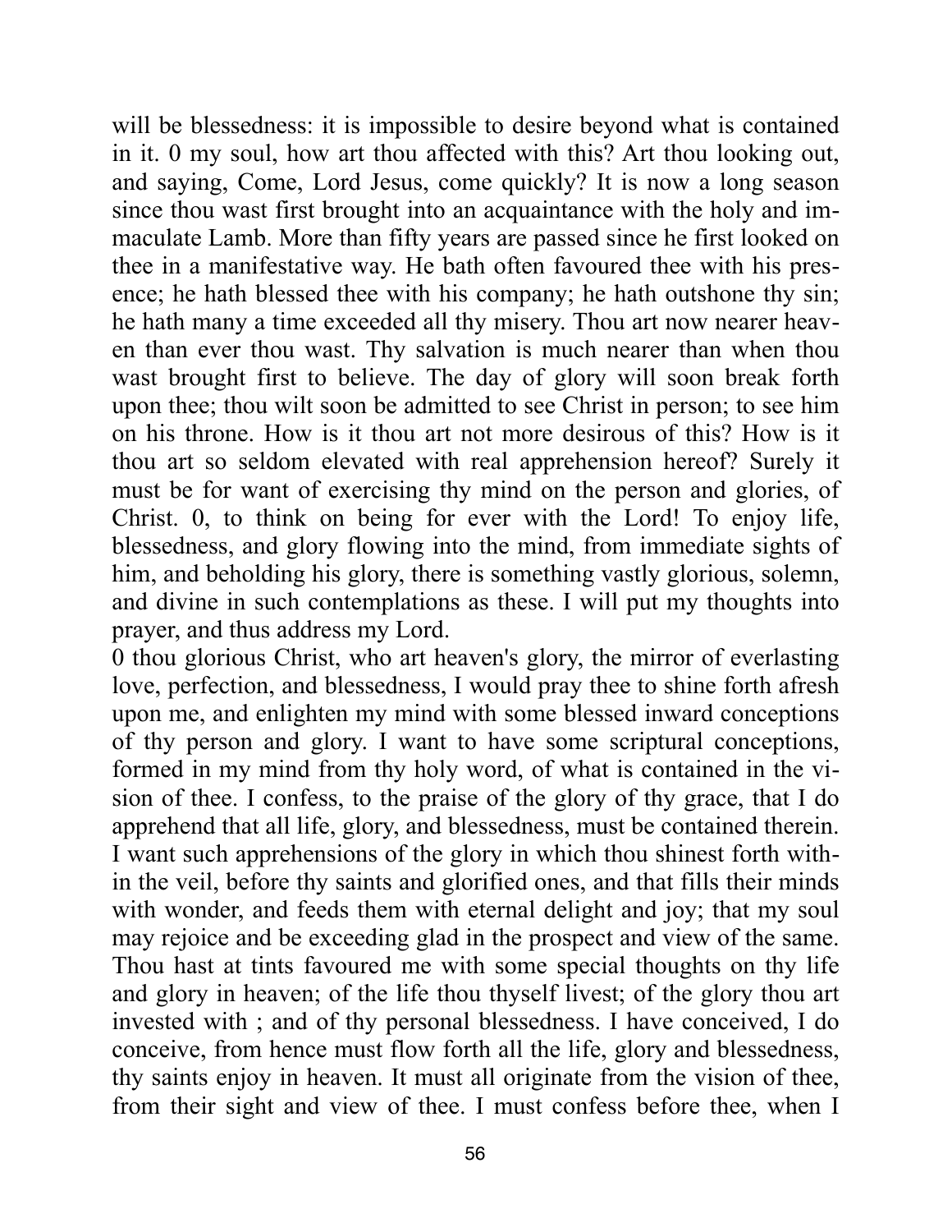will be blessedness: it is impossible to desire beyond what is contained in it. 0 my soul, how art thou affected with this? Art thou looking out, and saying, Come, Lord Jesus, come quickly? It is now a long season since thou wast first brought into an acquaintance with the holy and immaculate Lamb. More than fifty years are passed since he first looked on thee in a manifestative way. He bath often favoured thee with his presence; he hath blessed thee with his company; he hath outshone thy sin; he hath many a time exceeded all thy misery. Thou art now nearer heaven than ever thou wast. Thy salvation is much nearer than when thou wast brought first to believe. The day of glory will soon break forth upon thee; thou wilt soon be admitted to see Christ in person; to see him on his throne. How is it thou art not more desirous of this? How is it thou art so seldom elevated with real apprehension hereof? Surely it must be for want of exercising thy mind on the person and glories, of Christ. 0, to think on being for ever with the Lord! To enjoy life, blessedness, and glory flowing into the mind, from immediate sights of him, and beholding his glory, there is something vastly glorious, solemn, and divine in such contemplations as these. I will put my thoughts into prayer, and thus address my Lord.

0 thou glorious Christ, who art heaven's glory, the mirror of everlasting love, perfection, and blessedness, I would pray thee to shine forth afresh upon me, and enlighten my mind with some blessed inward conceptions of thy person and glory. I want to have some scriptural conceptions, formed in my mind from thy holy word, of what is contained in the vision of thee. I confess, to the praise of the glory of thy grace, that I do apprehend that all life, glory, and blessedness, must be contained therein. I want such apprehensions of the glory in which thou shinest forth within the veil, before thy saints and glorified ones, and that fills their minds with wonder, and feeds them with eternal delight and joy; that my soul may rejoice and be exceeding glad in the prospect and view of the same. Thou hast at tints favoured me with some special thoughts on thy life and glory in heaven; of the life thou thyself livest; of the glory thou art invested with ; and of thy personal blessedness. I have conceived, I do conceive, from hence must flow forth all the life, glory and blessedness, thy saints enjoy in heaven. It must all originate from the vision of thee, from their sight and view of thee. I must confess before thee, when I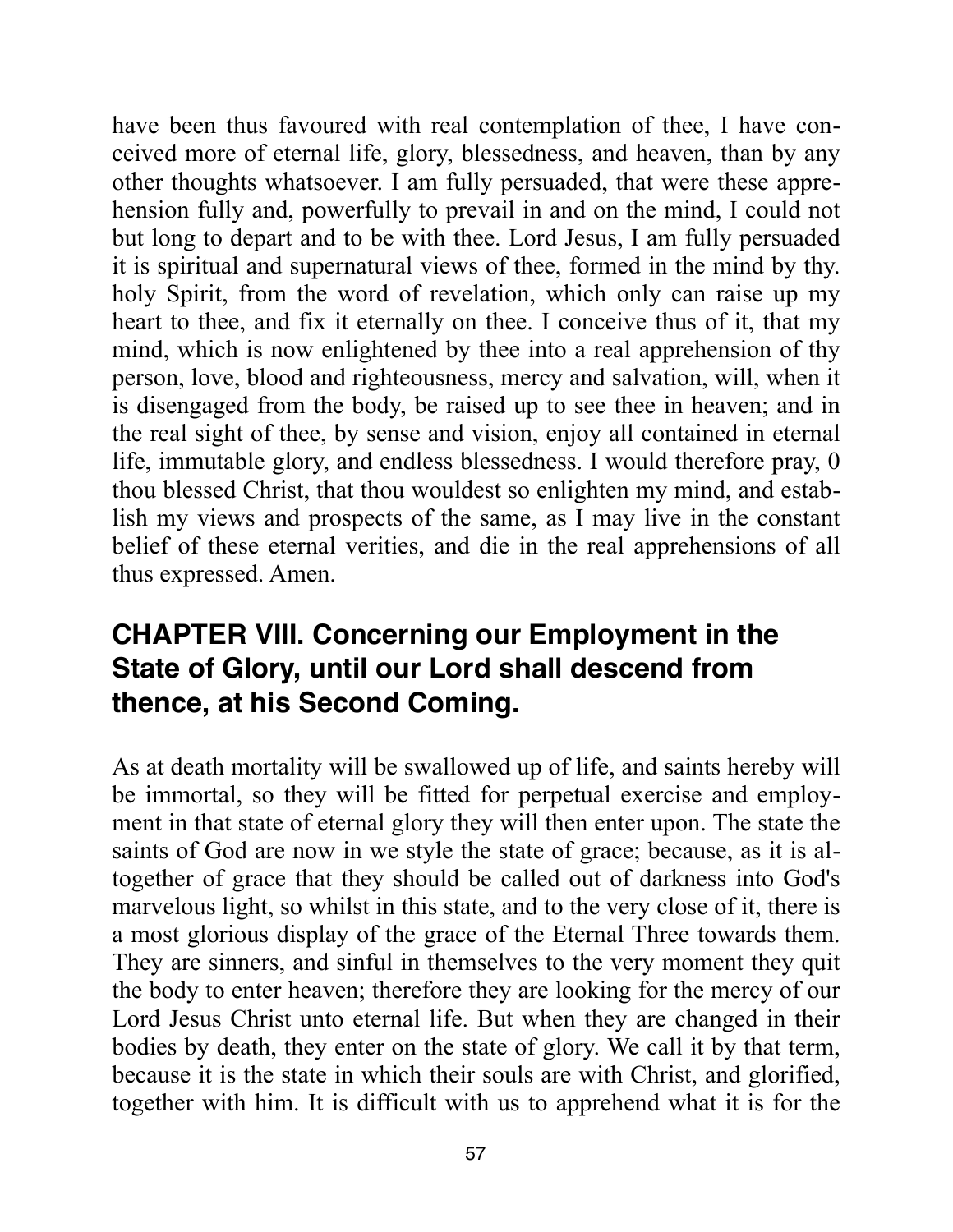have been thus favoured with real contemplation of thee, I have conceived more of eternal life, glory, blessedness, and heaven, than by any other thoughts whatsoever. I am fully persuaded, that were these apprehension fully and, powerfully to prevail in and on the mind, I could not but long to depart and to be with thee. Lord Jesus, I am fully persuaded it is spiritual and supernatural views of thee, formed in the mind by thy. holy Spirit, from the word of revelation, which only can raise up my heart to thee, and fix it eternally on thee. I conceive thus of it, that my mind, which is now enlightened by thee into a real apprehension of thy person, love, blood and righteousness, mercy and salvation, will, when it is disengaged from the body, be raised up to see thee in heaven; and in the real sight of thee, by sense and vision, enjoy all contained in eternal life, immutable glory, and endless blessedness. I would therefore pray, 0 thou blessed Christ, that thou wouldest so enlighten my mind, and establish my views and prospects of the same, as I may live in the constant belief of these eternal verities, and die in the real apprehensions of all thus expressed. Amen.

## CHAPTER VIII. Concerning our Employment in the State of Glory, until our Lord shall descend from thence, at his Second Coming.

As at death mortality will be swallowed up of life, and saints hereby will be immortal, so they will be fitted for perpetual exercise and employment in that state of eternal glory they will then enter upon. The state the saints of God are now in we style the state of grace; because, as it is altogether of grace that they should be called out of darkness into God's marvelous light, so whilst in this state, and to the very close of it, there is a most glorious display of the grace of the Eternal Three towards them. They are sinners, and sinful in themselves to the very moment they quit the body to enter heaven; therefore they are looking for the mercy of our Lord Jesus Christ unto eternal life. But when they are changed in their bodies by death, they enter on the state of glory. We call it by that term, because it is the state in which their souls are with Christ, and glorified, together with him. It is difficult with us to apprehend what it is for the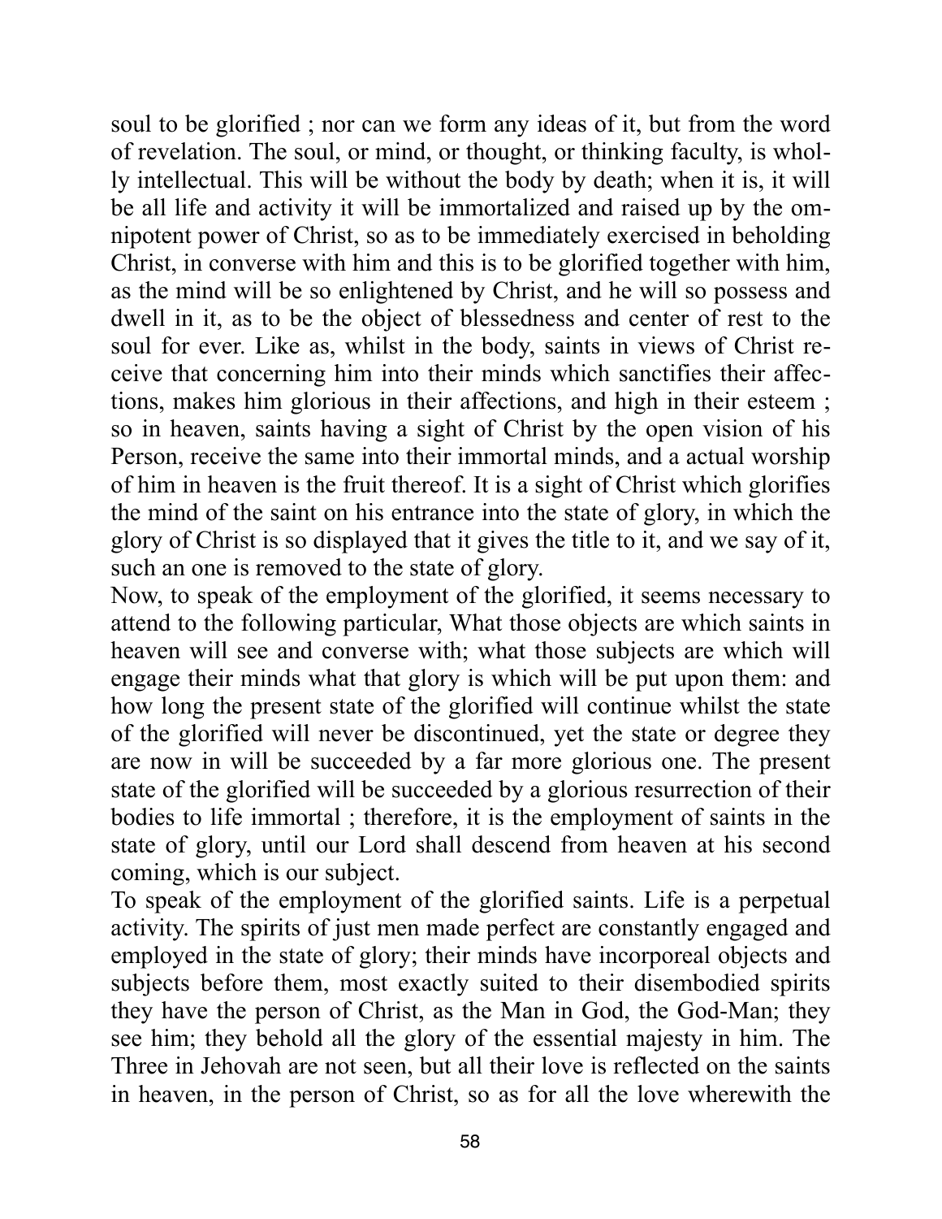soul to be glorified ; nor can we form any ideas of it, but from the word of revelation. The soul, or mind, or thought, or thinking faculty, is wholly intellectual. This will be without the body by death; when it is, it will be all life and activity it will be immortalized and raised up by the omnipotent power of Christ, so as to be immediately exercised in beholding Christ, in converse with him and this is to be glorified together with him, as the mind will be so enlightened by Christ, and he will so possess and dwell in it, as to be the object of blessedness and center of rest to the soul for ever. Like as, whilst in the body, saints in views of Christ receive that concerning him into their minds which sanctifies their affections, makes him glorious in their affections, and high in their esteem ; so in heaven, saints having a sight of Christ by the open vision of his Person, receive the same into their immortal minds, and a actual worship of him in heaven is the fruit thereof. It is a sight of Christ which glorifies the mind of the saint on his entrance into the state of glory, in which the glory of Christ is so displayed that it gives the title to it, and we say of it, such an one is removed to the state of glory.

Now, to speak of the employment of the glorified, it seems necessary to attend to the following particular, What those objects are which saints in heaven will see and converse with; what those subjects are which will engage their minds what that glory is which will be put upon them: and how long the present state of the glorified will continue whilst the state of the glorified will never be discontinued, yet the state or degree they are now in will be succeeded by a far more glorious one. The present state of the glorified will be succeeded by a glorious resurrection of their bodies to life immortal ; therefore, it is the employment of saints in the state of glory, until our Lord shall descend from heaven at his second coming, which is our subject.

To speak of the employment of the glorified saints. Life is a perpetual activity. The spirits of just men made perfect are constantly engaged and employed in the state of glory; their minds have incorporeal objects and subjects before them, most exactly suited to their disembodied spirits they have the person of Christ, as the Man in God, the God-Man; they see him; they behold all the glory of the essential majesty in him. The Three in Jehovah are not seen, but all their love is reflected on the saints in heaven, in the person of Christ, so as for all the love wherewith the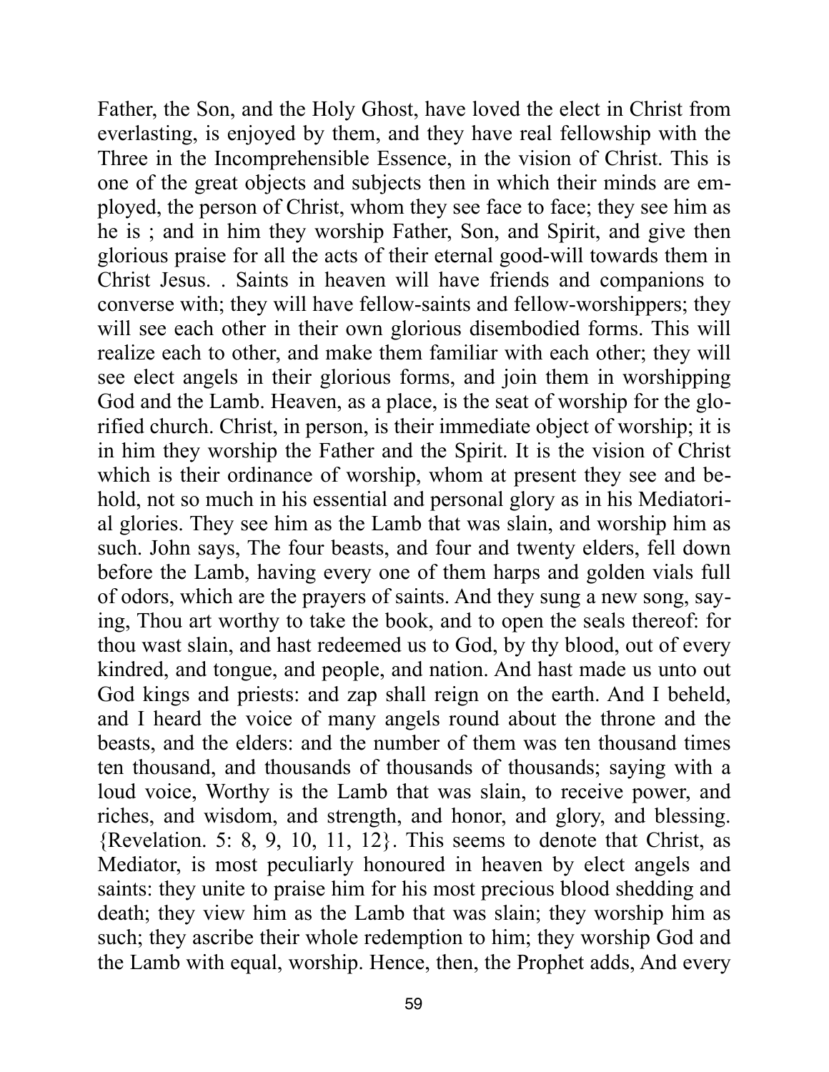Father, the Son, and the Holy Ghost, have loved the elect in Christ from everlasting, is enjoyed by them, and they have real fellowship with the Three in the Incomprehensible Essence, in the vision of Christ. This is one of the great objects and subjects then in which their minds are employed, the person of Christ, whom they see face to face; they see him as he is ; and in him they worship Father, Son, and Spirit, and give then glorious praise for all the acts of their eternal good-will towards them in Christ Jesus. . Saints in heaven will have friends and companions to converse with; they will have fellow-saints and fellow-worshippers; they will see each other in their own glorious disembodied forms. This will realize each to other, and make them familiar with each other; they will see elect angels in their glorious forms, and join them in worshipping God and the Lamb. Heaven, as a place, is the seat of worship for the glorified church. Christ, in person, is their immediate object of worship; it is in him they worship the Father and the Spirit. It is the vision of Christ which is their ordinance of worship, whom at present they see and behold, not so much in his essential and personal glory as in his Mediatorial glories. They see him as the Lamb that was slain, and worship him as such. John says, The four beasts, and four and twenty elders, fell down before the Lamb, having every one of them harps and golden vials full of odors, which are the prayers of saints. And they sung a new song, saying, Thou art worthy to take the book, and to open the seals thereof: for thou wast slain, and hast redeemed us to God, by thy blood, out of every kindred, and tongue, and people, and nation. And hast made us unto out God kings and priests: and zap shall reign on the earth. And I beheld, and I heard the voice of many angels round about the throne and the beasts, and the elders: and the number of them was ten thousand times ten thousand, and thousands of thousands of thousands; saying with a loud voice, Worthy is the Lamb that was slain, to receive power, and riches, and wisdom, and strength, and honor, and glory, and blessing. {Revelation. 5: 8, 9, 10, 11, 12}. This seems to denote that Christ, as Mediator, is most peculiarly honoured in heaven by elect angels and saints: they unite to praise him for his most precious blood shedding and death; they view him as the Lamb that was slain; they worship him as such; they ascribe their whole redemption to him; they worship God and the Lamb with equal, worship. Hence, then, the Prophet adds, And every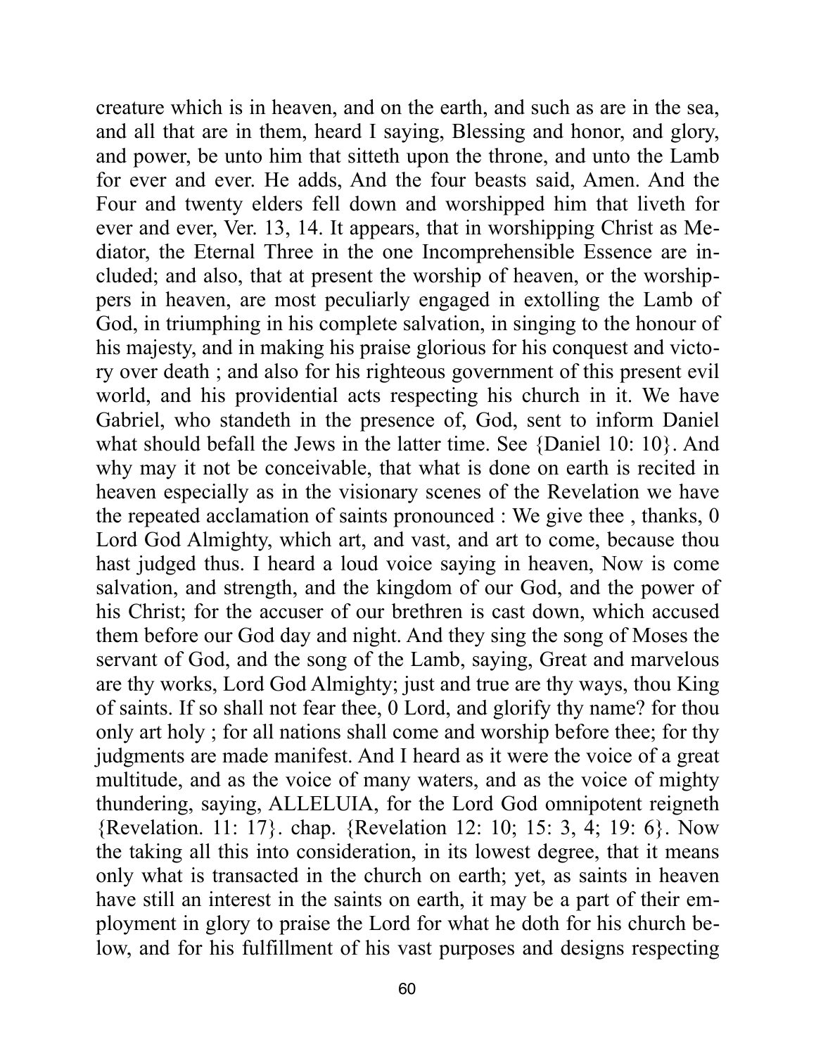creature which is in heaven, and on the earth, and such as are in the sea, and all that are in them, heard I saying, Blessing and honor, and glory, and power, be unto him that sitteth upon the throne, and unto the Lamb for ever and ever. He adds, And the four beasts said, Amen. And the Four and twenty elders fell down and worshipped him that liveth for ever and ever, Ver. 13, 14. It appears, that in worshipping Christ as Mediator, the Eternal Three in the one Incomprehensible Essence are included; and also, that at present the worship of heaven, or the worshippers in heaven, are most peculiarly engaged in extolling the Lamb of God, in triumphing in his complete salvation, in singing to the honour of his majesty, and in making his praise glorious for his conquest and victory over death ; and also for his righteous government of this present evil world, and his providential acts respecting his church in it. We have Gabriel, who standeth in the presence of, God, sent to inform Daniel what should befall the Jews in the latter time. See {Daniel 10: 10}. And why may it not be conceivable, that what is done on earth is recited in heaven especially as in the visionary scenes of the Revelation we have the repeated acclamation of saints pronounced : We give thee , thanks, 0 Lord God Almighty, which art, and vast, and art to come, because thou hast judged thus. I heard a loud voice saying in heaven, Now is come salvation, and strength, and the kingdom of our God, and the power of his Christ; for the accuser of our brethren is cast down, which accused them before our God day and night. And they sing the song of Moses the servant of God, and the song of the Lamb, saying, Great and marvelous are thy works, Lord God Almighty; just and true are thy ways, thou King of saints. If so shall not fear thee, 0 Lord, and glorify thy name? for thou only art holy ; for all nations shall come and worship before thee; for thy judgments are made manifest. And I heard as it were the voice of a great multitude, and as the voice of many waters, and as the voice of mighty thundering, saying, ALLELUIA, for the Lord God omnipotent reigneth {Revelation. 11: 17}. chap. {Revelation 12: 10; 15: 3, 4; 19: 6}. Now the taking all this into consideration, in its lowest degree, that it means only what is transacted in the church on earth; yet, as saints in heaven have still an interest in the saints on earth, it may be a part of their employment in glory to praise the Lord for what he doth for his church below, and for his fulfillment of his vast purposes and designs respecting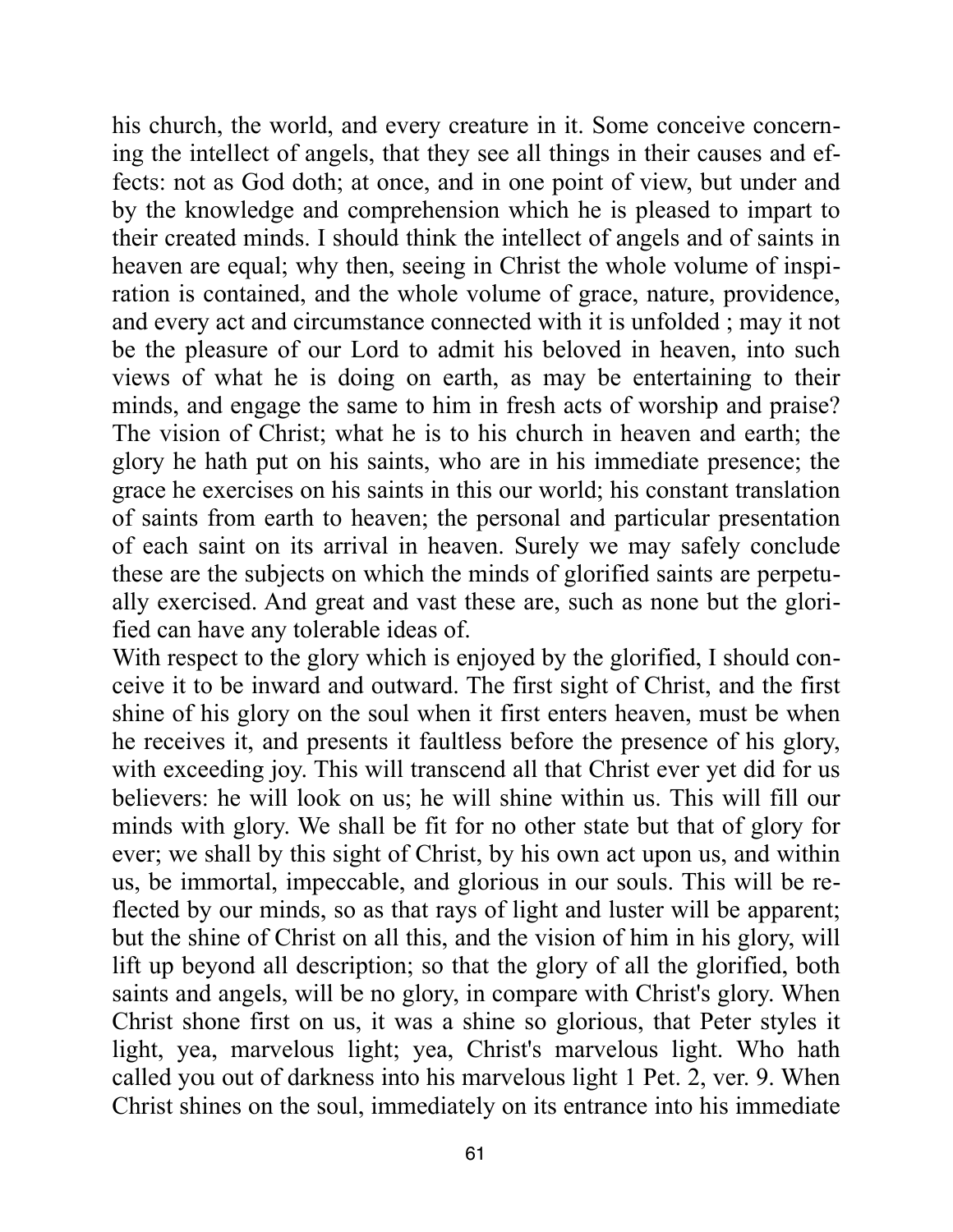his church, the world, and every creature in it. Some conceive concerning the intellect of angels, that they see all things in their causes and effects: not as God doth; at once, and in one point of view, but under and by the knowledge and comprehension which he is pleased to impart to their created minds. I should think the intellect of angels and of saints in heaven are equal; why then, seeing in Christ the whole volume of inspiration is contained, and the whole volume of grace, nature, providence, and every act and circumstance connected with it is unfolded ; may it not be the pleasure of our Lord to admit his beloved in heaven, into such views of what he is doing on earth, as may be entertaining to their minds, and engage the same to him in fresh acts of worship and praise? The vision of Christ; what he is to his church in heaven and earth; the glory he hath put on his saints, who are in his immediate presence; the grace he exercises on his saints in this our world; his constant translation of saints from earth to heaven; the personal and particular presentation of each saint on its arrival in heaven. Surely we may safely conclude these are the subjects on which the minds of glorified saints are perpetually exercised. And great and vast these are, such as none but the glorified can have any tolerable ideas of.

With respect to the glory which is enjoyed by the glorified, I should conceive it to be inward and outward. The first sight of Christ, and the first shine of his glory on the soul when it first enters heaven, must be when he receives it, and presents it faultless before the presence of his glory, with exceeding joy. This will transcend all that Christ ever yet did for us believers: he will look on us; he will shine within us. This will fill our minds with glory. We shall be fit for no other state but that of glory for ever; we shall by this sight of Christ, by his own act upon us, and within us, be immortal, impeccable, and glorious in our souls. This will be reflected by our minds, so as that rays of light and luster will be apparent; but the shine of Christ on all this, and the vision of him in his glory, will lift up beyond all description; so that the glory of all the glorified, both saints and angels, will be no glory, in compare with Christ's glory. When Christ shone first on us, it was a shine so glorious, that Peter styles it light, yea, marvelous light; yea, Christ's marvelous light. Who hath called you out of darkness into his marvelous light 1 Pet. 2, ver. 9. When Christ shines on the soul, immediately on its entrance into his immediate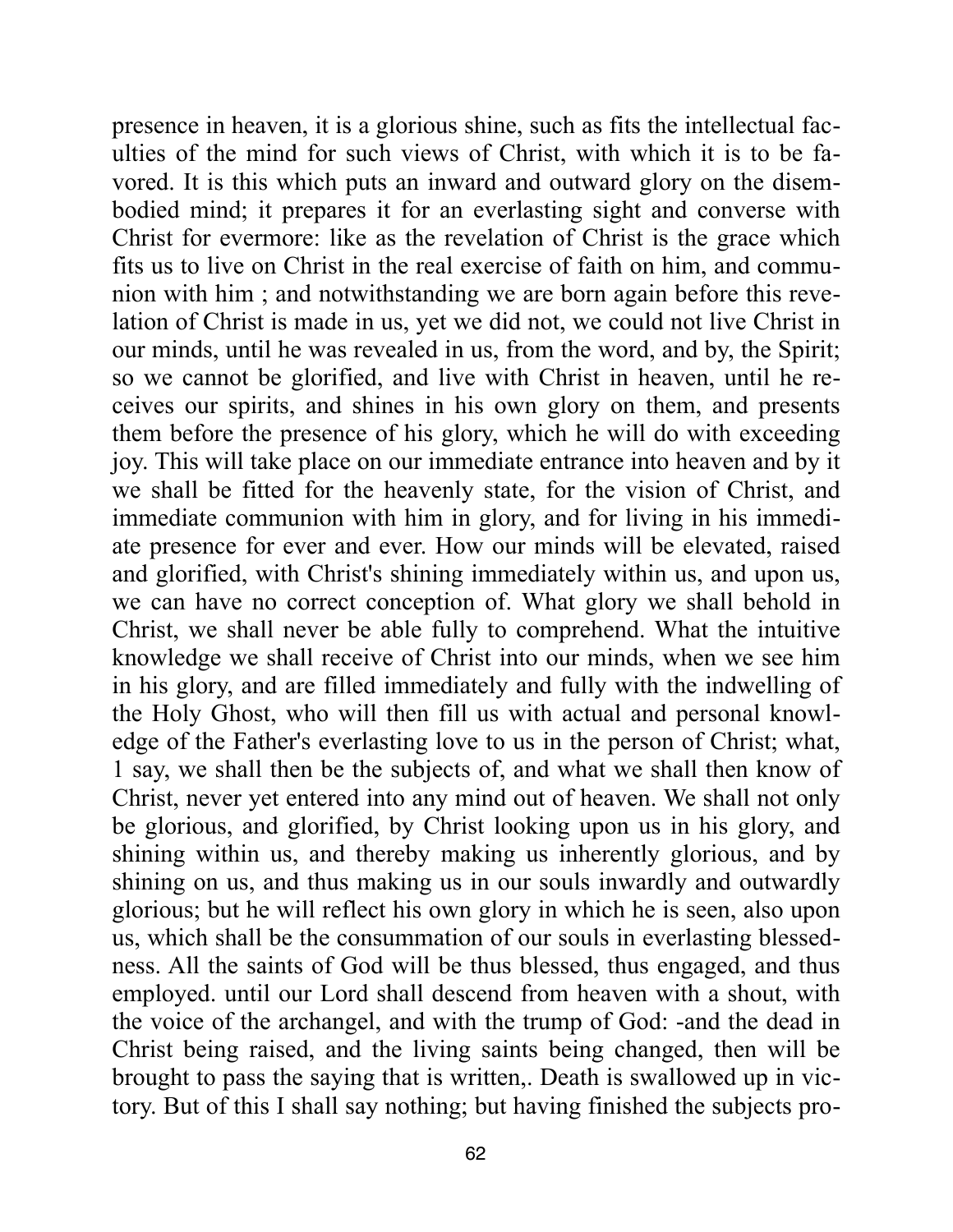presence in heaven, it is a glorious shine, such as fits the intellectual faculties of the mind for such views of Christ, with which it is to be favored. It is this which puts an inward and outward glory on the disembodied mind; it prepares it for an everlasting sight and converse with Christ for evermore: like as the revelation of Christ is the grace which fits us to live on Christ in the real exercise of faith on him, and communion with him ; and notwithstanding we are born again before this revelation of Christ is made in us, yet we did not, we could not live Christ in our minds, until he was revealed in us, from the word, and by, the Spirit; so we cannot be glorified, and live with Christ in heaven, until he receives our spirits, and shines in his own glory on them, and presents them before the presence of his glory, which he will do with exceeding joy. This will take place on our immediate entrance into heaven and by it we shall be fitted for the heavenly state, for the vision of Christ, and immediate communion with him in glory, and for living in his immediate presence for ever and ever. How our minds will be elevated, raised and glorified, with Christ's shining immediately within us, and upon us, we can have no correct conception of. What glory we shall behold in Christ, we shall never be able fully to comprehend. What the intuitive knowledge we shall receive of Christ into our minds, when we see him in his glory, and are filled immediately and fully with the indwelling of the Holy Ghost, who will then fill us with actual and personal knowledge of the Father's everlasting love to us in the person of Christ; what, 1 say, we shall then be the subjects of, and what we shall then know of Christ, never yet entered into any mind out of heaven. We shall not only be glorious, and glorified, by Christ looking upon us in his glory, and shining within us, and thereby making us inherently glorious, and by shining on us, and thus making us in our souls inwardly and outwardly glorious; but he will reflect his own glory in which he is seen, also upon us, which shall be the consummation of our souls in everlasting blessedness. All the saints of God will be thus blessed, thus engaged, and thus employed. until our Lord shall descend from heaven with a shout, with the voice of the archangel, and with the trump of God: -and the dead in Christ being raised, and the living saints being changed, then will be brought to pass the saying that is written,. Death is swallowed up in victory. But of this I shall say nothing; but having finished the subjects pro-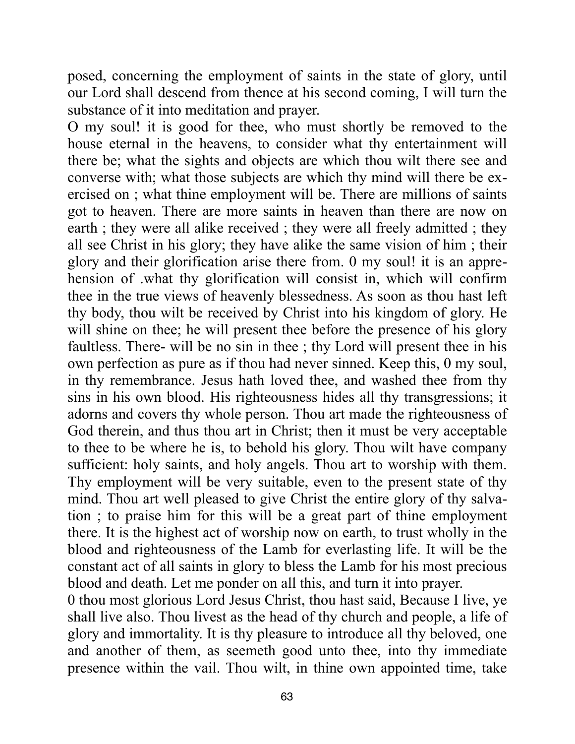posed, concerning the employment of saints in the state of glory, until our Lord shall descend from thence at his second coming, I will turn the substance of it into meditation and prayer.

O my soul! it is good for thee, who must shortly be removed to the house eternal in the heavens, to consider what thy entertainment will there be; what the sights and objects are which thou wilt there see and converse with; what those subjects are which thy mind will there be exercised on ; what thine employment will be. There are millions of saints got to heaven. There are more saints in heaven than there are now on earth ; they were all alike received ; they were all freely admitted ; they all see Christ in his glory; they have alike the same vision of him ; their glory and their glorification arise there from. 0 my soul! it is an apprehension of .what thy glorification will consist in, which will confirm thee in the true views of heavenly blessedness. As soon as thou hast left thy body, thou wilt be received by Christ into his kingdom of glory. He will shine on thee; he will present thee before the presence of his glory faultless. There- will be no sin in thee ; thy Lord will present thee in his own perfection as pure as if thou had never sinned. Keep this, 0 my soul, in thy remembrance. Jesus hath loved thee, and washed thee from thy sins in his own blood. His righteousness hides all thy transgressions; it adorns and covers thy whole person. Thou art made the righteousness of God therein, and thus thou art in Christ; then it must be very acceptable to thee to be where he is, to behold his glory. Thou wilt have company sufficient: holy saints, and holy angels. Thou art to worship with them. Thy employment will be very suitable, even to the present state of thy mind. Thou art well pleased to give Christ the entire glory of thy salvation ; to praise him for this will be a great part of thine employment there. It is the highest act of worship now on earth, to trust wholly in the blood and righteousness of the Lamb for everlasting life. It will be the constant act of all saints in glory to bless the Lamb for his most precious blood and death. Let me ponder on all this, and turn it into prayer.

0 thou most glorious Lord Jesus Christ, thou hast said, Because I live, ye shall live also. Thou livest as the head of thy church and people, a life of glory and immortality. It is thy pleasure to introduce all thy beloved, one and another of them, as seemeth good unto thee, into thy immediate presence within the vail. Thou wilt, in thine own appointed time, take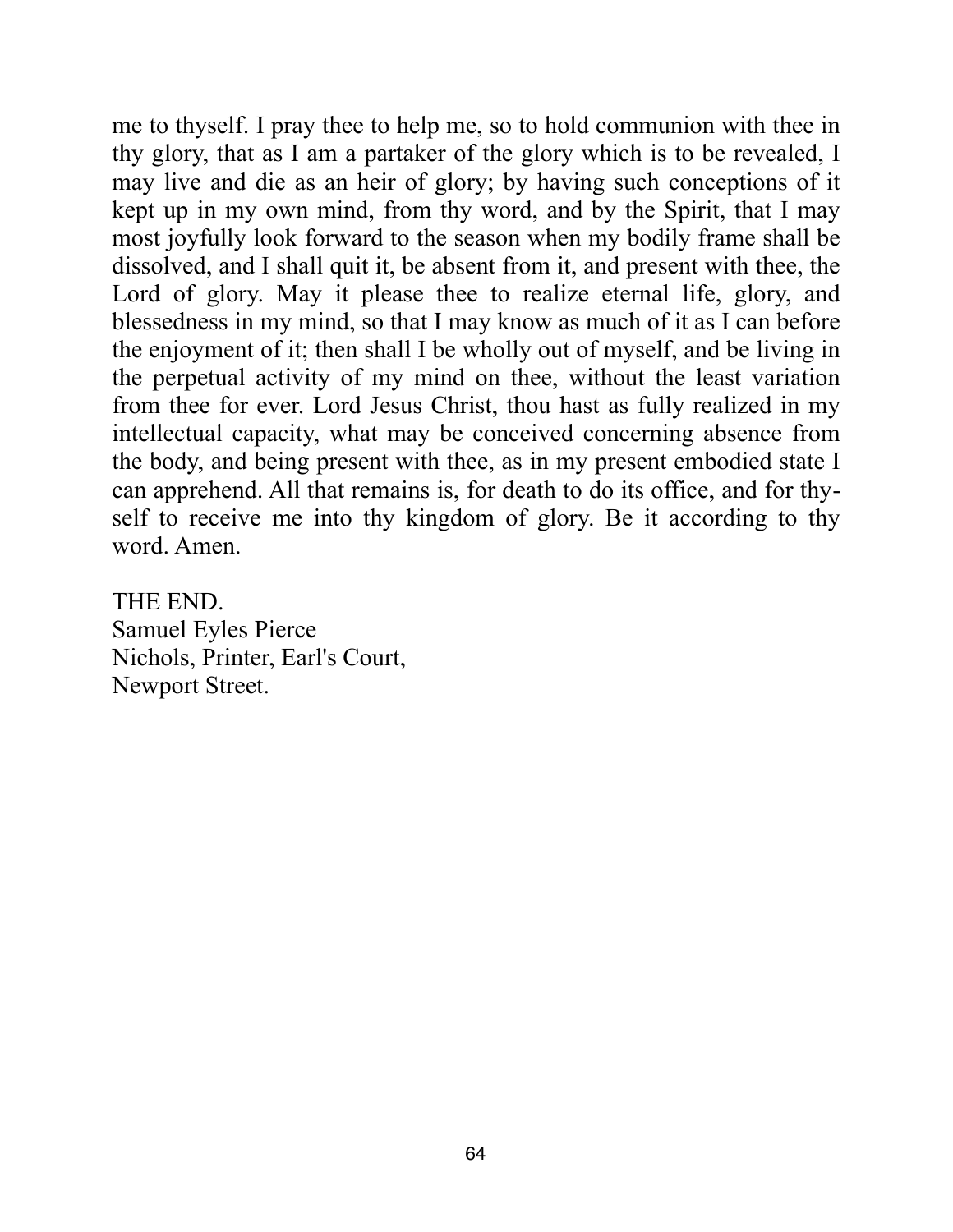me to thyself. I pray thee to help me, so to hold communion with thee in thy glory, that as I am a partaker of the glory which is to be revealed, I may live and die as an heir of glory; by having such conceptions of it kept up in my own mind, from thy word, and by the Spirit, that I may most joyfully look forward to the season when my bodily frame shall be dissolved, and I shall quit it, be absent from it, and present with thee, the Lord of glory. May it please thee to realize eternal life, glory, and blessedness in my mind, so that I may know as much of it as I can before the enjoyment of it; then shall I be wholly out of myself, and be living in the perpetual activity of my mind on thee, without the least variation from thee for ever. Lord Jesus Christ, thou hast as fully realized in my intellectual capacity, what may be conceived concerning absence from the body, and being present with thee, as in my present embodied state I can apprehend. All that remains is, for death to do its office, and for thyself to receive me into thy kingdom of glory. Be it according to thy word. Amen.

THE END.
Samuel Eyles Pierce
Nichols, Printer, Earl's Court,
Newport Street.